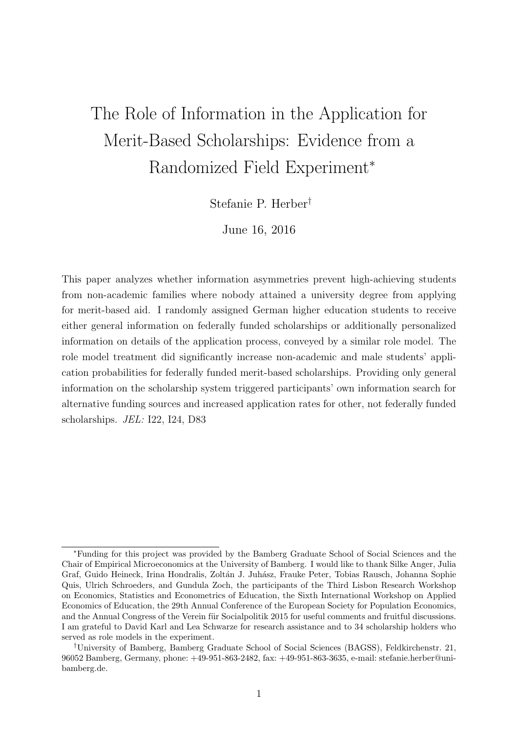# The Role of Information in the Application for Merit-Based Scholarships: Evidence from a Randomized Field Experiment*

Stefanie P. Herber†

June 16, 2016

This paper analyzes whether information asymmetries prevent high-achieving students from non-academic families where nobody attained a university degree from applying for merit-based aid. I randomly assigned German higher education students to receive either general information on federally funded scholarships or additionally personalized information on details of the application process, conveyed by a similar role model. The role model treatment did significantly increase non-academic and male students' application probabilities for federally funded merit-based scholarships. Providing only general information on the scholarship system triggered participants' own information search for alternative funding sources and increased application rates for other, not federally funded scholarships. *JEL:* I22, I24, D83

---

*Funding for this project was provided by the Bamberg Graduate School of Social Sciences and the Chair of Empirical Microeconomics at the University of Bamberg. I would like to thank Silke Anger, Julia Graf, Guido Heineck, Irina Hondralis, Zoltán J. Juhász, Frauke Peter, Tobias Rausch, Johanna Sophie Quis, Ulrich Schroeders, and Gundula Zoch, the participants of the Third Lisbon Research Workshop on Economics, Statistics and Econometrics of Education, the Sixth International Workshop on Applied Economics of Education, the 29th Annual Conference of the European Society for Population Economics, and the Annual Congress of the Verein für Socialpolitik 2015 for useful comments and fruitful discussions. I am grateful to David Karl and Lea Schwarze for research assistance and to 34 scholarship holders who served as role models in the experiment.

†University of Bamberg, Bamberg Graduate School of Social Sciences (BAGSS), Feldkirchenstr. 21, 96052 Bamberg, Germany, phone: +49-951-863-2482, fax: +49-951-863-3635, e-mail: stefanie.herber@uni-bamberg.de.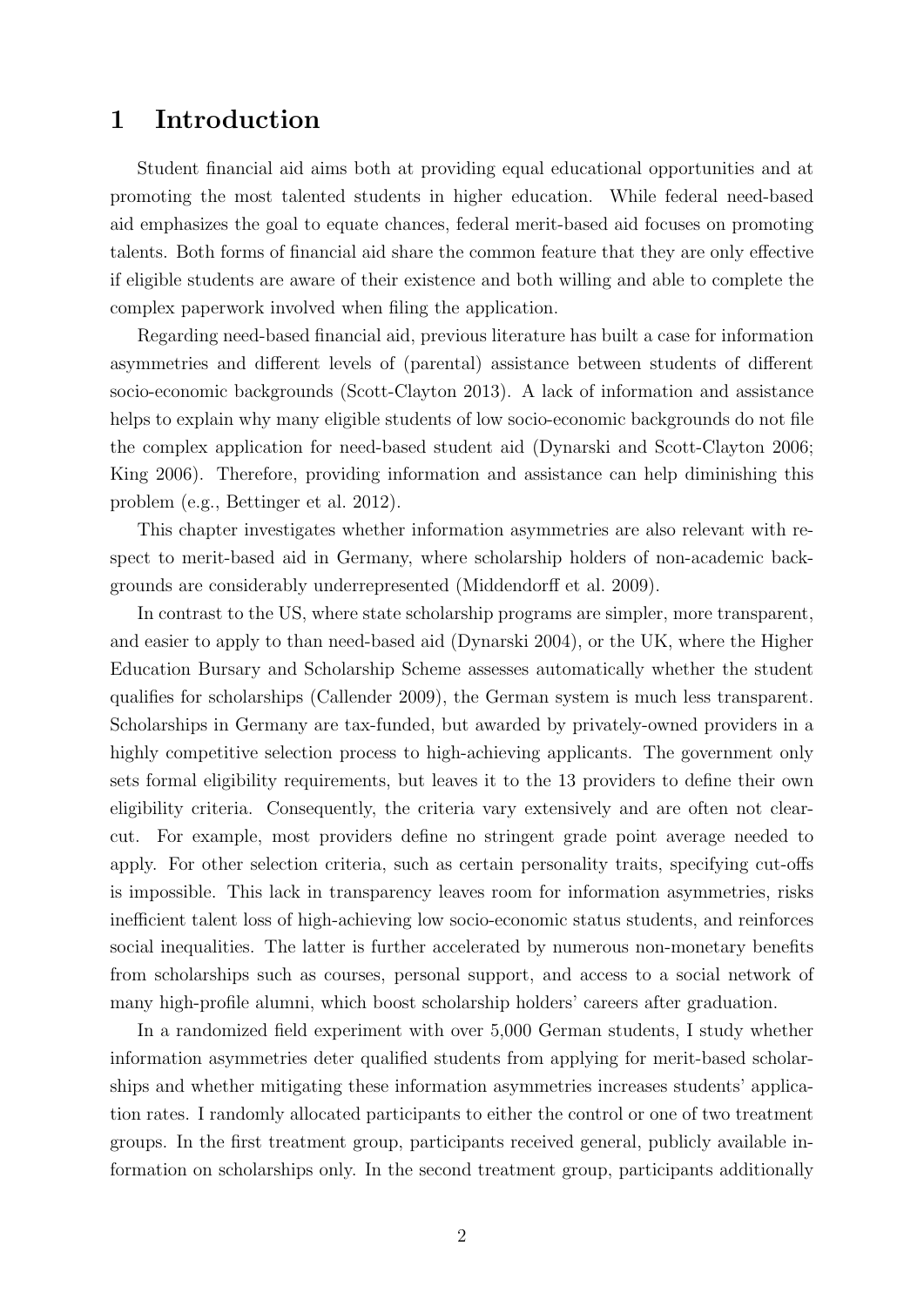# 1 Introduction

Student financial aid aims both at providing equal educational opportunities and at promoting the most talented students in higher education. While federal need-based aid emphasizes the goal to equate chances, federal merit-based aid focuses on promoting talents. Both forms of financial aid share the common feature that they are only effective if eligible students are aware of their existence and both willing and able to complete the complex paperwork involved when filing the application.

Regarding need-based financial aid, previous literature has built a case for information asymmetries and different levels of (parental) assistance between students of different socio-economic backgrounds (Scott-Clayton 2013). A lack of information and assistance helps to explain why many eligible students of low socio-economic backgrounds do not file the complex application for need-based student aid (Dynarski and Scott-Clayton 2006; King 2006). Therefore, providing information and assistance can help diminishing this problem (e.g., Bettinger et al. 2012).

This chapter investigates whether information asymmetries are also relevant with respect to merit-based aid in Germany, where scholarship holders of non-academic backgrounds are considerably underrepresented (Middendorff et al. 2009).

In contrast to the US, where state scholarship programs are simpler, more transparent, and easier to apply to than need-based aid (Dynarski 2004), or the UK, where the Higher Education Bursary and Scholarship Scheme assesses automatically whether the student qualifies for scholarships (Callender 2009), the German system is much less transparent. Scholarships in Germany are tax-funded, but awarded by privately-owned providers in a highly competitive selection process to high-achieving applicants. The government only sets formal eligibility requirements, but leaves it to the 13 providers to define their own eligibility criteria. Consequently, the criteria vary extensively and are often not clear-cut. For example, most providers define no stringent grade point average needed to apply. For other selection criteria, such as certain personality traits, specifying cut-offs is impossible. This lack in transparency leaves room for information asymmetries, risks inefficient talent loss of high-achieving low socio-economic status students, and reinforces social inequalities. The latter is further accelerated by numerous non-monetary benefits from scholarships such as courses, personal support, and access to a social network of many high-profile alumni, which boost scholarship holders' careers after graduation.

In a randomized field experiment with over 5,000 German students, I study whether information asymmetries deter qualified students from applying for merit-based scholarships and whether mitigating these information asymmetries increases students' application rates. I randomly allocated participants to either the control or one of two treatment groups. In the first treatment group, participants received general, publicly available information on scholarships only. In the second treatment group, participants additionally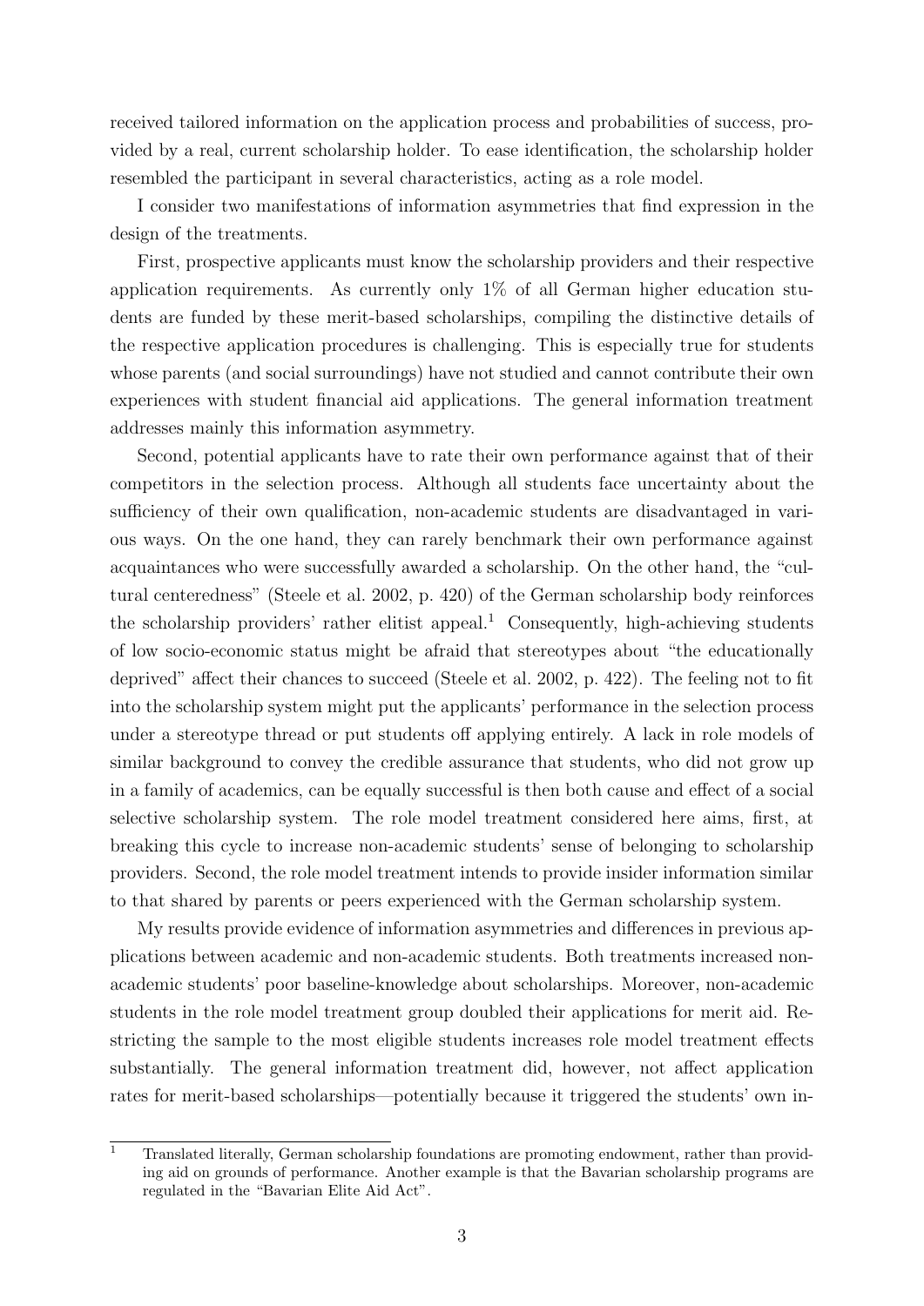received tailored information on the application process and probabilities of success, provided by a real, current scholarship holder. To ease identification, the scholarship holder resembled the participant in several characteristics, acting as a role model.

I consider two manifestations of information asymmetries that find expression in the design of the treatments.

First, prospective applicants must know the scholarship providers and their respective application requirements. As currently only 1% of all German higher education students are funded by these merit-based scholarships, compiling the distinctive details of the respective application procedures is challenging. This is especially true for students whose parents (and social surroundings) have not studied and cannot contribute their own experiences with student financial aid applications. The general information treatment addresses mainly this information asymmetry.

Second, potential applicants have to rate their own performance against that of their competitors in the selection process. Although all students face uncertainty about the sufficiency of their own qualification, non-academic students are disadvantaged in various ways. On the one hand, they can rarely benchmark their own performance against acquaintances who were successfully awarded a scholarship. On the other hand, the "cultural centeredness" (Steele et al. 2002, p. 420) of the German scholarship body reinforces the scholarship providers' rather elitist appeal.[1] Consequently, high-achieving students of low socio-economic status might be afraid that stereotypes about "the educationally deprived" affect their chances to succeed (Steele et al. 2002, p. 422). The feeling not to fit into the scholarship system might put the applicants' performance in the selection process under a stereotype thread or put students off applying entirely. A lack in role models of similar background to convey the credible assurance that students, who did not grow up in a family of academics, can be equally successful is then both cause and effect of a social selective scholarship system. The role model treatment considered here aims, first, at breaking this cycle to increase non-academic students' sense of belonging to scholarship providers. Second, the role model treatment intends to provide insider information similar to that shared by parents or peers experienced with the German scholarship system.

My results provide evidence of information asymmetries and differences in previous applications between academic and non-academic students. Both treatments increased non-academic students' poor baseline-knowledge about scholarships. Moreover, non-academic students in the role model treatment group doubled their applications for merit aid. Restricting the sample to the most eligible students increases role model treatment effects substantially. The general information treatment did, however, not affect application rates for merit-based scholarships—potentially because it triggered the students' own in-

[1] Translated literally, German scholarship foundations are promoting endowment, rather than providing aid on grounds of performance. Another example is that the Bavarian scholarship programs are regulated in the "Bavarian Elite Aid Act".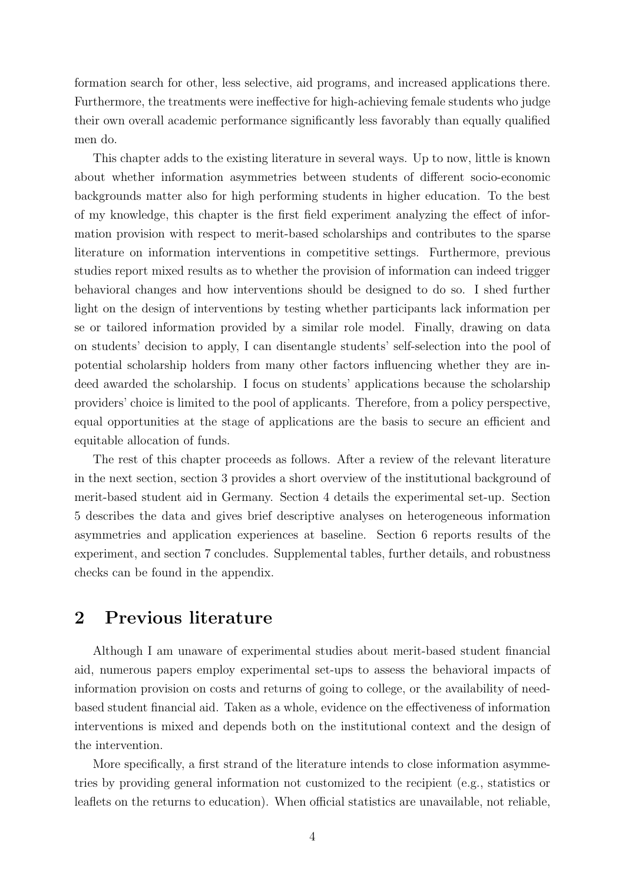formation search for other, less selective, aid programs, and increased applications there. Furthermore, the treatments were ineffective for high-achieving female students who judge their own overall academic performance significantly less favorably than equally qualified men do.

This chapter adds to the existing literature in several ways. Up to now, little is known about whether information asymmetries between students of different socio-economic backgrounds matter also for high performing students in higher education. To the best of my knowledge, this chapter is the first field experiment analyzing the effect of information provision with respect to merit-based scholarships and contributes to the sparse literature on information interventions in competitive settings. Furthermore, previous studies report mixed results as to whether the provision of information can indeed trigger behavioral changes and how interventions should be designed to do so. I shed further light on the design of interventions by testing whether participants lack information per se or tailored information provided by a similar role model. Finally, drawing on data on students' decision to apply, I can disentangle students' self-selection into the pool of potential scholarship holders from many other factors influencing whether they are indeed awarded the scholarship. I focus on students' applications because the scholarship providers' choice is limited to the pool of applicants. Therefore, from a policy perspective, equal opportunities at the stage of applications are the basis to secure an efficient and equitable allocation of funds.

The rest of this chapter proceeds as follows. After a review of the relevant literature in the next section, section 3 provides a short overview of the institutional background of merit-based student aid in Germany. Section 4 details the experimental set-up. Section 5 describes the data and gives brief descriptive analyses on heterogeneous information asymmetries and application experiences at baseline. Section 6 reports results of the experiment, and section 7 concludes. Supplemental tables, further details, and robustness checks can be found in the appendix.

## 2 Previous literature

Although I am unaware of experimental studies about merit-based student financial aid, numerous papers employ experimental set-ups to assess the behavioral impacts of information provision on costs and returns of going to college, or the availability of need-based student financial aid. Taken as a whole, evidence on the effectiveness of information interventions is mixed and depends both on the institutional context and the design of the intervention.

More specifically, a first strand of the literature intends to close information asymmetries by providing general information not customized to the recipient (e.g., statistics or leaflets on the returns to education). When official statistics are unavailable, not reliable,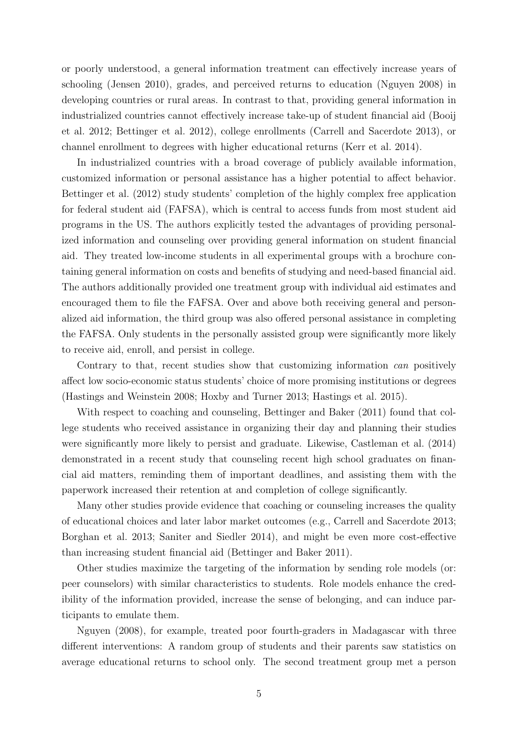or poorly understood, a general information treatment can effectively increase years of schooling (Jensen 2010), grades, and perceived returns to education (Nguyen 2008) in developing countries or rural areas. In contrast to that, providing general information in industrialized countries cannot effectively increase take-up of student financial aid (Booij et al. 2012; Bettinger et al. 2012), college enrollments (Carrell and Sacerdote 2013), or channel enrollment to degrees with higher educational returns (Kerr et al. 2014).

In industrialized countries with a broad coverage of publicly available information, customized information or personal assistance has a higher potential to affect behavior. Bettinger et al. (2012) study students' completion of the highly complex free application for federal student aid (FAFSA), which is central to access funds from most student aid programs in the US. The authors explicitly tested the advantages of providing personalized information and counseling over providing general information on student financial aid. They treated low-income students in all experimental groups with a brochure containing general information on costs and benefits of studying and need-based financial aid. The authors additionally provided one treatment group with individual aid estimates and encouraged them to file the FAFSA. Over and above both receiving general and personalized aid information, the third group was also offered personal assistance in completing the FAFSA. Only students in the personally assisted group were significantly more likely to receive aid, enroll, and persist in college.

Contrary to that, recent studies show that customizing information *can* positively affect low socio-economic status students' choice of more promising institutions or degrees (Hastings and Weinstein 2008; Hoxby and Turner 2013; Hastings et al. 2015).

With respect to coaching and counseling, Bettinger and Baker (2011) found that college students who received assistance in organizing their day and planning their studies were significantly more likely to persist and graduate. Likewise, Castleman et al. (2014) demonstrated in a recent study that counseling recent high school graduates on financial aid matters, reminding them of important deadlines, and assisting them with the paperwork increased their retention at and completion of college significantly.

Many other studies provide evidence that coaching or counseling increases the quality of educational choices and later labor market outcomes (e.g., Carrell and Sacerdote 2013; Borghan et al. 2013; Saniter and Siedler 2014), and might be even more cost-effective than increasing student financial aid (Bettinger and Baker 2011).

Other studies maximize the targeting of the information by sending role models (or: peer counselors) with similar characteristics to students. Role models enhance the credibility of the information provided, increase the sense of belonging, and can induce participants to emulate them.

Nguyen (2008), for example, treated poor fourth-graders in Madagascar with three different interventions: A random group of students and their parents saw statistics on average educational returns to school only. The second treatment group met a person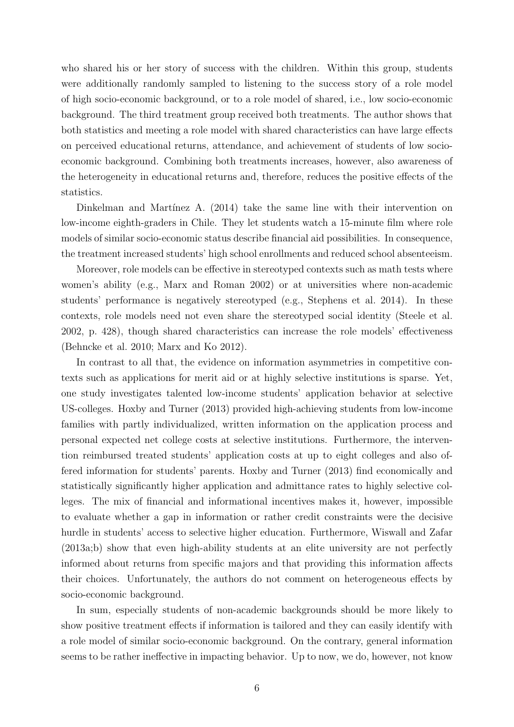who shared his or her story of success with the children. Within this group, students were additionally randomly sampled to listening to the success story of a role model of high socio-economic background, or to a role model of shared, i.e., low socio-economic background. The third treatment group received both treatments. The author shows that both statistics and meeting a role model with shared characteristics can have large effects on perceived educational returns, attendance, and achievement of students of low socio-economic background. Combining both treatments increases, however, also awareness of the heterogeneity in educational returns and, therefore, reduces the positive effects of the statistics.

Dinkelman and Martínez A. (2014) take the same line with their intervention on low-income eighth-graders in Chile. They let students watch a 15-minute film where role models of similar socio-economic status describe financial aid possibilities. In consequence, the treatment increased students' high school enrollments and reduced school absenteeism.

Moreover, role models can be effective in stereotyped contexts such as math tests where women's ability (e.g., Marx and Roman 2002) or at universities where non-academic students' performance is negatively stereotyped (e.g., Stephens et al. 2014). In these contexts, role models need not even share the stereotyped social identity (Steele et al. 2002, p. 428), though shared characteristics can increase the role models' effectiveness (Behncke et al. 2010; Marx and Ko 2012).

In contrast to all that, the evidence on information asymmetries in competitive contexts such as applications for merit aid or at highly selective institutions is sparse. Yet, one study investigates talented low-income students' application behavior at selective US-colleges. Hoxby and Turner (2013) provided high-achieving students from low-income families with partly individualized, written information on the application process and personal expected net college costs at selective institutions. Furthermore, the intervention reimbursed treated students' application costs at up to eight colleges and also offered information for students' parents. Hoxby and Turner (2013) find economically and statistically significantly higher application and admittance rates to highly selective colleges. The mix of financial and informational incentives makes it, however, impossible to evaluate whether a gap in information or rather credit constraints were the decisive hurdle in students' access to selective higher education. Furthermore, Wiswall and Zafar (2013a;b) show that even high-ability students at an elite university are not perfectly informed about returns from specific majors and that providing this information affects their choices. Unfortunately, the authors do not comment on heterogeneous effects by socio-economic background.

In sum, especially students of non-academic backgrounds should be more likely to show positive treatment effects if information is tailored and they can easily identify with a role model of similar socio-economic background. On the contrary, general information seems to be rather ineffective in impacting behavior. Up to now, we do, however, not know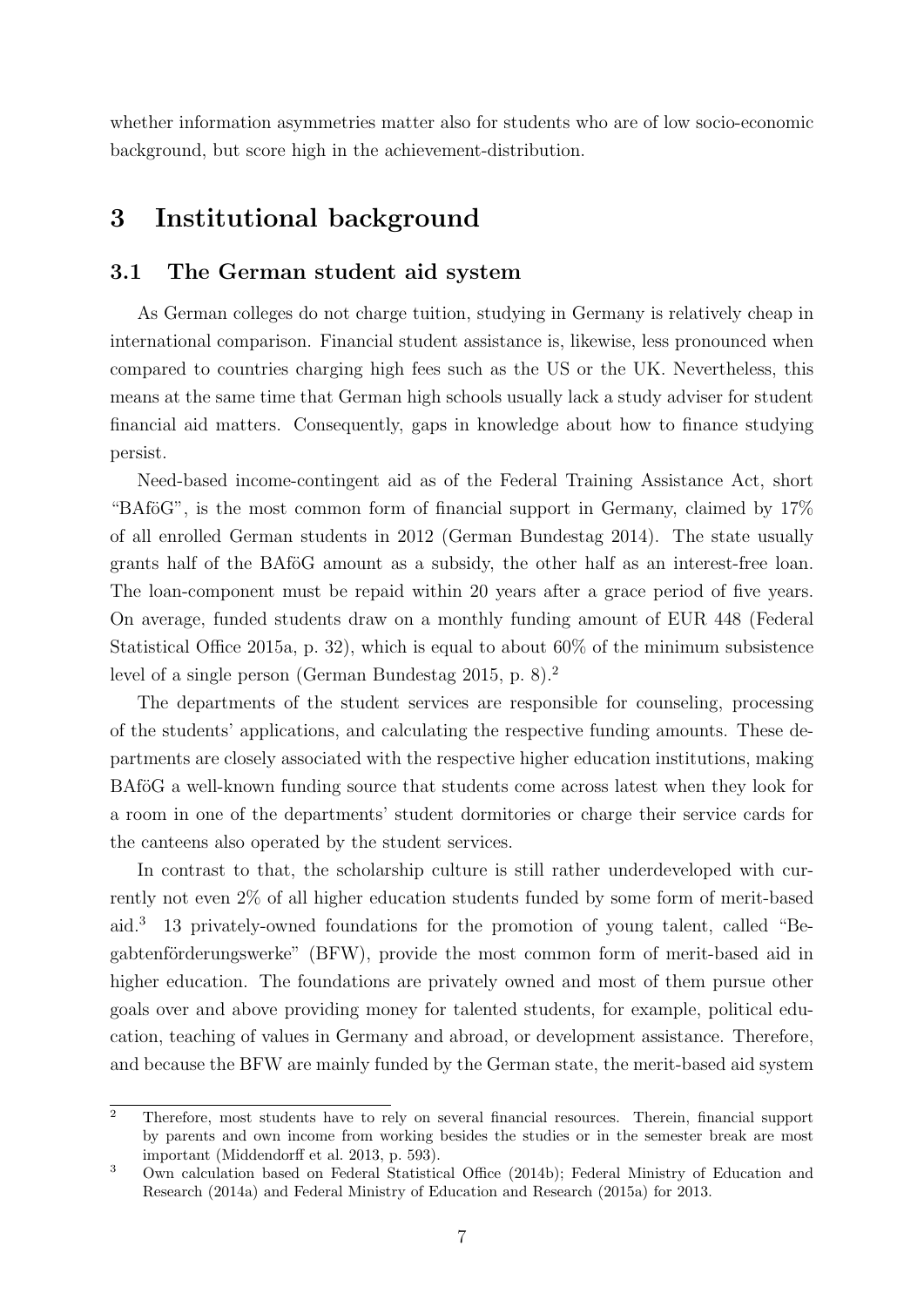whether information asymmetries matter also for students who are of low socio-economic background, but score high in the achievement-distribution.

# 3 Institutional background

## 3.1 The German student aid system

As German colleges do not charge tuition, studying in Germany is relatively cheap in international comparison. Financial student assistance is, likewise, less pronounced when compared to countries charging high fees such as the US or the UK. Nevertheless, this means at the same time that German high schools usually lack a study adviser for student financial aid matters. Consequently, gaps in knowledge about how to finance studying persist.

Need-based income-contingent aid as of the Federal Training Assistance Act, short "BAföG", is the most common form of financial support in Germany, claimed by 17% of all enrolled German students in 2012 (German Bundestag 2014). The state usually grants half of the BAföG amount as a subsidy, the other half as an interest-free loan. The loan-component must be repaid within 20 years after a grace period of five years. On average, funded students draw on a monthly funding amount of EUR 448 (Federal Statistical Office 2015a, p. 32), which is equal to about 60% of the minimum subsistence level of a single person (German Bundestag 2015, p. 8).[2]

The departments of the student services are responsible for counseling, processing of the students' applications, and calculating the respective funding amounts. These departments are closely associated with the respective higher education institutions, making BAföG a well-known funding source that students come across latest when they look for a room in one of the departments' student dormitories or charge their service cards for the canteens also operated by the student services.

In contrast to that, the scholarship culture is still rather underdeveloped with currently not even 2% of all higher education students funded by some form of merit-based aid.[3] 13 privately-owned foundations for the promotion of young talent, called "Begabtenförderungswerke" (BFW), provide the most common form of merit-based aid in higher education. The foundations are privately owned and most of them pursue other goals over and above providing money for talented students, for example, political education, teaching of values in Germany and abroad, or development assistance. Therefore, and because the BFW are mainly funded by the German state, the merit-based aid system

---

[2] Therefore, most students have to rely on several financial resources. Therein, financial support by parents and own income from working besides the studies or in the semester break are most important (Middendorff et al. 2013, p. 593).

[3] Own calculation based on Federal Statistical Office (2014b); Federal Ministry of Education and Research (2014a) and Federal Ministry of Education and Research (2015a) for 2013.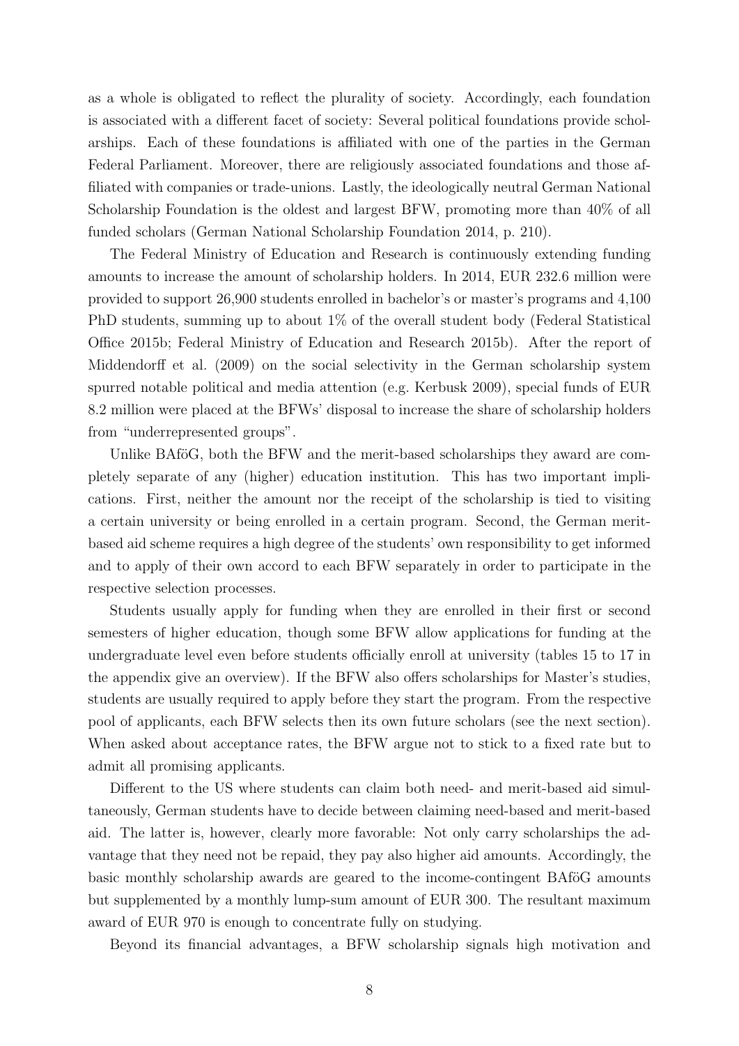as a whole is obligated to reflect the plurality of society. Accordingly, each foundation is associated with a different facet of society: Several political foundations provide scholarships. Each of these foundations is affiliated with one of the parties in the German Federal Parliament. Moreover, there are religiously associated foundations and those affiliated with companies or trade-unions. Lastly, the ideologically neutral German National Scholarship Foundation is the oldest and largest BFW, promoting more than 40% of all funded scholars (German National Scholarship Foundation 2014, p. 210).

The Federal Ministry of Education and Research is continuously extending funding amounts to increase the amount of scholarship holders. In 2014, EUR 232.6 million were provided to support 26,900 students enrolled in bachelor's or master's programs and 4,100 PhD students, summing up to about 1% of the overall student body (Federal Statistical Office 2015b; Federal Ministry of Education and Research 2015b). After the report of Middendorff et al. (2009) on the social selectivity in the German scholarship system spurred notable political and media attention (e.g. Kerbusk 2009), special funds of EUR 8.2 million were placed at the BFWs' disposal to increase the share of scholarship holders from "underrepresented groups".

Unlike BAföG, both the BFW and the merit-based scholarships they award are completely separate of any (higher) education institution. This has two important implications. First, neither the amount nor the receipt of the scholarship is tied to visiting a certain university or being enrolled in a certain program. Second, the German merit-based aid scheme requires a high degree of the students' own responsibility to get informed and to apply of their own accord to each BFW separately in order to participate in the respective selection processes.

Students usually apply for funding when they are enrolled in their first or second semesters of higher education, though some BFW allow applications for funding at the undergraduate level even before students officially enroll at university (tables 15 to 17 in the appendix give an overview). If the BFW also offers scholarships for Master's studies, students are usually required to apply before they start the program. From the respective pool of applicants, each BFW selects then its own future scholars (see the next section). When asked about acceptance rates, the BFW argue not to stick to a fixed rate but to admit all promising applicants.

Different to the US where students can claim both need- and merit-based aid simultaneously, German students have to decide between claiming need-based and merit-based aid. The latter is, however, clearly more favorable: Not only carry scholarships the advantage that they need not be repaid, they pay also higher aid amounts. Accordingly, the basic monthly scholarship awards are geared to the income-contingent BAföG amounts but supplemented by a monthly lump-sum amount of EUR 300. The resultant maximum award of EUR 970 is enough to concentrate fully on studying.

Beyond its financial advantages, a BFW scholarship signals high motivation and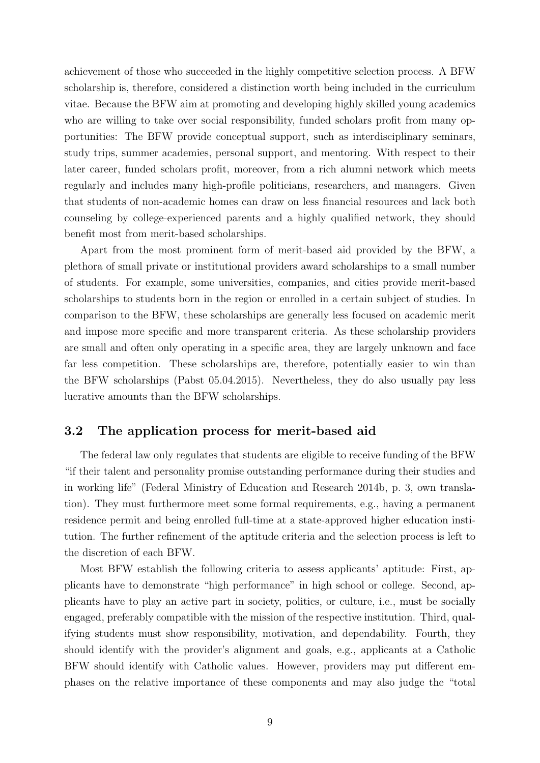achievement of those who succeeded in the highly competitive selection process. A BFW scholarship is, therefore, considered a distinction worth being included in the curriculum vitae. Because the BFW aim at promoting and developing highly skilled young academics who are willing to take over social responsibility, funded scholars profit from many opportunities: The BFW provide conceptual support, such as interdisciplinary seminars, study trips, summer academies, personal support, and mentoring. With respect to their later career, funded scholars profit, moreover, from a rich alumni network which meets regularly and includes many high-profile politicians, researchers, and managers. Given that students of non-academic homes can draw on less financial resources and lack both counseling by college-experienced parents and a highly qualified network, they should benefit most from merit-based scholarships.

Apart from the most prominent form of merit-based aid provided by the BFW, a plethora of small private or institutional providers award scholarships to a small number of students. For example, some universities, companies, and cities provide merit-based scholarships to students born in the region or enrolled in a certain subject of studies. In comparison to the BFW, these scholarships are generally less focused on academic merit and impose more specific and more transparent criteria. As these scholarship providers are small and often only operating in a specific area, they are largely unknown and face far less competition. These scholarships are, therefore, potentially easier to win than the BFW scholarships (Pabst 05.04.2015). Nevertheless, they do also usually pay less lucrative amounts than the BFW scholarships.

## 3.2 The application process for merit-based aid

The federal law only regulates that students are eligible to receive funding of the BFW "if their talent and personality promise outstanding performance during their studies and in working life" (Federal Ministry of Education and Research 2014b, p. 3, own translation). They must furthermore meet some formal requirements, e.g., having a permanent residence permit and being enrolled full-time at a state-approved higher education institution. The further refinement of the aptitude criteria and the selection process is left to the discretion of each BFW.

Most BFW establish the following criteria to assess applicants' aptitude: First, applicants have to demonstrate "high performance" in high school or college. Second, applicants have to play an active part in society, politics, or culture, i.e., must be socially engaged, preferably compatible with the mission of the respective institution. Third, qualifying students must show responsibility, motivation, and dependability. Fourth, they should identify with the provider's alignment and goals, e.g., applicants at a Catholic BFW should identify with Catholic values. However, providers may put different emphases on the relative importance of these components and may also judge the "total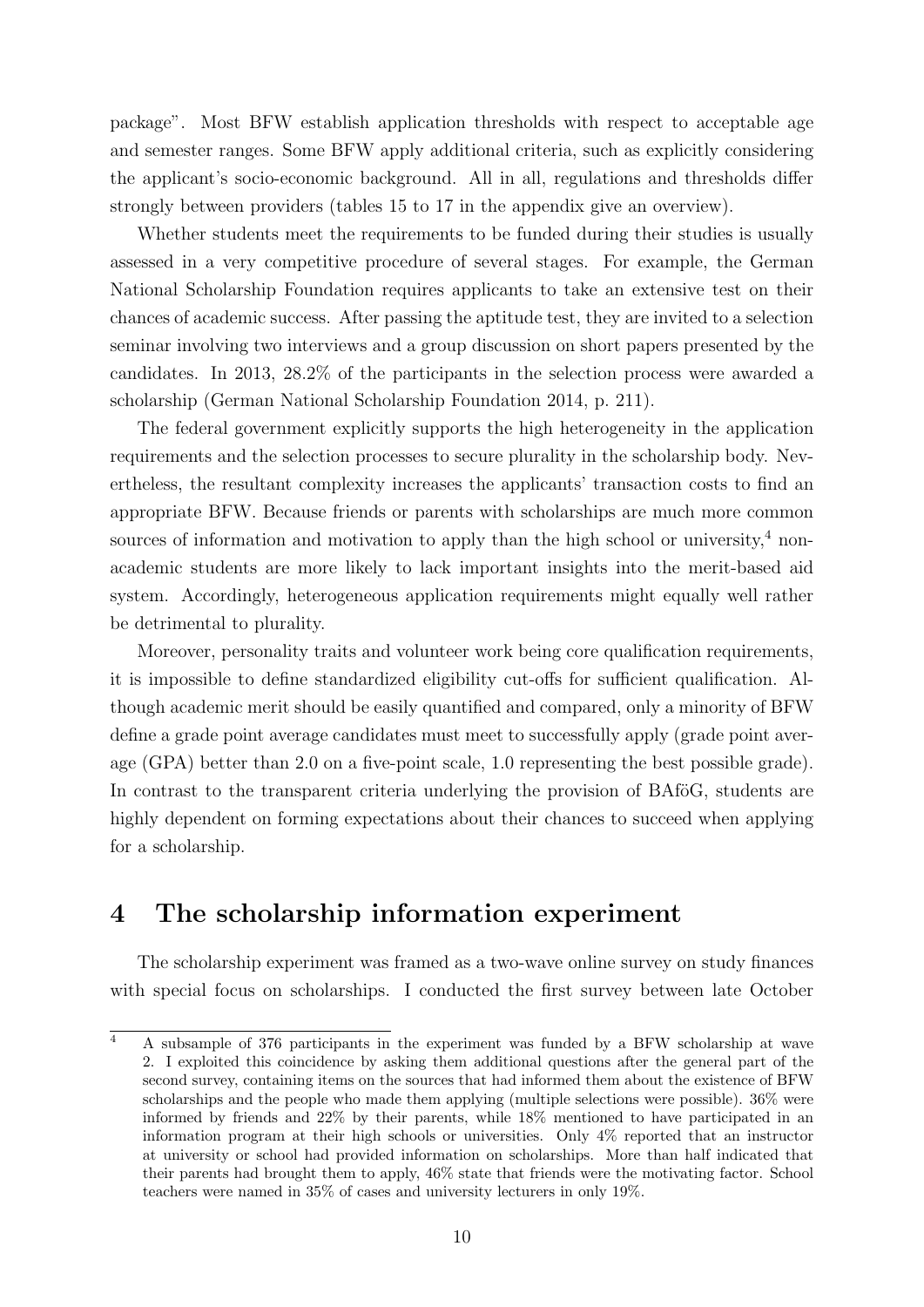package". Most BFW establish application thresholds with respect to acceptable age and semester ranges. Some BFW apply additional criteria, such as explicitly considering the applicant's socio-economic background. All in all, regulations and thresholds differ strongly between providers (tables 15 to 17 in the appendix give an overview).

Whether students meet the requirements to be funded during their studies is usually assessed in a very competitive procedure of several stages. For example, the German National Scholarship Foundation requires applicants to take an extensive test on their chances of academic success. After passing the aptitude test, they are invited to a selection seminar involving two interviews and a group discussion on short papers presented by the candidates. In 2013, 28.2% of the participants in the selection process were awarded a scholarship (German National Scholarship Foundation 2014, p. 211).

The federal government explicitly supports the high heterogeneity in the application requirements and the selection processes to secure plurality in the scholarship body. Nevertheless, the resultant complexity increases the applicants' transaction costs to find an appropriate BFW. Because friends or parents with scholarships are much more common sources of information and motivation to apply than the high school or university,[4] non-academic students are more likely to lack important insights into the merit-based aid system. Accordingly, heterogeneous application requirements might equally well rather be detrimental to plurality.

Moreover, personality traits and volunteer work being core qualification requirements, it is impossible to define standardized eligibility cut-offs for sufficient qualification. Although academic merit should be easily quantified and compared, only a minority of BFW define a grade point average candidates must meet to successfully apply (grade point average (GPA) better than 2.0 on a five-point scale, 1.0 representing the best possible grade). In contrast to the transparent criteria underlying the provision of BAföG, students are highly dependent on forming expectations about their chances to succeed when applying for a scholarship.

## 4 The scholarship information experiment

The scholarship experiment was framed as a two-wave online survey on study finances with special focus on scholarships. I conducted the first survey between late October

---

[4] A subsample of 376 participants in the experiment was funded by a BFW scholarship at wave 2. I exploited this coincidence by asking them additional questions after the general part of the second survey, containing items on the sources that had informed them about the existence of BFW scholarships and the people who made them applying (multiple selections were possible). 36% were informed by friends and 22% by their parents, while 18% mentioned to have participated in an information program at their high schools or universities. Only 4% reported that an instructor at university or school had provided information on scholarships. More than half indicated that their parents had brought them to apply, 46% state that friends were the motivating factor. School teachers were named in 35% of cases and university lecturers in only 19%.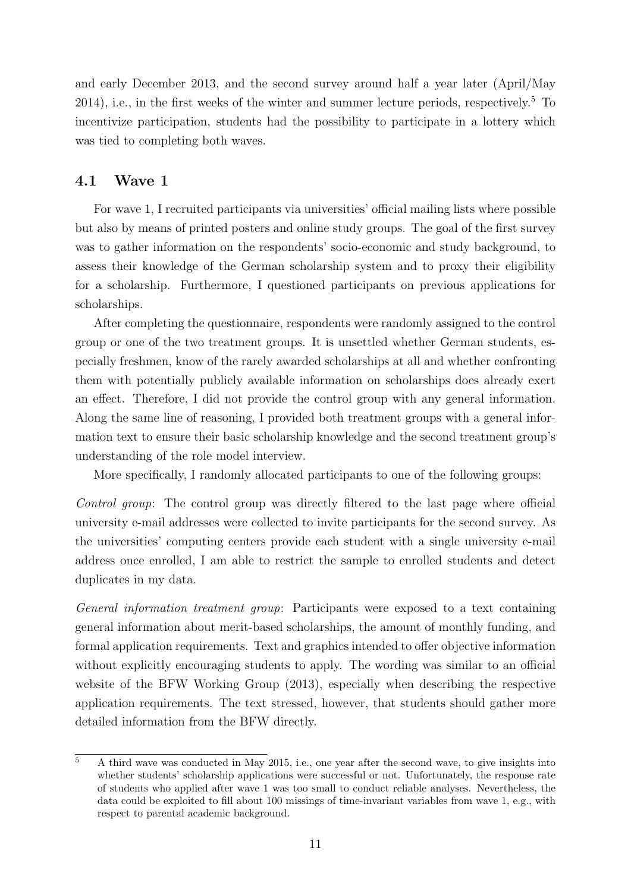and early December 2013, and the second survey around half a year later (April/May 2014), i.e., in the first weeks of the winter and summer lecture periods, respectively.[5] To incentivize participation, students had the possibility to participate in a lottery which was tied to completing both waves.

## 4.1 Wave 1

For wave 1, I recruited participants via universities' official mailing lists where possible but also by means of printed posters and online study groups. The goal of the first survey was to gather information on the respondents' socio-economic and study background, to assess their knowledge of the German scholarship system and to proxy their eligibility for a scholarship. Furthermore, I questioned participants on previous applications for scholarships.

After completing the questionnaire, respondents were randomly assigned to the control group or one of the two treatment groups. It is unsettled whether German students, especially freshmen, know of the rarely awarded scholarships at all and whether confronting them with potentially publicly available information on scholarships does already exert an effect. Therefore, I did not provide the control group with any general information. Along the same line of reasoning, I provided both treatment groups with a general information text to ensure their basic scholarship knowledge and the second treatment group's understanding of the role model interview.

More specifically, I randomly allocated participants to one of the following groups:

*Control group*: The control group was directly filtered to the last page where official university e-mail addresses were collected to invite participants for the second survey. As the universities' computing centers provide each student with a single university e-mail address once enrolled, I am able to restrict the sample to enrolled students and detect duplicates in my data.

*General information treatment group*: Participants were exposed to a text containing general information about merit-based scholarships, the amount of monthly funding, and formal application requirements. Text and graphics intended to offer objective information without explicitly encouraging students to apply. The wording was similar to an official website of the BFW Working Group (2013), especially when describing the respective application requirements. The text stressed, however, that students should gather more detailed information from the BFW directly.

[5] A third wave was conducted in May 2015, i.e., one year after the second wave, to give insights into whether students' scholarship applications were successful or not. Unfortunately, the response rate of students who applied after wave 1 was too small to conduct reliable analyses. Nevertheless, the data could be exploited to fill about 100 missings of time-invariant variables from wave 1, e.g., with respect to parental academic background.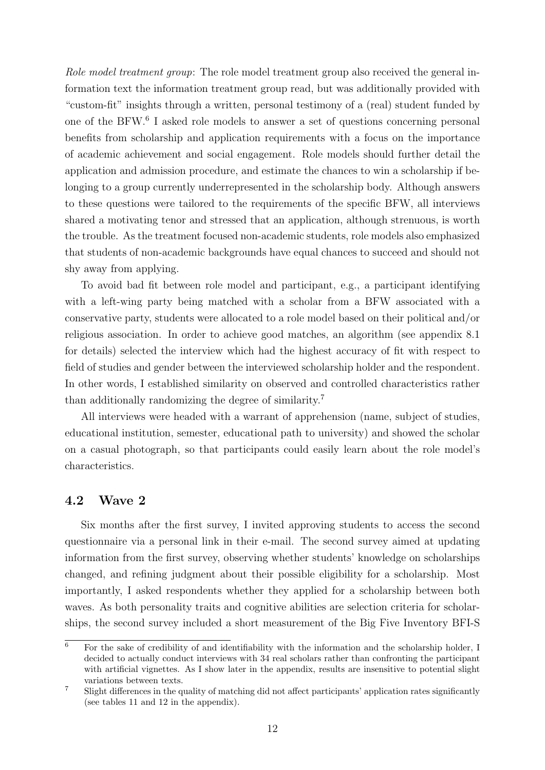*Role model treatment group*: The role model treatment group also received the general information text the information treatment group read, but was additionally provided with "custom-fit" insights through a written, personal testimony of a (real) student funded by one of the BFW.[6] I asked role models to answer a set of questions concerning personal benefits from scholarship and application requirements with a focus on the importance of academic achievement and social engagement. Role models should further detail the application and admission procedure, and estimate the chances to win a scholarship if belonging to a group currently underrepresented in the scholarship body. Although answers to these questions were tailored to the requirements of the specific BFW, all interviews shared a motivating tenor and stressed that an application, although strenuous, is worth the trouble. As the treatment focused non-academic students, role models also emphasized that students of non-academic backgrounds have equal chances to succeed and should not shy away from applying.

To avoid bad fit between role model and participant, e.g., a participant identifying with a left-wing party being matched with a scholar from a BFW associated with a conservative party, students were allocated to a role model based on their political and/or religious association. In order to achieve good matches, an algorithm (see appendix 8.1 for details) selected the interview which had the highest accuracy of fit with respect to field of studies and gender between the interviewed scholarship holder and the respondent. In other words, I established similarity on observed and controlled characteristics rather than additionally randomizing the degree of similarity.[7]

All interviews were headed with a warrant of apprehension (name, subject of studies, educational institution, semester, educational path to university) and showed the scholar on a casual photograph, so that participants could easily learn about the role model's characteristics.

## 4.2 Wave 2

Six months after the first survey, I invited approving students to access the second questionnaire via a personal link in their e-mail. The second survey aimed at updating information from the first survey, observing whether students' knowledge on scholarships changed, and refining judgment about their possible eligibility for a scholarship. Most importantly, I asked respondents whether they applied for a scholarship between both waves. As both personality traits and cognitive abilities are selection criteria for scholarships, the second survey included a short measurement of the Big Five Inventory BFI-S

[6] For the sake of credibility of and identifiability with the information and the scholarship holder, I decided to actually conduct interviews with 34 real scholars rather than confronting the participant with artificial vignettes. As I show later in the appendix, results are insensitive to potential slight variations between texts.

[7] Slight differences in the quality of matching did not affect participants' application rates significantly (see tables 11 and 12 in the appendix).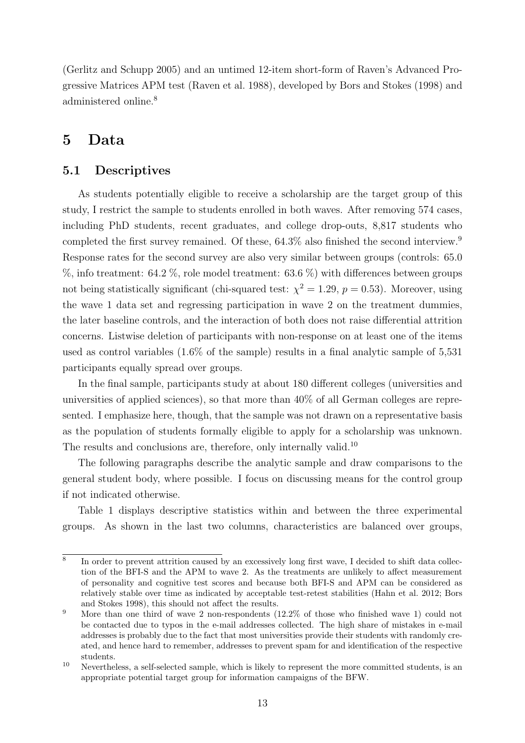(Gerlitz and Schupp 2005) and an untimed 12-item short-form of Raven's Advanced Progressive Matrices APM test (Raven et al. 1988), developed by Bors and Stokes (1998) and administered online.[8]

# 5 Data

## 5.1 Descriptives

As students potentially eligible to receive a scholarship are the target group of this study, I restrict the sample to students enrolled in both waves. After removing 574 cases, including PhD students, recent graduates, and college drop-outs, 8,817 students who completed the first survey remained. Of these, 64.3% also finished the second interview.[9] Response rates for the second survey are also very similar between groups (controls: 65.0 %, info treatment: 64.2 %, role model treatment: 63.6 %) with differences between groups not being statistically significant (chi-squared test: $\chi^2 = 1.29$, $p = 0.53$). Moreover, using the wave 1 data set and regressing participation in wave 2 on the treatment dummies, the later baseline controls, and the interaction of both does not raise differential attrition concerns. Listwise deletion of participants with non-response on at least one of the items used as control variables (1.6% of the sample) results in a final analytic sample of 5,531 participants equally spread over groups.

In the final sample, participants study at about 180 different colleges (universities and universities of applied sciences), so that more than 40% of all German colleges are represented. I emphasize here, though, that the sample was not drawn on a representative basis as the population of students formally eligible to apply for a scholarship was unknown. The results and conclusions are, therefore, only internally valid.[10]

The following paragraphs describe the analytic sample and draw comparisons to the general student body, where possible. I focus on discussing means for the control group if not indicated otherwise.

Table 1 displays descriptive statistics within and between the three experimental groups. As shown in the last two columns, characteristics are balanced over groups,

---

[8] In order to prevent attrition caused by an excessively long first wave, I decided to shift data collection of the BFI-S and the APM to wave 2. As the treatments are unlikely to affect measurement of personality and cognitive test scores and because both BFI-S and APM can be considered as relatively stable over time as indicated by acceptable test-retest stabilities (Hahn et al. 2012; Bors and Stokes 1998), this should not affect the results.

[9] More than one third of wave 2 non-respondents (12.2% of those who finished wave 1) could not be contacted due to typos in the e-mail addresses collected. The high share of mistakes in e-mail addresses is probably due to the fact that most universities provide their students with randomly created, and hence hard to remember, addresses to prevent spam for and identification of the respective students.

[10] Nevertheless, a self-selected sample, which is likely to represent the more committed students, is an appropriate potential target group for information campaigns of the BFW.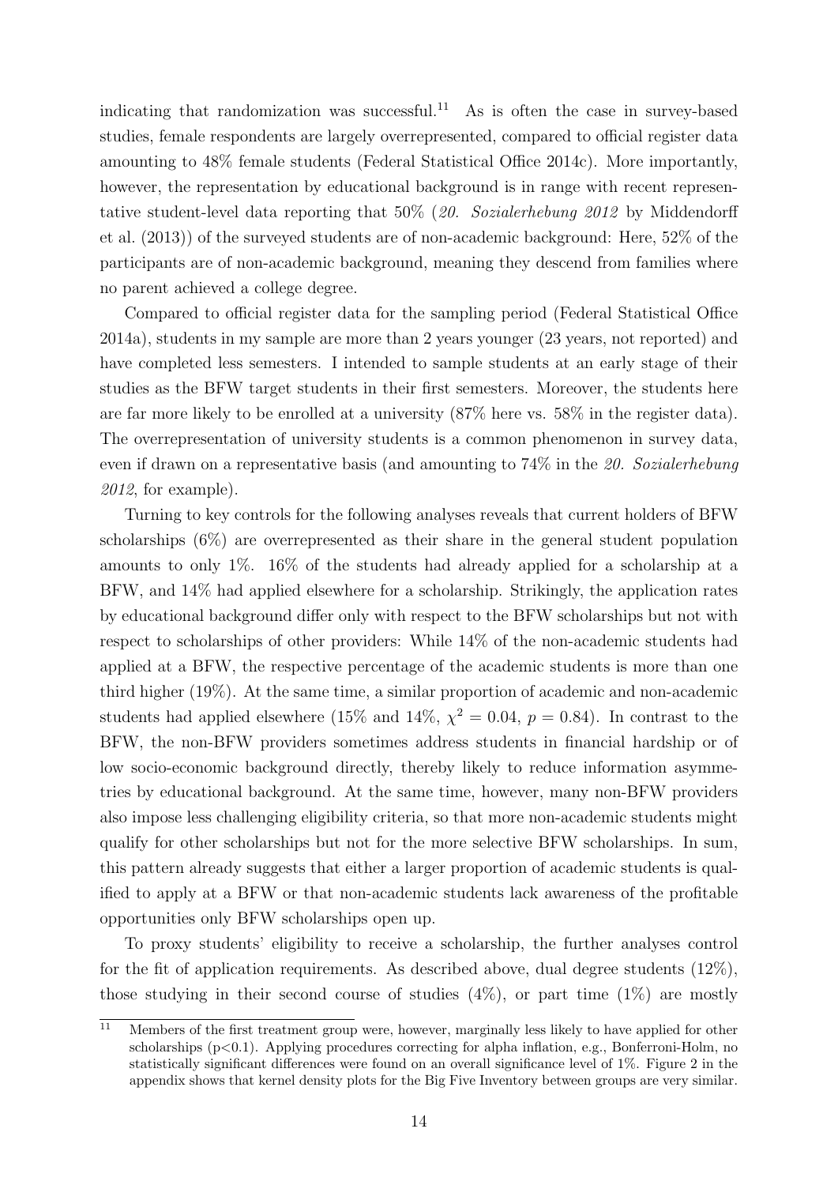indicating that randomization was successful.[11] As is often the case in survey-based studies, female respondents are largely overrepresented, compared to official register data amounting to 48% female students (Federal Statistical Office 2014c). More importantly, however, the representation by educational background is in range with recent representative student-level data reporting that 50% (*20. Sozialerhebung 2012* by Middendorff et al. (2013)) of the surveyed students are of non-academic background: Here, 52% of the participants are of non-academic background, meaning they descend from families where no parent achieved a college degree.

Compared to official register data for the sampling period (Federal Statistical Office 2014a), students in my sample are more than 2 years younger (23 years, not reported) and have completed less semesters. I intended to sample students at an early stage of their studies as the BFW target students in their first semesters. Moreover, the students here are far more likely to be enrolled at a university (87% here vs. 58% in the register data). The overrepresentation of university students is a common phenomenon in survey data, even if drawn on a representative basis (and amounting to 74% in the *20. Sozialerhebung 2012*, for example).

Turning to key controls for the following analyses reveals that current holders of BFW scholarships (6%) are overrepresented as their share in the general student population amounts to only 1%. 16% of the students had already applied for a scholarship at a BFW, and 14% had applied elsewhere for a scholarship. Strikingly, the application rates by educational background differ only with respect to the BFW scholarships but not with respect to scholarships of other providers: While 14% of the non-academic students had applied at a BFW, the respective percentage of the academic students is more than one third higher (19%). At the same time, a similar proportion of academic and non-academic students had applied elsewhere (15% and 14%, $\chi^2 = 0.04$, $p = 0.84$). In contrast to the BFW, the non-BFW providers sometimes address students in financial hardship or of low socio-economic background directly, thereby likely to reduce information asymmetries by educational background. At the same time, however, many non-BFW providers also impose less challenging eligibility criteria, so that more non-academic students might qualify for other scholarships but not for the more selective BFW scholarships. In sum, this pattern already suggests that either a larger proportion of academic students is qualified to apply at a BFW or that non-academic students lack awareness of the profitable opportunities only BFW scholarships open up.

To proxy students' eligibility to receive a scholarship, the further analyses control for the fit of application requirements. As described above, dual degree students (12%), those studying in their second course of studies (4%), or part time (1%) are mostly

[11] Members of the first treatment group were, however, marginally less likely to have applied for other scholarships ($p<0.1$). Applying procedures correcting for alpha inflation, e.g., Bonferroni-Holm, no statistically significant differences were found on an overall significance level of 1%. Figure 2 in the appendix shows that kernel density plots for the Big Five Inventory between groups are very similar.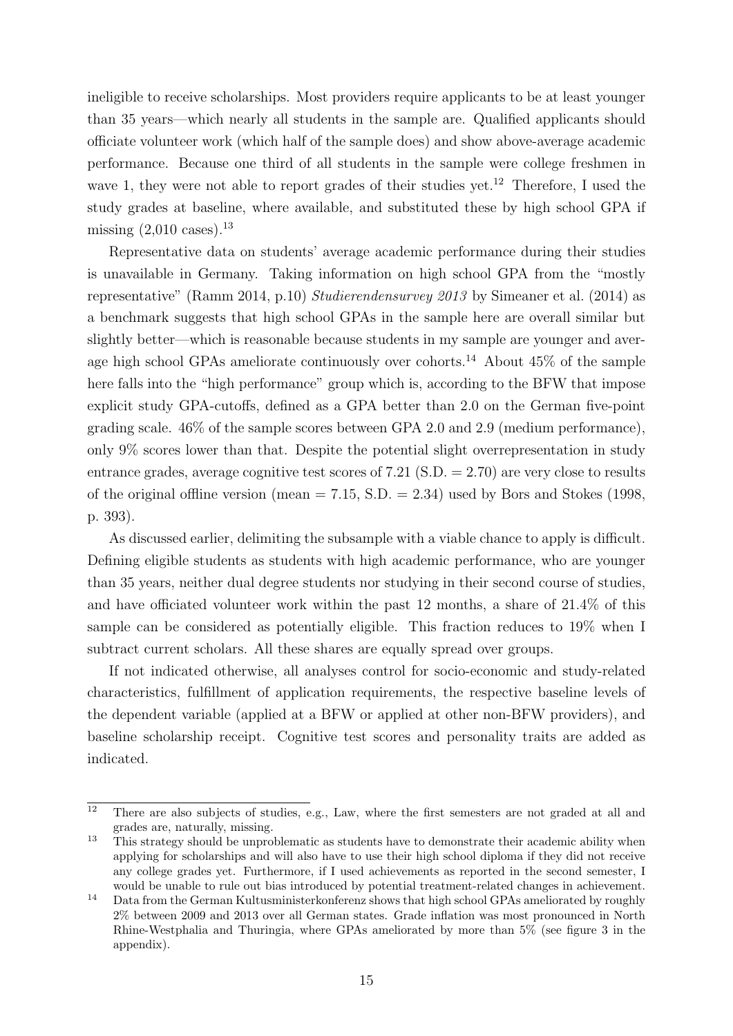ineligible to receive scholarships. Most providers require applicants to be at least younger than 35 years—which nearly all students in the sample are. Qualified applicants should officiate volunteer work (which half of the sample does) and show above-average academic performance. Because one third of all students in the sample were college freshmen in wave 1, they were not able to report grades of their studies yet.[12] Therefore, I used the study grades at baseline, where available, and substituted these by high school GPA if missing (2,010 cases).[13]

Representative data on students' average academic performance during their studies is unavailable in Germany. Taking information on high school GPA from the "mostly representative" (Ramm 2014, p.10) *Studierendensurvey 2013* by Simeaner et al. (2014) as a benchmark suggests that high school GPAs in the sample here are overall similar but slightly better—which is reasonable because students in my sample are younger and average high school GPAs ameliorate continuously over cohorts.[14] About 45% of the sample here falls into the "high performance" group which is, according to the BFW that impose explicit study GPA-cutoffs, defined as a GPA better than 2.0 on the German five-point grading scale. 46% of the sample scores between GPA 2.0 and 2.9 (medium performance), only 9% scores lower than that. Despite the potential slight overrepresentation in study entrance grades, average cognitive test scores of 7.21 (S.D. = 2.70) are very close to results of the original offline version (mean = 7.15, S.D. = 2.34) used by Bors and Stokes (1998, p. 393).

As discussed earlier, delimiting the subsample with a viable chance to apply is difficult. Defining eligible students as students with high academic performance, who are younger than 35 years, neither dual degree students nor studying in their second course of studies, and have officiated volunteer work within the past 12 months, a share of 21.4% of this sample can be considered as potentially eligible. This fraction reduces to 19% when I subtract current scholars. All these shares are equally spread over groups.

If not indicated otherwise, all analyses control for socio-economic and study-related characteristics, fulfillment of application requirements, the respective baseline levels of the dependent variable (applied at a BFW or applied at other non-BFW providers), and baseline scholarship receipt. Cognitive test scores and personality traits are added as indicated.

---

[12] There are also subjects of studies, e.g., Law, where the first semesters are not graded at all and grades are, naturally, missing.

[13] This strategy should be unproblematic as students have to demonstrate their academic ability when applying for scholarships and will also have to use their high school diploma if they did not receive any college grades yet. Furthermore, if I used achievements as reported in the second semester, I would be unable to rule out bias introduced by potential treatment-related changes in achievement.

[14] Data from the German Kultusministerkonferenz shows that high school GPAs ameliorated by roughly 2% between 2009 and 2013 over all German states. Grade inflation was most pronounced in North Rhine-Westphalia and Thuringia, where GPAs ameliorated by more than 5% (see figure 3 in the appendix).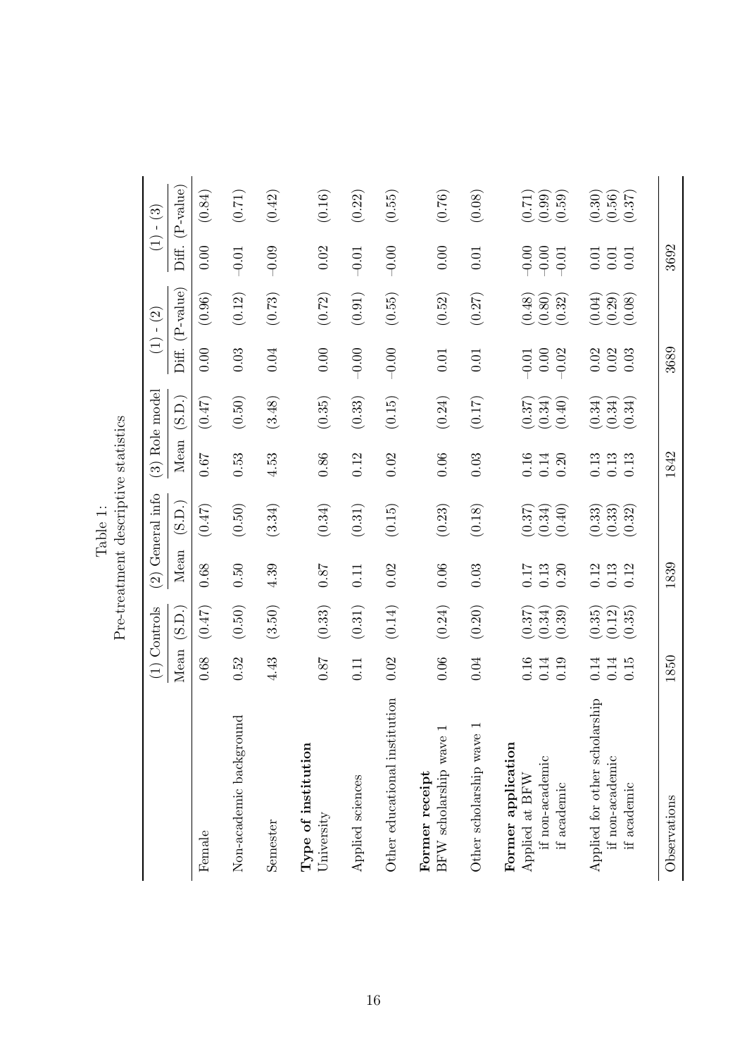Table 1:
Pre-treatment descriptive statistics

| | (1) Controls | | (2) General info | | (3) Role model | | (1) - (2) | | (1) - (3) | |
|---|---|---|---|---|---|---|---|---|---|---|
| | Mean | (S.D.) | Mean | (S.D.) | Mean | (S.D.) | Diff. | (P-value) | Diff. | (P-value) |
| Female | 0.68 | (0.47) | 0.68 | (0.47) | 0.67 | (0.47) | 0.00 | (0.96) | 0.00 | (0.84) |
| Non-academic background | 0.52 | (0.50) | 0.50 | (0.50) | 0.53 | (0.50) | 0.03 | (0.12) | -0.01 | (0.71) |
| Semester | 4.43 | (3.50) | 4.39 | (3.34) | 4.53 | (3.48) | 0.04 | (0.73) | -0.09 | (0.42) |
| **Type of institution** | | | | | | | | | | |
| University | 0.87 | (0.33) | 0.87 | (0.34) | 0.86 | (0.35) | 0.00 | (0.72) | 0.02 | (0.16) |
| Applied sciences | 0.11 | (0.31) | 0.11 | (0.31) | 0.12 | (0.33) | -0.00 | (0.91) | -0.01 | (0.22) |
| Other educational institution | 0.02 | (0.14) | 0.02 | (0.15) | 0.02 | (0.15) | -0.00 | (0.55) | -0.00 | (0.55) |
| **Former receipt** | | | | | | | | | | |
| BFW scholarship wave 1 | 0.06 | (0.24) | 0.06 | (0.23) | 0.06 | (0.24) | 0.01 | (0.52) | 0.00 | (0.76) |
| Other scholarship wave 1 | 0.04 | (0.20) | 0.03 | (0.18) | 0.03 | (0.17) | 0.01 | (0.27) | 0.01 | (0.08) |
| **Former application** | | | | | | | | | | |
| Applied at BFW | 0.16 | (0.37) | 0.17 | (0.37) | 0.16 | (0.37) | -0.01 | (0.48) | -0.00 | (0.71) |
| if non-academic | 0.14 | (0.34) | 0.13 | (0.34) | 0.14 | (0.34) | 0.00 | (0.80) | -0.00 | (0.99) |
| if academic | 0.19 | (0.39) | 0.20 | (0.40) | 0.20 | (0.40) | -0.02 | (0.32) | -0.01 | (0.59) |
| Applied for other scholarship | 0.14 | (0.35) | 0.12 | (0.33) | 0.13 | (0.34) | 0.02 | (0.04) | 0.01 | (0.30) |
| if non-academic | 0.14 | (0.12) | 0.13 | (0.33) | 0.13 | (0.34) | 0.02 | (0.29) | 0.01 | (0.56) |
| if academic | 0.15 | (0.35) | 0.12 | (0.32) | 0.13 | (0.34) | 0.03 | (0.08) | 0.01 | (0.37) |
| Observations | 1850 | | 1839 | | 1842 | | 3689 | | 3692 | |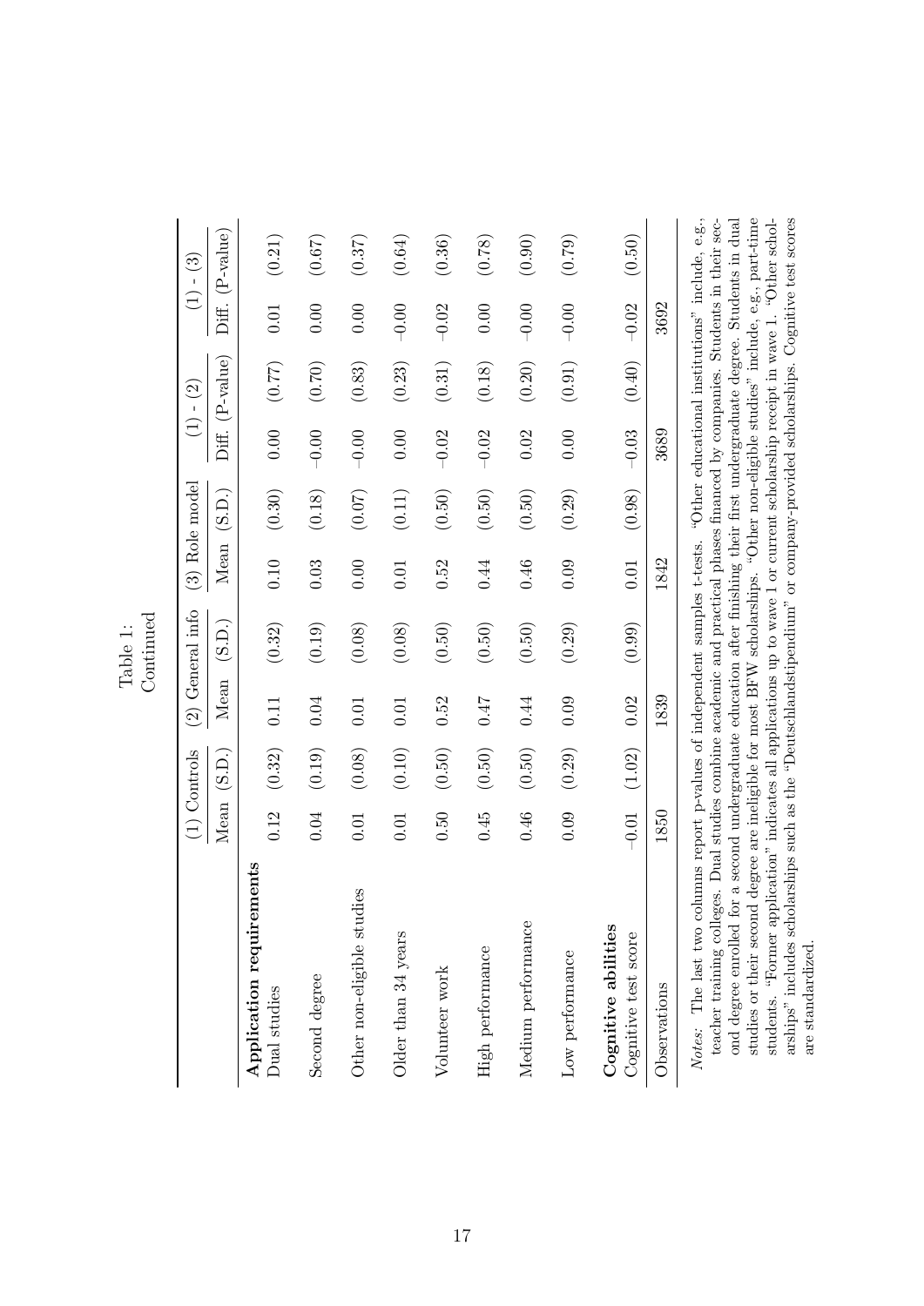Table 1:
Continued

| | (1) Controls | | (2) General info | | (3) Role model | | (1) - (2) | | (1) - (3) | |
|---|---|---|---|---|---|---|---|---|---|---|
| | Mean | (S.D.) | Mean | (S.D.) | Mean | (S.D.) | Diff. | (P-value) | Diff. | (P-value) |
| **Application requirements** | | | | | | | | | | |
| Dual studies | 0.12 | (0.32) | 0.11 | (0.32) | 0.10 | (0.30) | 0.00 | (0.77) | 0.01 | (0.21) |
| Second degree | 0.04 | (0.19) | 0.04 | (0.19) | 0.03 | (0.18) | -0.00 | (0.70) | 0.00 | (0.67) |
| Other non-eligible studies | 0.01 | (0.08) | 0.01 | (0.08) | 0.00 | (0.07) | -0.00 | (0.83) | 0.00 | (0.37) |
| Older than 34 years | 0.01 | (0.10) | 0.01 | (0.08) | 0.01 | (0.11) | 0.00 | (0.23) | -0.00 | (0.64) |
| Volunteer work | 0.50 | (0.50) | 0.52 | (0.50) | 0.52 | (0.50) | -0.02 | (0.31) | -0.02 | (0.36) |
| High performance | 0.45 | (0.50) | 0.47 | (0.50) | 0.44 | (0.50) | -0.02 | (0.18) | 0.00 | (0.78) |
| Medium performance | 0.46 | (0.50) | 0.44 | (0.50) | 0.46 | (0.50) | 0.02 | (0.20) | -0.00 | (0.90) |
| Low performance | 0.09 | (0.29) | 0.09 | (0.29) | 0.09 | (0.29) | 0.00 | (0.91) | -0.00 | (0.79) |
| **Cognitive abilities** | | | | | | | | | | |
| Cognitive test score | -0.01 | (1.02) | 0.02 | (0.99) | 0.01 | (0.98) | -0.03 | (0.40) | -0.02 | (0.50) |
| Observations | 1850 | | 1839 | | 1842 | | 3689 | | 3692 | |

*Notes:* The last two columns report p-values of independent samples t-tests. "Other educational institutions" include, e.g., teacher training colleges. Dual studies combine academic and practical phases financed by companies. Students in their second degree enrolled for a second undergraduate education after finishing their first undergraduate degree. Students in dual studies or their second degree are ineligible for most BFW scholarships. "Other non-eligible studies" include, e.g., part-time students. "Former application" indicates all applications up to wave 1 or current scholarship receipt in wave 1. "Other scholarships" includes scholarships such as the "Deutschlandstipendium" or company-provided scholarships. Cognitive test scores are standardized.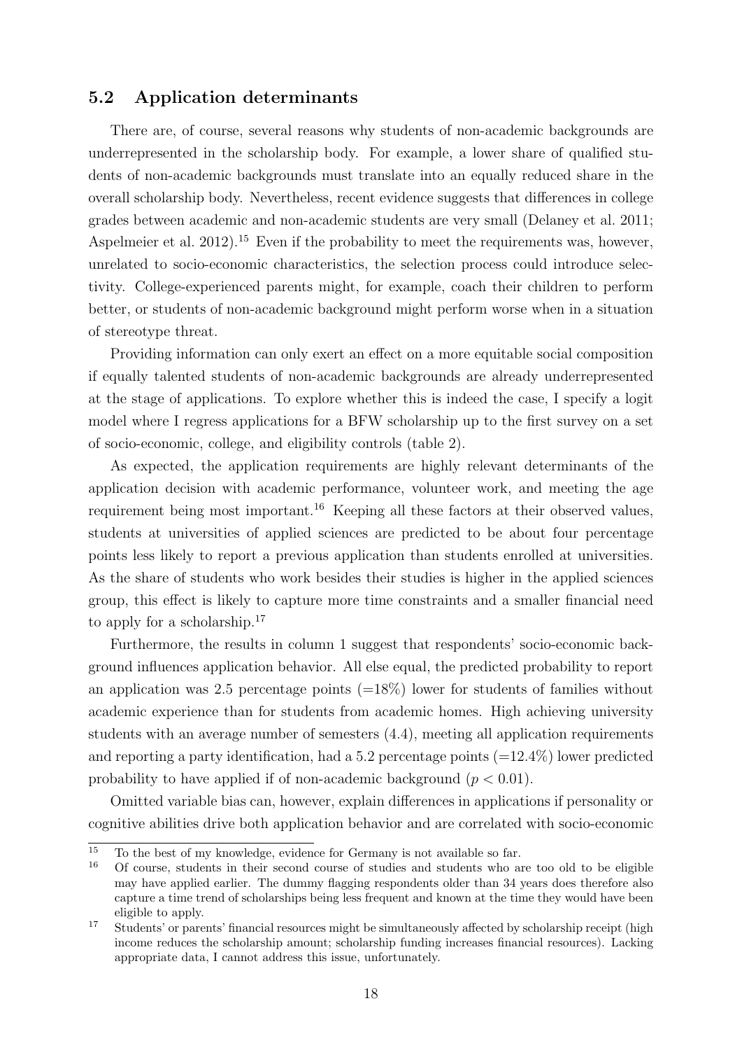## 5.2 Application determinants

There are, of course, several reasons why students of non-academic backgrounds are underrepresented in the scholarship body. For example, a lower share of qualified students of non-academic backgrounds must translate into an equally reduced share in the overall scholarship body. Nevertheless, recent evidence suggests that differences in college grades between academic and non-academic students are very small (Delaney et al. 2011; Aspelmeier et al. 2012).[15] Even if the probability to meet the requirements was, however, unrelated to socio-economic characteristics, the selection process could introduce selectivity. College-experienced parents might, for example, coach their children to perform better, or students of non-academic background might perform worse when in a situation of stereotype threat.

Providing information can only exert an effect on a more equitable social composition if equally talented students of non-academic backgrounds are already underrepresented at the stage of applications. To explore whether this is indeed the case, I specify a logit model where I regress applications for a BFW scholarship up to the first survey on a set of socio-economic, college, and eligibility controls (table 2).

As expected, the application requirements are highly relevant determinants of the application decision with academic performance, volunteer work, and meeting the age requirement being most important.[16] Keeping all these factors at their observed values, students at universities of applied sciences are predicted to be about four percentage points less likely to report a previous application than students enrolled at universities. As the share of students who work besides their studies is higher in the applied sciences group, this effect is likely to capture more time constraints and a smaller financial need to apply for a scholarship.[17]

Furthermore, the results in column 1 suggest that respondents' socio-economic background influences application behavior. All else equal, the predicted probability to report an application was 2.5 percentage points (=18%) lower for students of families without academic experience than for students from academic homes. High achieving university students with an average number of semesters (4.4), meeting all application requirements and reporting a party identification, had a 5.2 percentage points (=12.4%) lower predicted probability to have applied if of non-academic background ($p < 0.01$).

Omitted variable bias can, however, explain differences in applications if personality or cognitive abilities drive both application behavior and are correlated with socio-economic

---

[15] To the best of my knowledge, evidence for Germany is not available so far.

[16] Of course, students in their second course of studies and students who are too old to be eligible may have applied earlier. The dummy flagging respondents older than 34 years does therefore also capture a time trend of scholarships being less frequent and known at the time they would have been eligible to apply.

[17] Students' or parents' financial resources might be simultaneously affected by scholarship receipt (high income reduces the scholarship amount; scholarship funding increases financial resources). Lacking appropriate data, I cannot address this issue, unfortunately.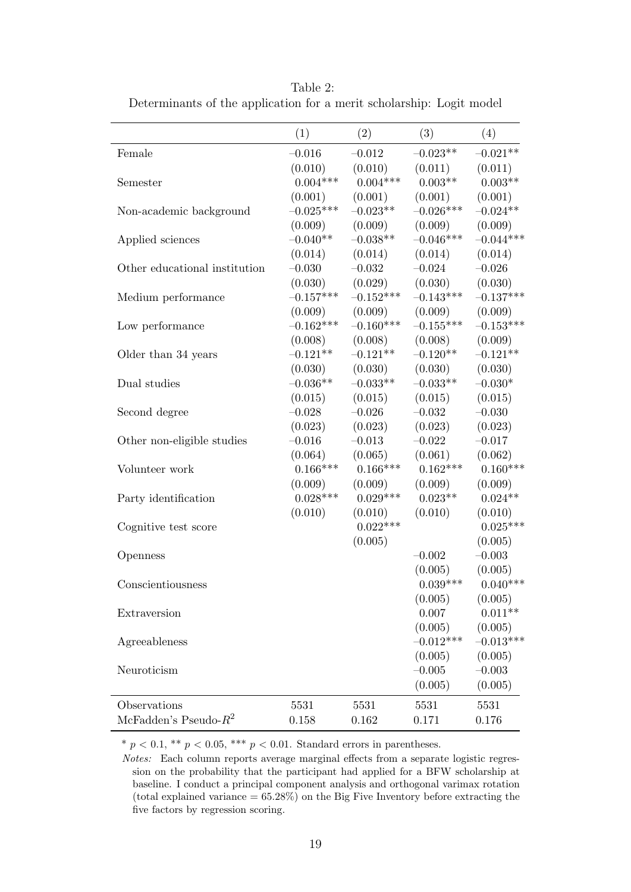Table 2:
Determinants of the application for a merit scholarship: Logit model

| | (1) | (2) | (3) | (4) |
|---|---|---|---|---|
| Female | −0.016 | −0.012 | −0.023** | −0.021** |
| | (0.010) | (0.010) | (0.011) | (0.011) |
| Semester | 0.004*** | 0.004*** | 0.003** | 0.003** |
| | (0.001) | (0.001) | (0.001) | (0.001) |
| Non-academic background | −0.025*** | −0.023** | −0.026*** | −0.024** |
| | (0.009) | (0.009) | (0.009) | (0.009) |
| Applied sciences | −0.040** | −0.038** | −0.046*** | −0.044*** |
| | (0.014) | (0.014) | (0.014) | (0.014) |
| Other educational institution | −0.030 | −0.032 | −0.024 | −0.026 |
| | (0.030) | (0.029) | (0.030) | (0.030) |
| Medium performance | −0.157*** | −0.152*** | −0.143*** | −0.137*** |
| | (0.009) | (0.009) | (0.009) | (0.009) |
| Low performance | −0.162*** | −0.160*** | −0.155*** | −0.153*** |
| | (0.008) | (0.008) | (0.008) | (0.009) |
| Older than 34 years | −0.121** | −0.121** | −0.120** | −0.121** |
| | (0.030) | (0.030) | (0.030) | (0.030) |
| Dual studies | −0.036** | −0.033** | −0.033** | −0.030* |
| | (0.015) | (0.015) | (0.015) | (0.015) |
| Second degree | −0.028 | −0.026 | −0.032 | −0.030 |
| | (0.023) | (0.023) | (0.023) | (0.023) |
| Other non-eligible studies | −0.016 | −0.013 | −0.022 | −0.017 |
| | (0.064) | (0.065) | (0.061) | (0.062) |
| Volunteer work | 0.166*** | 0.166*** | 0.162*** | 0.160*** |
| | (0.009) | (0.009) | (0.009) | (0.009) |
| Party identification | 0.028*** | 0.029*** | 0.023** | 0.024** |
| | (0.010) | (0.010) | (0.010) | (0.010) |
| Cognitive test score | | 0.022*** | | 0.025*** |
| | | (0.005) | | (0.005) |
| Openness | | | −0.002 | −0.003 |
| | | | (0.005) | (0.005) |
| Conscientiousness | | | 0.039*** | 0.040*** |
| | | | (0.005) | (0.005) |
| Extraversion | | | 0.007 | 0.011** |
| | | | (0.005) | (0.005) |
| Agreeableness | | | −0.012*** | −0.013*** |
| | | | (0.005) | (0.005) |
| Neuroticism | | | −0.005 | −0.003 |
| | | | (0.005) | (0.005) |
| Observations | 5531 | 5531 | 5531 | 5531 |
| McFadden's Pseudo-$R^2$ | 0.158 | 0.162 | 0.171 | 0.176 |

\* $p < 0.1$, ** $p < 0.05$, *** $p < 0.01$. Standard errors in parentheses.

*Notes:* Each column reports average marginal effects from a separate logistic regression on the probability that the participant had applied for a BFW scholarship at baseline. I conduct a principal component analysis and orthogonal varimax rotation (total explained variance = 65.28%) on the Big Five Inventory before extracting the five factors by regression scoring.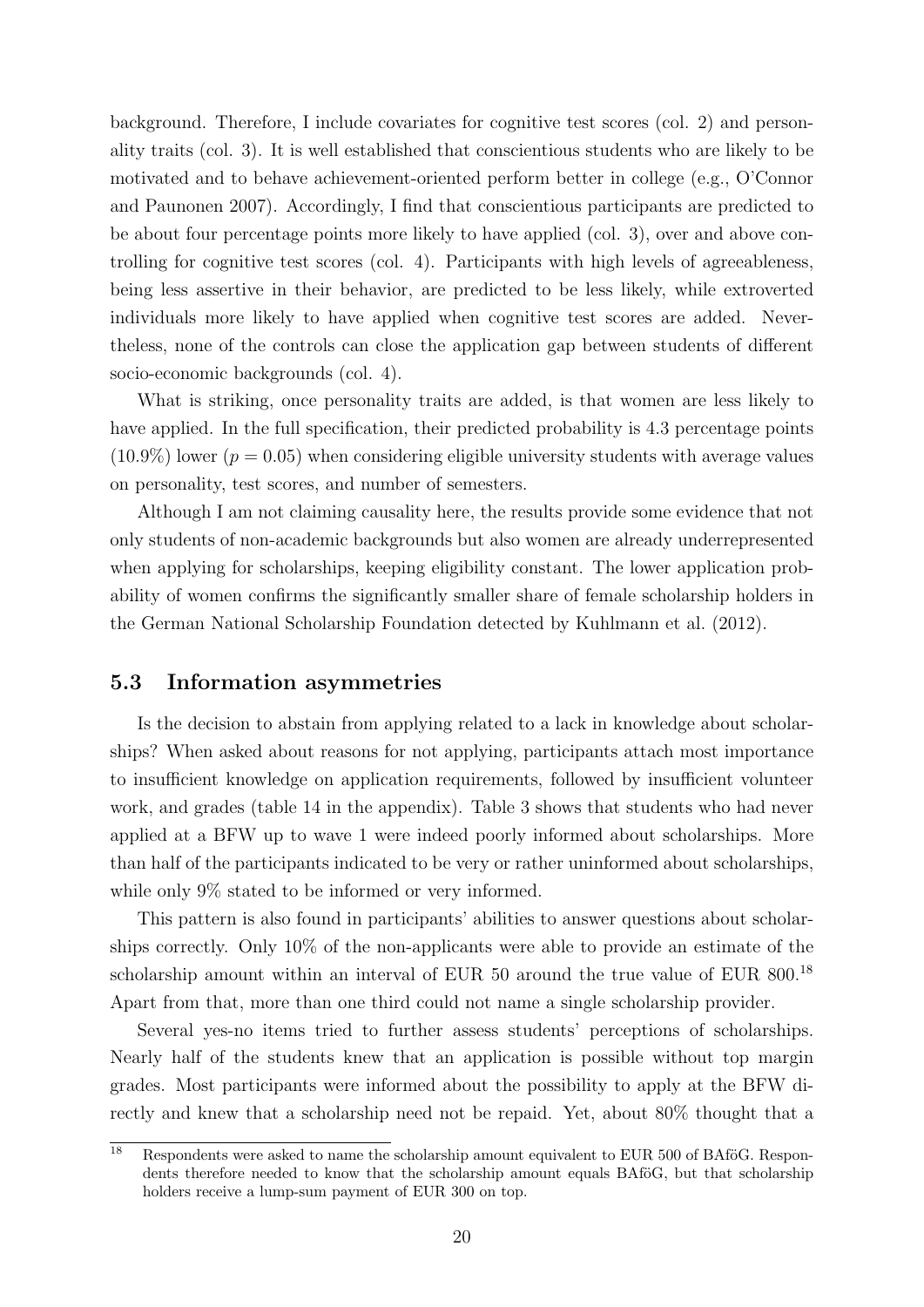background. Therefore, I include covariates for cognitive test scores (col. 2) and personality traits (col. 3). It is well established that conscientious students who are likely to be motivated and to behave achievement-oriented perform better in college (e.g., O'Connor and Paunonen 2007). Accordingly, I find that conscientious participants are predicted to be about four percentage points more likely to have applied (col. 3), over and above controlling for cognitive test scores (col. 4). Participants with high levels of agreeableness, being less assertive in their behavior, are predicted to be less likely, while extroverted individuals more likely to have applied when cognitive test scores are added. Nevertheless, none of the controls can close the application gap between students of different socio-economic backgrounds (col. 4).

What is striking, once personality traits are added, is that women are less likely to have applied. In the full specification, their predicted probability is 4.3 percentage points (10.9%) lower ($p = 0.05$) when considering eligible university students with average values on personality, test scores, and number of semesters.

Although I am not claiming causality here, the results provide some evidence that not only students of non-academic backgrounds but also women are already underrepresented when applying for scholarships, keeping eligibility constant. The lower application probability of women confirms the significantly smaller share of female scholarship holders in the German National Scholarship Foundation detected by Kuhlmann et al. (2012).

### 5.3 Information asymmetries

Is the decision to abstain from applying related to a lack in knowledge about scholarships? When asked about reasons for not applying, participants attach most importance to insufficient knowledge on application requirements, followed by insufficient volunteer work, and grades (table 14 in the appendix). Table 3 shows that students who had never applied at a BFW up to wave 1 were indeed poorly informed about scholarships. More than half of the participants indicated to be very or rather uninformed about scholarships, while only 9% stated to be informed or very informed.

This pattern is also found in participants' abilities to answer questions about scholarships correctly. Only 10% of the non-applicants were able to provide an estimate of the scholarship amount within an interval of EUR 50 around the true value of EUR 800.[18] Apart from that, more than one third could not name a single scholarship provider.

Several yes-no items tried to further assess students' perceptions of scholarships. Nearly half of the students knew that an application is possible without top margin grades. Most participants were informed about the possibility to apply at the BFW directly and knew that a scholarship need not be repaid. Yet, about 80% thought that a

[18] Respondents were asked to name the scholarship amount equivalent to EUR 500 of BAföG. Respondents therefore needed to know that the scholarship amount equals BAföG, but that scholarship holders receive a lump-sum payment of EUR 300 on top.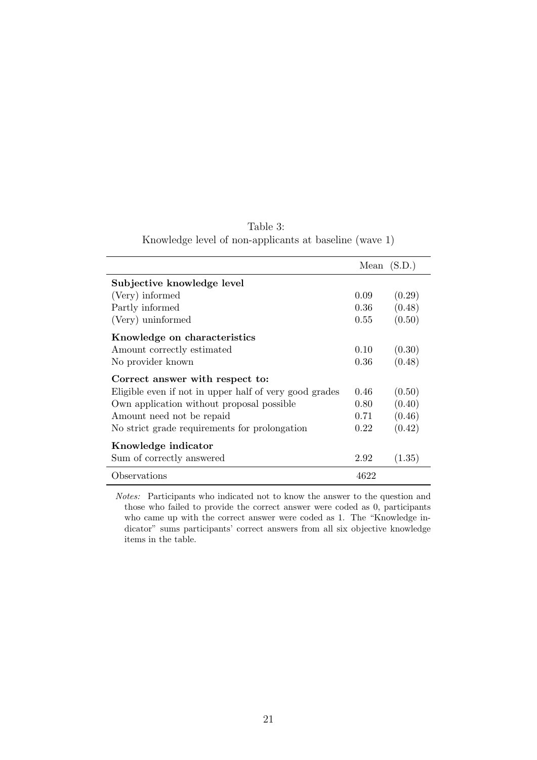Table 3:
Knowledge level of non-applicants at baseline (wave 1)

| | Mean | (S.D.) |
|---|---|---|
| **Subjective knowledge level** | | |
| (Very) informed | 0.09 | (0.29) |
| Partly informed | 0.36 | (0.48) |
| (Very) uninformed | 0.55 | (0.50) |
| **Knowledge on characteristics** | | |
| Amount correctly estimated | 0.10 | (0.30) |
| No provider known | 0.36 | (0.48) |
| **Correct answer with respect to:** | | |
| Eligible even if not in upper half of very good grades | 0.46 | (0.50) |
| Own application without proposal possible | 0.80 | (0.40) |
| Amount need not be repaid | 0.71 | (0.46) |
| No strict grade requirements for prolongation | 0.22 | (0.42) |
| **Knowledge indicator** | | |
| Sum of correctly answered | 2.92 | (1.35) |
| Observations | 4622 | |

*Notes:* Participants who indicated not to know the answer to the question and those who failed to provide the correct answer were coded as 0, participants who came up with the correct answer were coded as 1. The "Knowledge indicator" sums participants' correct answers from all six objective knowledge items in the table.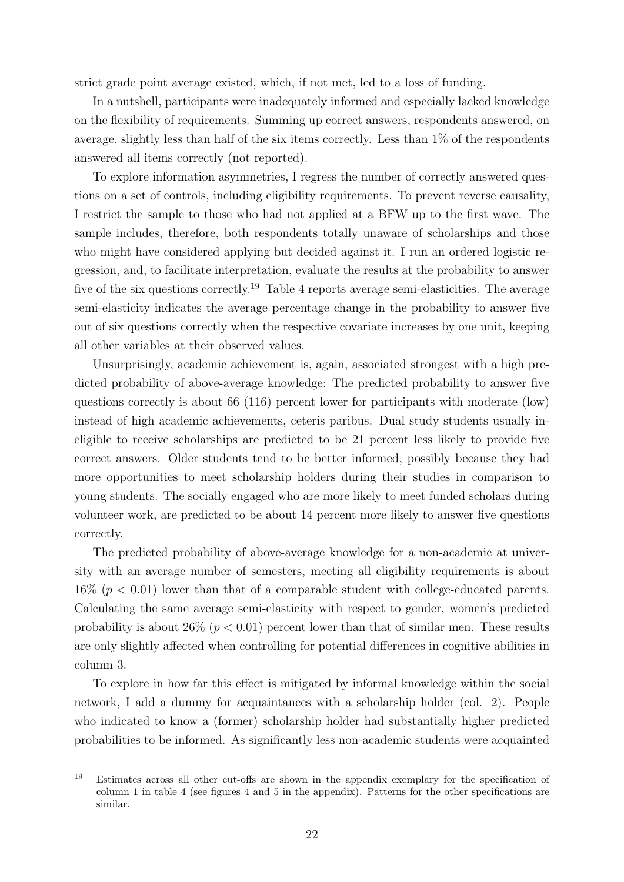strict grade point average existed, which, if not met, led to a loss of funding.

In a nutshell, participants were inadequately informed and especially lacked knowledge on the flexibility of requirements. Summing up correct answers, respondents answered, on average, slightly less than half of the six items correctly. Less than 1% of the respondents answered all items correctly (not reported).

To explore information asymmetries, I regress the number of correctly answered questions on a set of controls, including eligibility requirements. To prevent reverse causality, I restrict the sample to those who had not applied at a BFW up to the first wave. The sample includes, therefore, both respondents totally unaware of scholarships and those who might have considered applying but decided against it. I run an ordered logistic regression, and, to facilitate interpretation, evaluate the results at the probability to answer five of the six questions correctly.[19] Table 4 reports average semi-elasticities. The average semi-elasticity indicates the average percentage change in the probability to answer five out of six questions correctly when the respective covariate increases by one unit, keeping all other variables at their observed values.

Unsurprisingly, academic achievement is, again, associated strongest with a high predicted probability of above-average knowledge: The predicted probability to answer five questions correctly is about 66 (116) percent lower for participants with moderate (low) instead of high academic achievements, ceteris paribus. Dual study students usually ineligible to receive scholarships are predicted to be 21 percent less likely to provide five correct answers. Older students tend to be better informed, possibly because they had more opportunities to meet scholarship holders during their studies in comparison to young students. The socially engaged who are more likely to meet funded scholars during volunteer work, are predicted to be about 14 percent more likely to answer five questions correctly.

The predicted probability of above-average knowledge for a non-academic at university with an average number of semesters, meeting all eligibility requirements is about 16% ($p < 0.01$) lower than that of a comparable student with college-educated parents. Calculating the same average semi-elasticity with respect to gender, women's predicted probability is about 26% ($p < 0.01$) percent lower than that of similar men. These results are only slightly affected when controlling for potential differences in cognitive abilities in column 3.

To explore in how far this effect is mitigated by informal knowledge within the social network, I add a dummy for acquaintances with a scholarship holder (col. 2). People who indicated to know a (former) scholarship holder had substantially higher predicted probabilities to be informed. As significantly less non-academic students were acquainted

[19] Estimates across all other cut-offs are shown in the appendix exemplary for the specification of column 1 in table 4 (see figures 4 and 5 in the appendix). Patterns for the other specifications are similar.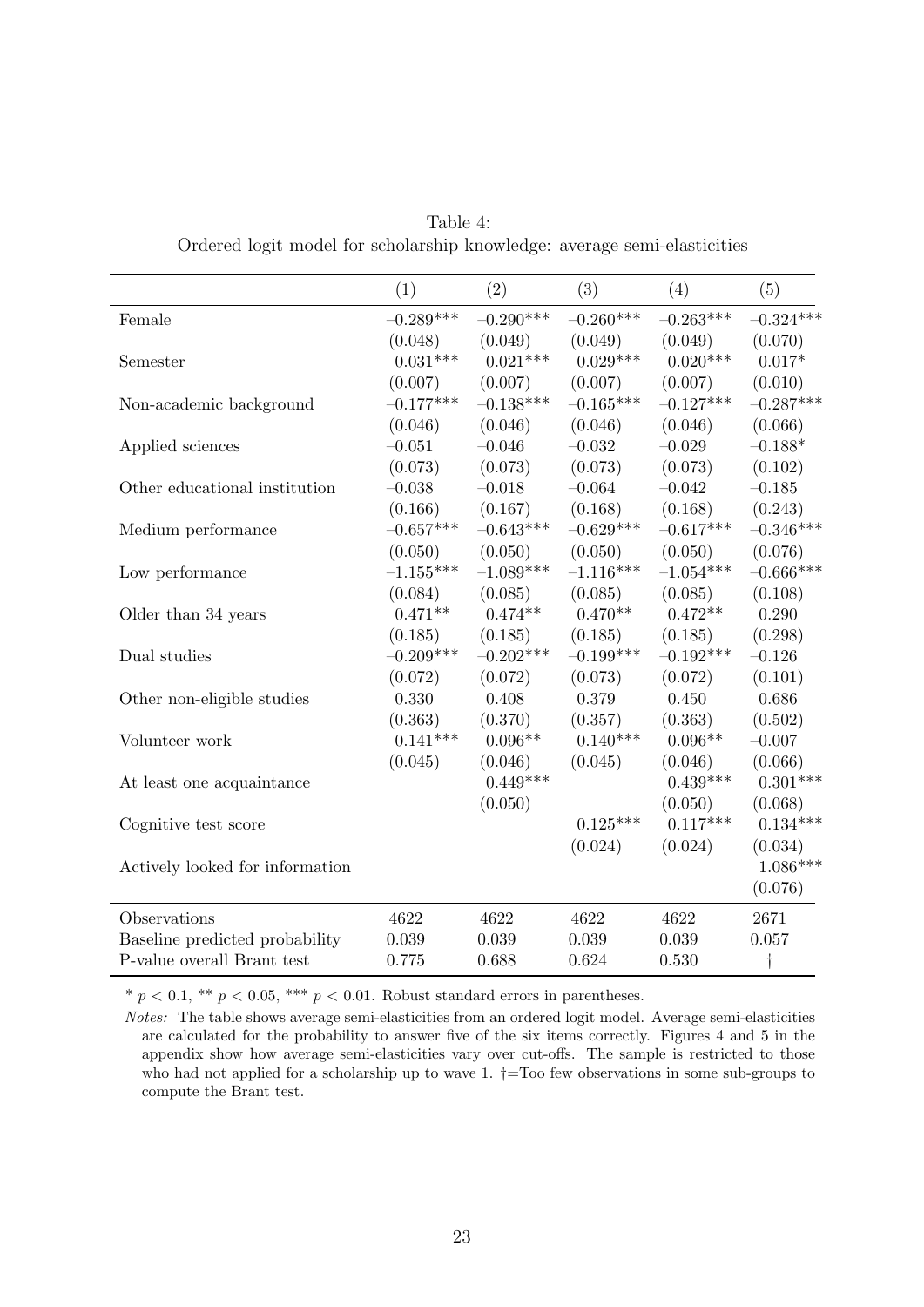Table 4:
Ordered logit model for scholarship knowledge: average semi-elasticities

| | (1) | (2) | (3) | (4) | (5) |
|---|---|---|---|---|---|
| Female | −0.289*** | −0.290*** | −0.260*** | −0.263*** | −0.324*** |
| | (0.048) | (0.049) | (0.049) | (0.049) | (0.070) |
| Semester | 0.031*** | 0.021*** | 0.029*** | 0.020*** | 0.017* |
| | (0.007) | (0.007) | (0.007) | (0.007) | (0.010) |
| Non-academic background | −0.177*** | −0.138*** | −0.165*** | −0.127*** | −0.287*** |
| | (0.046) | (0.046) | (0.046) | (0.046) | (0.066) |
| Applied sciences | −0.051 | −0.046 | −0.032 | −0.029 | −0.188* |
| | (0.073) | (0.073) | (0.073) | (0.073) | (0.102) |
| Other educational institution | −0.038 | −0.018 | −0.064 | −0.042 | −0.185 |
| | (0.166) | (0.167) | (0.168) | (0.168) | (0.243) |
| Medium performance | −0.657*** | −0.643*** | −0.629*** | −0.617*** | −0.346*** |
| | (0.050) | (0.050) | (0.050) | (0.050) | (0.076) |
| Low performance | −1.155*** | −1.089*** | −1.116*** | −1.054*** | −0.666*** |
| | (0.084) | (0.085) | (0.085) | (0.085) | (0.108) |
| Older than 34 years | 0.471** | 0.474** | 0.470** | 0.472** | 0.290 |
| | (0.185) | (0.185) | (0.185) | (0.185) | (0.298) |
| Dual studies | −0.209*** | −0.202*** | −0.199*** | −0.192*** | −0.126 |
| | (0.072) | (0.072) | (0.073) | (0.072) | (0.101) |
| Other non-eligible studies | 0.330 | 0.408 | 0.379 | 0.450 | 0.686 |
| | (0.363) | (0.370) | (0.357) | (0.363) | (0.502) |
| Volunteer work | 0.141*** | 0.096** | 0.140*** | 0.096** | −0.007 |
| | (0.045) | (0.046) | (0.045) | (0.046) | (0.066) |
| At least one acquaintance | | 0.449*** | | 0.439*** | 0.301*** |
| | | (0.050) | | (0.050) | (0.068) |
| Cognitive test score | | | 0.125*** | 0.117*** | 0.134*** |
| | | | (0.024) | (0.024) | (0.034) |
| Actively looked for information | | | | | 1.086*** |
| | | | | | (0.076) |
| Observations | 4622 | 4622 | 4622 | 4622 | 2671 |
| Baseline predicted probability | 0.039 | 0.039 | 0.039 | 0.039 | 0.057 |
| P-value overall Brant test | 0.775 | 0.688 | 0.624 | 0.530 | † |

* $p < 0.1$, ** $p < 0.05$, *** $p < 0.01$. Robust standard errors in parentheses.

*Notes:* The table shows average semi-elasticities from an ordered logit model. Average semi-elasticities are calculated for the probability to answer five of the six items correctly. Figures 4 and 5 in the appendix show how average semi-elasticities vary over cut-offs. The sample is restricted to those who had not applied for a scholarship up to wave 1. †=Too few observations in some sub-groups to compute the Brant test.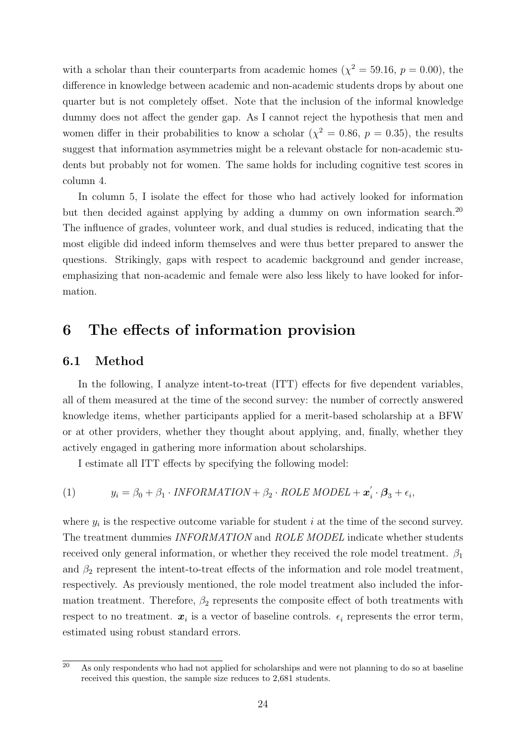with a scholar than their counterparts from academic homes ($\chi^2 = 59.16$, $p = 0.00$), the difference in knowledge between academic and non-academic students drops by about one quarter but is not completely offset. Note that the inclusion of the informal knowledge dummy does not affect the gender gap. As I cannot reject the hypothesis that men and women differ in their probabilities to know a scholar ($\chi^2 = 0.86$, $p = 0.35$), the results suggest that information asymmetries might be a relevant obstacle for non-academic students but probably not for women. The same holds for including cognitive test scores in column 4.

In column 5, I isolate the effect for those who had actively looked for information but then decided against applying by adding a dummy on own information search.[20] The influence of grades, volunteer work, and dual studies is reduced, indicating that the most eligible did indeed inform themselves and were thus better prepared to answer the questions. Strikingly, gaps with respect to academic background and gender increase, emphasizing that non-academic and female were also less likely to have looked for information.

# 6 The effects of information provision

## 6.1 Method

In the following, I analyze intent-to-treat (ITT) effects for five dependent variables, all of them measured at the time of the second survey: the number of correctly answered knowledge items, whether participants applied for a merit-based scholarship at a BFW or at other providers, whether they thought about applying, and, finally, whether they actively engaged in gathering more information about scholarships.

I estimate all ITT effects by specifying the following model:

$$(1) \qquad y_i = \beta_0 + \beta_1 \cdot \mathit{INFORMATION} + \beta_2 \cdot \mathit{ROLE\ MODEL} + \boldsymbol{x}_i^{'} \cdot \boldsymbol{\beta}_3 + \epsilon_i,$$

where $y_i$ is the respective outcome variable for student $i$ at the time of the second survey. The treatment dummies *INFORMATION* and *ROLE MODEL* indicate whether students received only general information, or whether they received the role model treatment. $\beta_1$ and $\beta_2$ represent the intent-to-treat effects of the information and role model treatment, respectively. As previously mentioned, the role model treatment also included the information treatment. Therefore, $\beta_2$ represents the composite effect of both treatments with respect to no treatment. $\boldsymbol{x}_i$ is a vector of baseline controls. $\epsilon_i$ represents the error term, estimated using robust standard errors.

[20] As only respondents who had not applied for scholarships and were not planning to do so at baseline received this question, the sample size reduces to 2,681 students.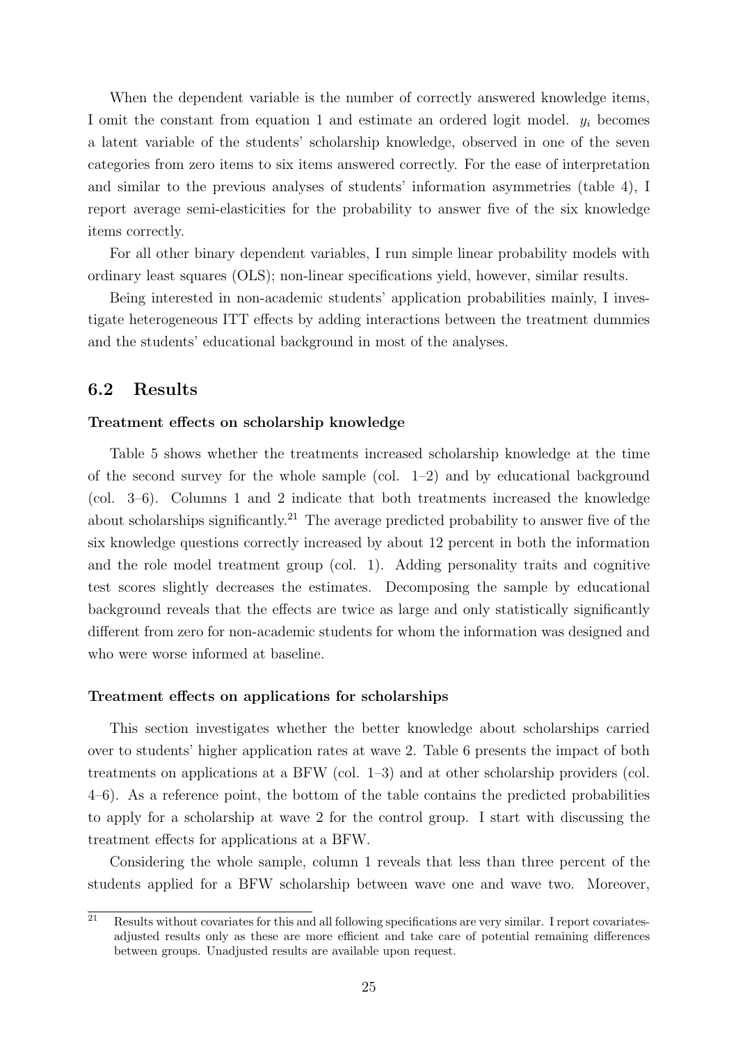When the dependent variable is the number of correctly answered knowledge items, I omit the constant from equation 1 and estimate an ordered logit model. $y_i$ becomes a latent variable of the students' scholarship knowledge, observed in one of the seven categories from zero items to six items answered correctly. For the ease of interpretation and similar to the previous analyses of students' information asymmetries (table 4), I report average semi-elasticities for the probability to answer five of the six knowledge items correctly.

For all other binary dependent variables, I run simple linear probability models with ordinary least squares (OLS); non-linear specifications yield, however, similar results.

Being interested in non-academic students' application probabilities mainly, I investigate heterogeneous ITT effects by adding interactions between the treatment dummies and the students' educational background in most of the analyses.

## 6.2 Results

**Treatment effects on scholarship knowledge**

Table 5 shows whether the treatments increased scholarship knowledge at the time of the second survey for the whole sample (col. 1–2) and by educational background (col. 3–6). Columns 1 and 2 indicate that both treatments increased the knowledge about scholarships significantly.[21] The average predicted probability to answer five of the six knowledge questions correctly increased by about 12 percent in both the information and the role model treatment group (col. 1). Adding personality traits and cognitive test scores slightly decreases the estimates. Decomposing the sample by educational background reveals that the effects are twice as large and only statistically significantly different from zero for non-academic students for whom the information was designed and who were worse informed at baseline.

**Treatment effects on applications for scholarships**

This section investigates whether the better knowledge about scholarships carried over to students' higher application rates at wave 2. Table 6 presents the impact of both treatments on applications at a BFW (col. 1–3) and at other scholarship providers (col. 4–6). As a reference point, the bottom of the table contains the predicted probabilities to apply for a scholarship at wave 2 for the control group. I start with discussing the treatment effects for applications at a BFW.

Considering the whole sample, column 1 reveals that less than three percent of the students applied for a BFW scholarship between wave one and wave two. Moreover,

[21] Results without covariates for this and all following specifications are very similar. I report covariates-adjusted results only as these are more efficient and take care of potential remaining differences between groups. Unadjusted results are available upon request.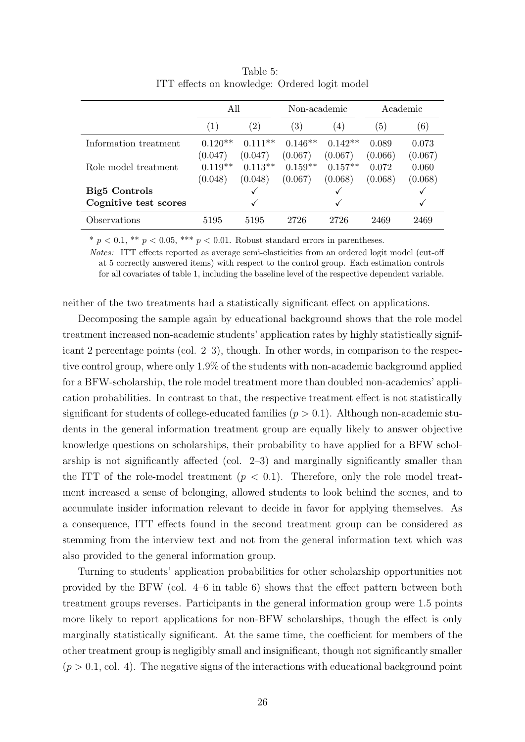Table 5:
ITT effects on knowledge: Ordered logit model

| | All | | Non-academic | | Academic | |
|---|---|---|---|---|---|---|
| | (1) | (2) | (3) | (4) | (5) | (6) |
| Information treatment | 0.120** | 0.111** | 0.146** | 0.142** | 0.089 | 0.073 |
| | (0.047) | (0.047) | (0.067) | (0.067) | (0.066) | (0.067) |
| Role model treatment | 0.119** | 0.113** | 0.159** | 0.157** | 0.072 | 0.060 |
| | (0.048) | (0.048) | (0.067) | (0.068) | (0.068) | (0.068) |
| **Big5 Controls** | | ✓ | | ✓ | | ✓ |
| **Cognitive test scores** | | ✓ | | ✓ | | ✓ |
| Observations | 5195 | 5195 | 2726 | 2726 | 2469 | 2469 |

* $p < 0.1$, ** $p < 0.05$, *** $p < 0.01$. Robust standard errors in parentheses.

*Notes:* ITT effects reported as average semi-elasticities from an ordered logit model (cut-off at 5 correctly answered items) with respect to the control group. Each estimation controls for all covariates of table 1, including the baseline level of the respective dependent variable.

neither of the two treatments had a statistically significant effect on applications.

Decomposing the sample again by educational background shows that the role model treatment increased non-academic students' application rates by highly statistically significant 2 percentage points (col. 2–3), though. In other words, in comparison to the respective control group, where only 1.9% of the students with non-academic background applied for a BFW-scholarship, the role model treatment more than doubled non-academics' application probabilities. In contrast to that, the respective treatment effect is not statistically significant for students of college-educated families ($p > 0.1$). Although non-academic students in the general information treatment group are equally likely to answer objective knowledge questions on scholarships, their probability to have applied for a BFW scholarship is not significantly affected (col. 2–3) and marginally significantly smaller than the ITT of the role-model treatment ($p < 0.1$). Therefore, only the role model treatment increased a sense of belonging, allowed students to look behind the scenes, and to accumulate insider information relevant to decide in favor for applying themselves. As a consequence, ITT effects found in the second treatment group can be considered as stemming from the interview text and not from the general information text which was also provided to the general information group.

Turning to students' application probabilities for other scholarship opportunities not provided by the BFW (col. 4–6 in table 6) shows that the effect pattern between both treatment groups reverses. Participants in the general information group were 1.5 points more likely to report applications for non-BFW scholarships, though the effect is only marginally statistically significant. At the same time, the coefficient for members of the other treatment group is negligibly small and insignificant, though not significantly smaller ($p > 0.1$, col. 4). The negative signs of the interactions with educational background point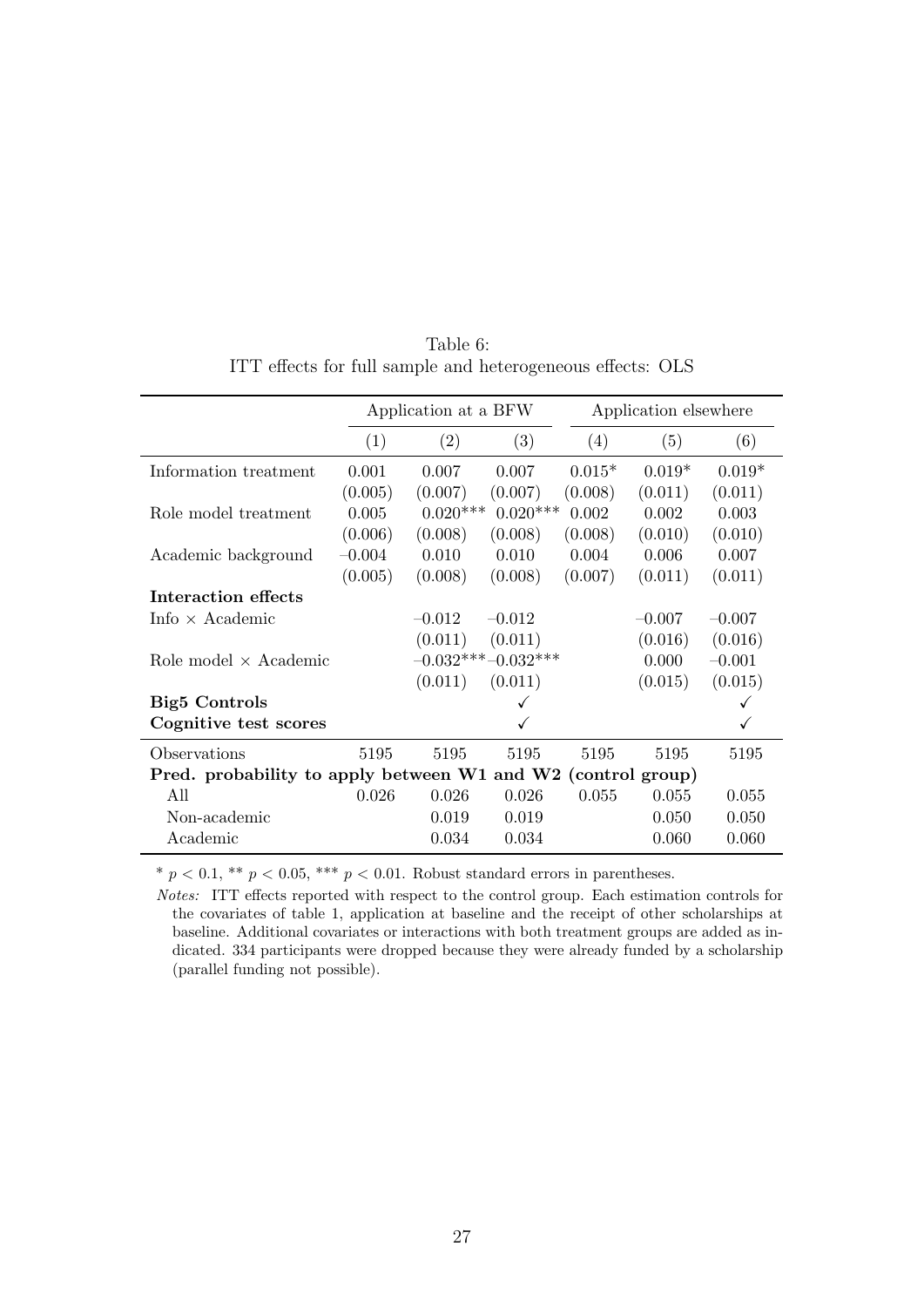Table 6:
ITT effects for full sample and heterogeneous effects: OLS

| | Application at a BFW | | | Application elsewhere | | |
|---|---|---|---|---|---|---|
| | (1) | (2) | (3) | (4) | (5) | (6) |
| Information treatment | 0.001 | 0.007 | 0.007 | 0.015* | 0.019* | 0.019* |
| | (0.005) | (0.007) | (0.007) | (0.008) | (0.011) | (0.011) |
| Role model treatment | 0.005 | 0.020*** | 0.020*** | 0.002 | 0.002 | 0.003 |
| | (0.006) | (0.008) | (0.008) | (0.008) | (0.010) | (0.010) |
| Academic background | −0.004 | 0.010 | 0.010 | 0.004 | 0.006 | 0.007 |
| | (0.005) | (0.008) | (0.008) | (0.007) | (0.011) | (0.011) |
| **Interaction effects** | | | | | | |
| Info × Academic | | −0.012 | −0.012 | | −0.007 | −0.007 |
| | | (0.011) | (0.011) | | (0.016) | (0.016) |
| Role model × Academic | | −0.032*** | −0.032*** | | 0.000 | −0.001 |
| | | (0.011) | (0.011) | | (0.015) | (0.015) |
| **Big5 Controls** | | | ✓ | | | ✓ |
| **Cognitive test scores** | | | ✓ | | | ✓ |
| Observations | 5195 | 5195 | 5195 | 5195 | 5195 | 5195 |
| **Pred. probability to apply between W1 and W2 (control group)** | | | | | | |
| All | 0.026 | 0.026 | 0.026 | 0.055 | 0.055 | 0.055 |
| Non-academic | | 0.019 | 0.019 | | 0.050 | 0.050 |
| Academic | | 0.034 | 0.034 | | 0.060 | 0.060 |

* $p < 0.1$, ** $p < 0.05$, *** $p < 0.01$. Robust standard errors in parentheses.

*Notes:* ITT effects reported with respect to the control group. Each estimation controls for the covariates of table 1, application at baseline and the receipt of other scholarships at baseline. Additional covariates or interactions with both treatment groups are added as indicated. 334 participants were dropped because they were already funded by a scholarship (parallel funding not possible).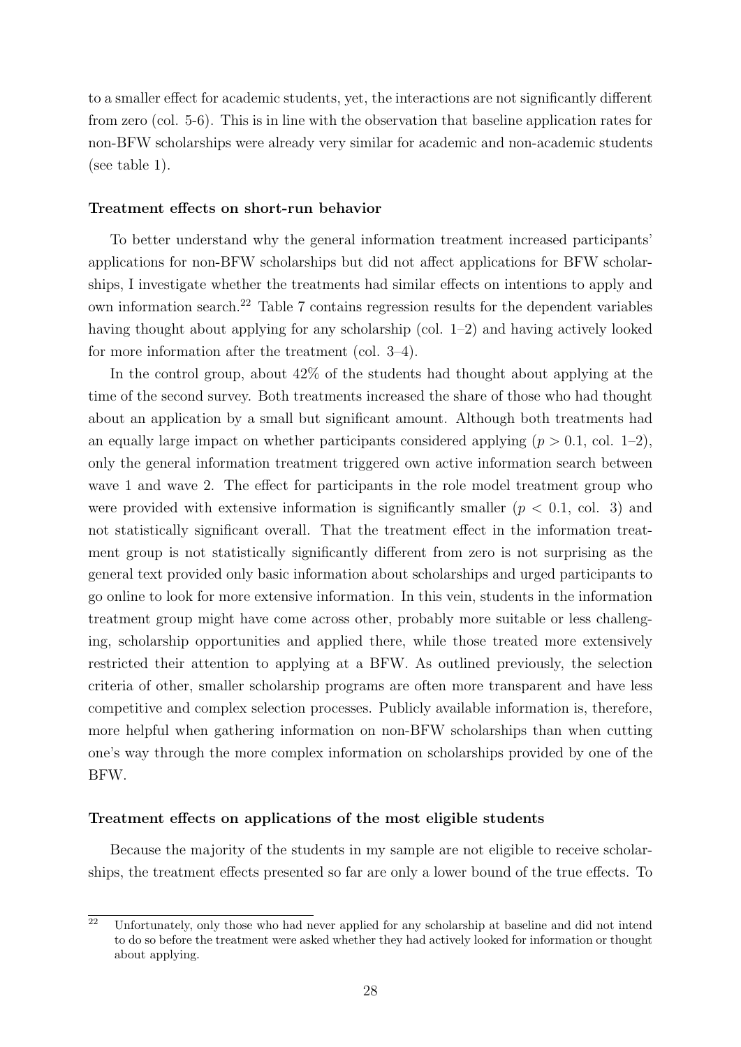to a smaller effect for academic students, yet, the interactions are not significantly different from zero (col. 5-6). This is in line with the observation that baseline application rates for non-BFW scholarships were already very similar for academic and non-academic students (see table 1).

**Treatment effects on short-run behavior**

To better understand why the general information treatment increased participants' applications for non-BFW scholarships but did not affect applications for BFW scholarships, I investigate whether the treatments had similar effects on intentions to apply and own information search.[22] Table 7 contains regression results for the dependent variables having thought about applying for any scholarship (col. 1–2) and having actively looked for more information after the treatment (col. 3–4).

In the control group, about 42% of the students had thought about applying at the time of the second survey. Both treatments increased the share of those who had thought about an application by a small but significant amount. Although both treatments had an equally large impact on whether participants considered applying ($p > 0.1$, col. 1–2), only the general information treatment triggered own active information search between wave 1 and wave 2. The effect for participants in the role model treatment group who were provided with extensive information is significantly smaller ($p < 0.1$, col. 3) and not statistically significant overall. That the treatment effect in the information treatment group is not statistically significantly different from zero is not surprising as the general text provided only basic information about scholarships and urged participants to go online to look for more extensive information. In this vein, students in the information treatment group might have come across other, probably more suitable or less challenging, scholarship opportunities and applied there, while those treated more extensively restricted their attention to applying at a BFW. As outlined previously, the selection criteria of other, smaller scholarship programs are often more transparent and have less competitive and complex selection processes. Publicly available information is, therefore, more helpful when gathering information on non-BFW scholarships than when cutting one's way through the more complex information on scholarships provided by one of the BFW.

**Treatment effects on applications of the most eligible students**

Because the majority of the students in my sample are not eligible to receive scholarships, the treatment effects presented so far are only a lower bound of the true effects. To

[22] Unfortunately, only those who had never applied for any scholarship at baseline and did not intend to do so before the treatment were asked whether they had actively looked for information or thought about applying.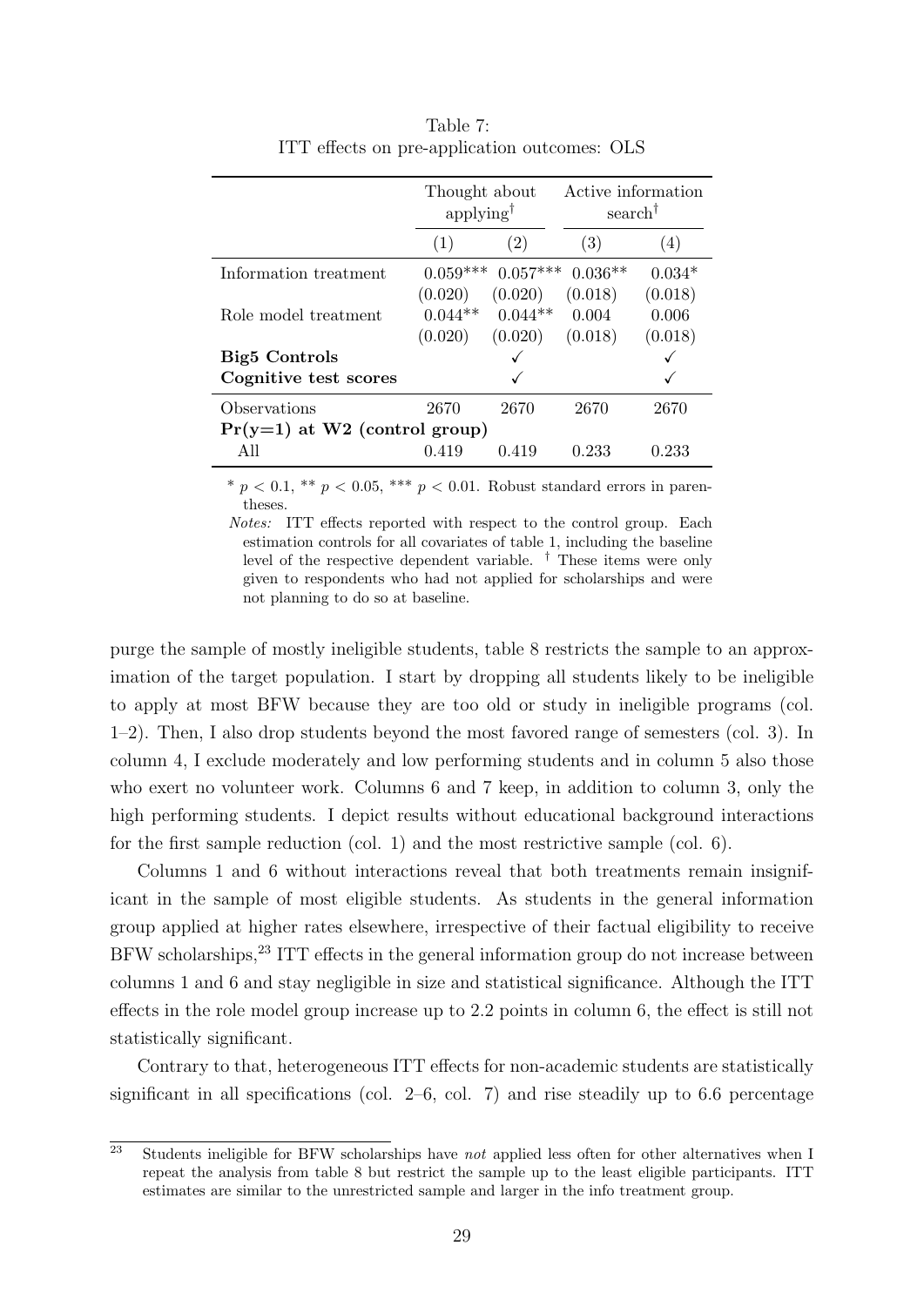Table 7:
ITT effects on pre-application outcomes: OLS

| | Thought about applying[†] | | Active information search[†] | |
|---|---|---|---|---|
| | (1) | (2) | (3) | (4) |
| Information treatment | 0.059*** | 0.057*** | 0.036** | 0.034* |
| | (0.020) | (0.020) | (0.018) | (0.018) |
| Role model treatment | 0.044** | 0.044** | 0.004 | 0.006 |
| | (0.020) | (0.020) | (0.018) | (0.018) |
| **Big5 Controls** | | ✓ | | ✓ |
| **Cognitive test scores** | | ✓ | | ✓ |
| Observations | 2670 | 2670 | 2670 | 2670 |
| **Pr(y=1) at W2 (control group)** | | | | |
| All | 0.419 | 0.419 | 0.233 | 0.233 |

* $p < 0.1$, ** $p < 0.05$, *** $p < 0.01$. Robust standard errors in parentheses.

*Notes:* ITT effects reported with respect to the control group. Each estimation controls for all covariates of table 1, including the baseline level of the respective dependent variable. [†] These items were only given to respondents who had not applied for scholarships and were not planning to do so at baseline.

purge the sample of mostly ineligible students, table 8 restricts the sample to an approximation of the target population. I start by dropping all students likely to be ineligible to apply at most BFW because they are too old or study in ineligible programs (col. 1–2). Then, I also drop students beyond the most favored range of semesters (col. 3). In column 4, I exclude moderately and low performing students and in column 5 also those who exert no volunteer work. Columns 6 and 7 keep, in addition to column 3, only the high performing students. I depict results without educational background interactions for the first sample reduction (col. 1) and the most restrictive sample (col. 6).

Columns 1 and 6 without interactions reveal that both treatments remain insignificant in the sample of most eligible students. As students in the general information group applied at higher rates elsewhere, irrespective of their factual eligibility to receive BFW scholarships,[23] ITT effects in the general information group do not increase between columns 1 and 6 and stay negligible in size and statistical significance. Although the ITT effects in the role model group increase up to 2.2 points in column 6, the effect is still not statistically significant.

Contrary to that, heterogeneous ITT effects for non-academic students are statistically significant in all specifications (col. 2–6, col. 7) and rise steadily up to 6.6 percentage

[23] Students ineligible for BFW scholarships have *not* applied less often for other alternatives when I repeat the analysis from table 8 but restrict the sample up to the least eligible participants. ITT estimates are similar to the unrestricted sample and larger in the info treatment group.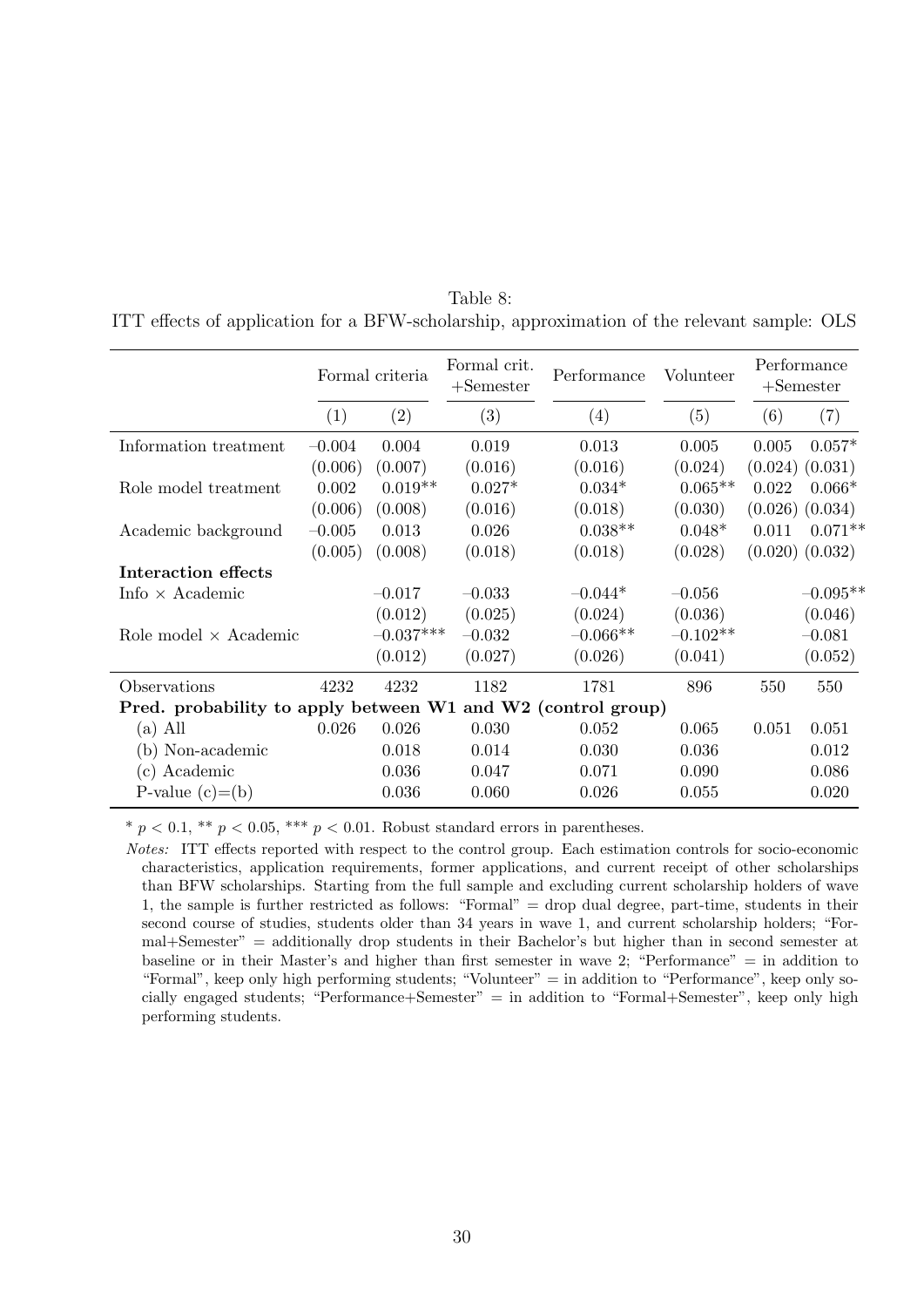Table 8:
ITT effects of application for a BFW-scholarship, approximation of the relevant sample: OLS

| | Formal criteria | | Formal crit. +Semester | Performance | Volunteer | Performance +Semester | |
|---|---|---|---|---|---|---|---|
| | (1) | (2) | (3) | (4) | (5) | (6) | (7) |
| Information treatment | −0.004 | 0.004 | 0.019 | 0.013 | 0.005 | 0.005 | 0.057* |
| | (0.006) | (0.007) | (0.016) | (0.016) | (0.024) | (0.024) | (0.031) |
| Role model treatment | 0.002 | 0.019** | 0.027* | 0.034* | 0.065** | 0.022 | 0.066* |
| | (0.006) | (0.008) | (0.016) | (0.018) | (0.030) | (0.026) | (0.034) |
| Academic background | −0.005 | 0.013 | 0.026 | 0.038** | 0.048* | 0.011 | 0.071** |
| | (0.005) | (0.008) | (0.018) | (0.018) | (0.028) | (0.020) | (0.032) |
| **Interaction effects** | | | | | | | |
| Info × Academic | | −0.017 | −0.033 | −0.044* | −0.056 | | −0.095** |
| | | (0.012) | (0.025) | (0.024) | (0.036) | | (0.046) |
| Role model × Academic | | −0.037*** | −0.032 | −0.066** | −0.102** | | −0.081 |
| | | (0.012) | (0.027) | (0.026) | (0.041) | | (0.052) |
| Observations | 4232 | 4232 | 1182 | 1781 | 896 | 550 | 550 |
| **Pred. probability to apply between W1 and W2 (control group)** | | | | | | | |
| (a) All | 0.026 | 0.026 | 0.030 | 0.052 | 0.065 | 0.051 | 0.051 |
| (b) Non-academic | | 0.018 | 0.014 | 0.030 | 0.036 | | 0.012 |
| (c) Academic | | 0.036 | 0.047 | 0.071 | 0.090 | | 0.086 |
| P-value (c)=(b) | | 0.036 | 0.060 | 0.026 | 0.055 | | 0.020 |

* $p < 0.1$, ** $p < 0.05$, *** $p < 0.01$. Robust standard errors in parentheses.

*Notes:* ITT effects reported with respect to the control group. Each estimation controls for socio-economic characteristics, application requirements, former applications, and current receipt of other scholarships than BFW scholarships. Starting from the full sample and excluding current scholarship holders of wave 1, the sample is further restricted as follows: "Formal" = drop dual degree, part-time, students in their second course of studies, students older than 34 years in wave 1, and current scholarship holders; "Formal+Semester" = additionally drop students in their Bachelor's but higher than in second semester at baseline or in their Master's and higher than first semester in wave 2; "Performance" = in addition to "Formal", keep only high performing students; "Volunteer" = in addition to "Performance", keep only socially engaged students; "Performance+Semester" = in addition to "Formal+Semester", keep only high performing students.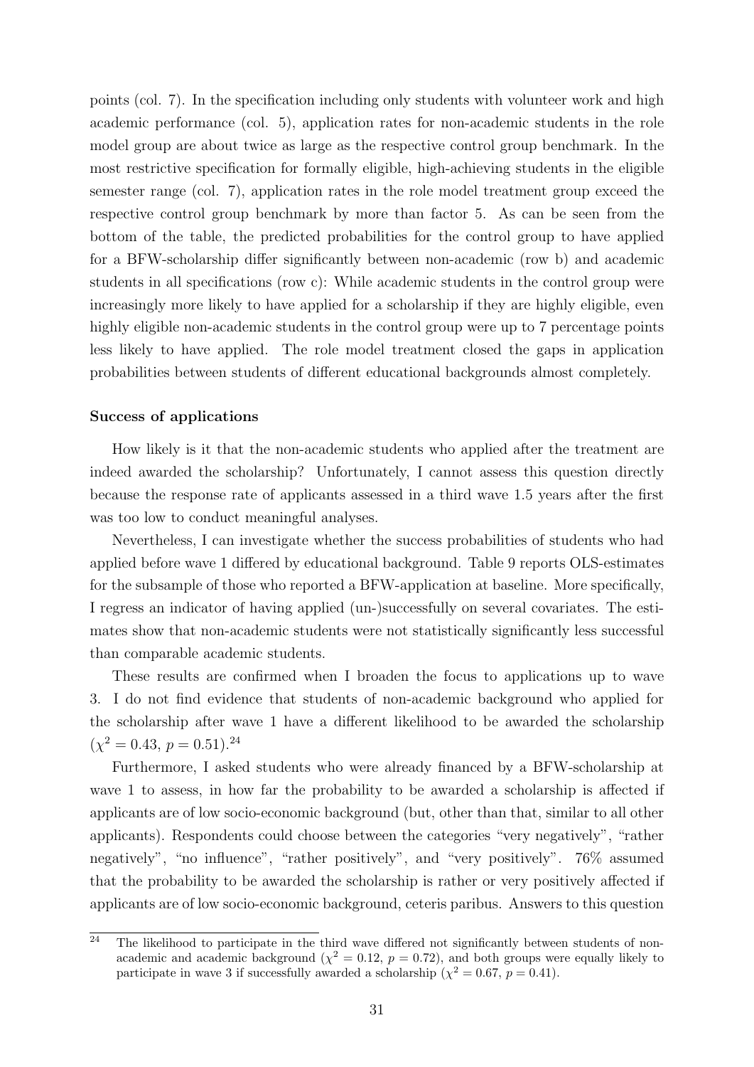points (col. 7). In the specification including only students with volunteer work and high academic performance (col. 5), application rates for non-academic students in the role model group are about twice as large as the respective control group benchmark. In the most restrictive specification for formally eligible, high-achieving students in the eligible semester range (col. 7), application rates in the role model treatment group exceed the respective control group benchmark by more than factor 5. As can be seen from the bottom of the table, the predicted probabilities for the control group to have applied for a BFW-scholarship differ significantly between non-academic (row b) and academic students in all specifications (row c): While academic students in the control group were increasingly more likely to have applied for a scholarship if they are highly eligible, even highly eligible non-academic students in the control group were up to 7 percentage points less likely to have applied. The role model treatment closed the gaps in application probabilities between students of different educational backgrounds almost completely.

**Success of applications**

How likely is it that the non-academic students who applied after the treatment are indeed awarded the scholarship? Unfortunately, I cannot assess this question directly because the response rate of applicants assessed in a third wave 1.5 years after the first was too low to conduct meaningful analyses.

Nevertheless, I can investigate whether the success probabilities of students who had applied before wave 1 differed by educational background. Table 9 reports OLS-estimates for the subsample of those who reported a BFW-application at baseline. More specifically, I regress an indicator of having applied (un-)successfully on several covariates. The estimates show that non-academic students were not statistically significantly less successful than comparable academic students.

These results are confirmed when I broaden the focus to applications up to wave 3. I do not find evidence that students of non-academic background who applied for the scholarship after wave 1 have a different likelihood to be awarded the scholarship ($\chi^2 = 0.43$, $p = 0.51$).[24]

Furthermore, I asked students who were already financed by a BFW-scholarship at wave 1 to assess, in how far the probability to be awarded a scholarship is affected if applicants are of low socio-economic background (but, other than that, similar to all other applicants). Respondents could choose between the categories "very negatively", "rather negatively", "no influence", "rather positively", and "very positively". 76% assumed that the probability to be awarded the scholarship is rather or very positively affected if applicants are of low socio-economic background, ceteris paribus. Answers to this question

[24] The likelihood to participate in the third wave differed not significantly between students of non-academic and academic background ($\chi^2 = 0.12$, $p = 0.72$), and both groups were equally likely to participate in wave 3 if successfully awarded a scholarship ($\chi^2 = 0.67$, $p = 0.41$).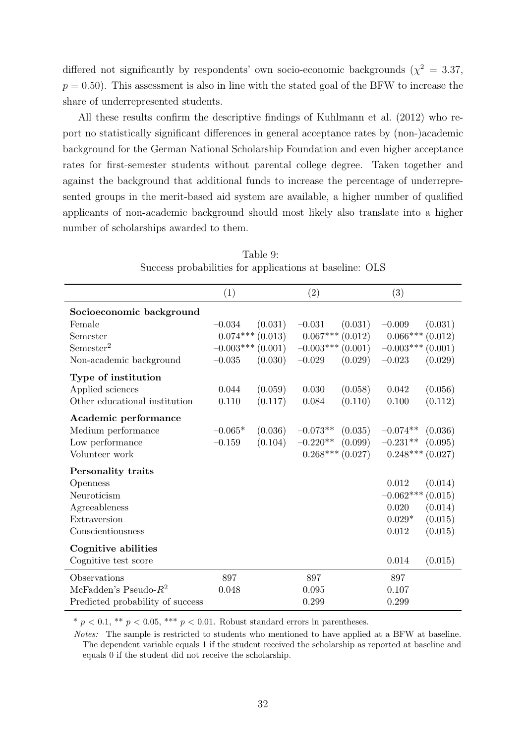differed not significantly by respondents' own socio-economic backgrounds ($\chi^2 = 3.37$, $p = 0.50$). This assessment is also in line with the stated goal of the BFW to increase the share of underrepresented students.

All these results confirm the descriptive findings of Kuhlmann et al. (2012) who report no statistically significant differences in general acceptance rates by (non-)academic background for the German National Scholarship Foundation and even higher acceptance rates for first-semester students without parental college degree. Taken together and against the background that additional funds to increase the percentage of underrepresented groups in the merit-based aid system are available, a higher number of qualified applicants of non-academic background should most likely also translate into a higher number of scholarships awarded to them.

Table 9:
Success probabilities for applications at baseline: OLS

| | (1) | | (2) | | (3) | |
|---|---|---|---|---|---|---|
| **Socioeconomic background** | | | | | | |
| Female | −0.034 | (0.031) | −0.031 | (0.031) | −0.009 | (0.031) |
| Semester | 0.074*** | (0.013) | 0.067*** | (0.012) | 0.066*** | (0.012) |
| Semester$^2$ | −0.003*** | (0.001) | −0.003*** | (0.001) | −0.003*** | (0.001) |
| Non-academic background | −0.035 | (0.030) | −0.029 | (0.029) | −0.023 | (0.029) |
| **Type of institution** | | | | | | |
| Applied sciences | 0.044 | (0.059) | 0.030 | (0.058) | 0.042 | (0.056) |
| Other educational institution | 0.110 | (0.117) | 0.084 | (0.110) | 0.100 | (0.112) |
| **Academic performance** | | | | | | |
| Medium performance | −0.065* | (0.036) | −0.073** | (0.035) | −0.074** | (0.036) |
| Low performance | −0.159 | (0.104) | −0.220** | (0.099) | −0.231** | (0.095) |
| Volunteer work | | | 0.268*** | (0.027) | 0.248*** | (0.027) |
| **Personality traits** | | | | | | |
| Openness | | | | | 0.012 | (0.014) |
| Neuroticism | | | | | −0.062*** | (0.015) |
| Agreeableness | | | | | 0.020 | (0.014) |
| Extraversion | | | | | 0.029* | (0.015) |
| Conscientiousness | | | | | 0.012 | (0.015) |
| **Cognitive abilities** | | | | | | |
| Cognitive test score | | | | | 0.014 | (0.015) |
| Observations | 897 | | 897 | | 897 | |
| McFadden's Pseudo-$R^2$ | 0.048 | | 0.095 | | 0.107 | |
| Predicted probability of success | | | 0.299 | | 0.299 | |

$^{*}$ $p < 0.1$, $^{**}$ $p < 0.05$, $^{***}$ $p < 0.01$. Robust standard errors in parentheses.

*Notes:* The sample is restricted to students who mentioned to have applied at a BFW at baseline. The dependent variable equals 1 if the student received the scholarship as reported at baseline and equals 0 if the student did not receive the scholarship.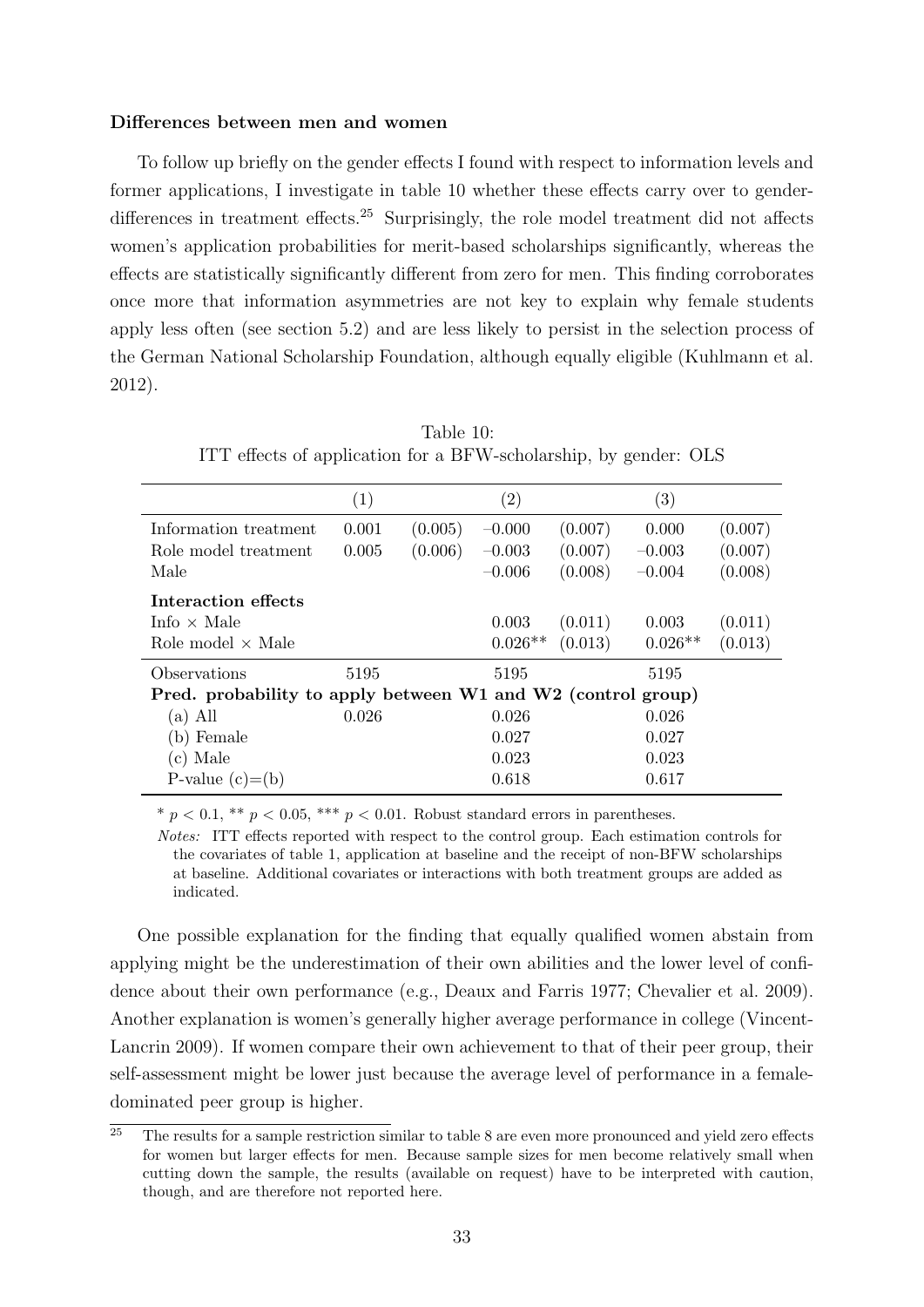**Differences between men and women**

To follow up briefly on the gender effects I found with respect to information levels and former applications, I investigate in table 10 whether these effects carry over to gender-differences in treatment effects.[25] Surprisingly, the role model treatment did not affects women's application probabilities for merit-based scholarships significantly, whereas the effects are statistically significantly different from zero for men. This finding corroborates once more that information asymmetries are not key to explain why female students apply less often (see section 5.2) and are less likely to persist in the selection process of the German National Scholarship Foundation, although equally eligible (Kuhlmann et al. 2012).

Table 10:
ITT effects of application for a BFW-scholarship, by gender: OLS

| | (1) | | (2) | | (3) | |
|---|---|---|---|---|---|---|
| Information treatment | 0.001 | (0.005) | −0.000 | (0.007) | 0.000 | (0.007) |
| Role model treatment | 0.005 | (0.006) | −0.003 | (0.007) | −0.003 | (0.007) |
| Male | | | −0.006 | (0.008) | −0.004 | (0.008) |
| **Interaction effects** | | | | | | |
| Info × Male | | | 0.003 | (0.011) | 0.003 | (0.011) |
| Role model × Male | | | 0.026** | (0.013) | 0.026** | (0.013) |
| Observations | 5195 | | 5195 | | 5195 | |
| **Pred. probability to apply between W1 and W2 (control group)** | | | | | | |
| (a) All | 0.026 | | 0.026 | | 0.026 | |
| (b) Female | | | 0.027 | | 0.027 | |
| (c) Male | | | 0.023 | | 0.023 | |
| P-value (c)=(b) | | | 0.618 | | 0.617 | |

* $p < 0.1$, ** $p < 0.05$, *** $p < 0.01$. Robust standard errors in parentheses.

*Notes:* ITT effects reported with respect to the control group. Each estimation controls for the covariates of table 1, application at baseline and the receipt of non-BFW scholarships at baseline. Additional covariates or interactions with both treatment groups are added as indicated.

One possible explanation for the finding that equally qualified women abstain from applying might be the underestimation of their own abilities and the lower level of confidence about their own performance (e.g., Deaux and Farris 1977; Chevalier et al. 2009). Another explanation is women's generally higher average performance in college (Vincent-Lancrin 2009). If women compare their own achievement to that of their peer group, their self-assessment might be lower just because the average level of performance in a female-dominated peer group is higher.

[25] The results for a sample restriction similar to table 8 are even more pronounced and yield zero effects for women but larger effects for men. Because sample sizes for men become relatively small when cutting down the sample, the results (available on request) have to be interpreted with caution, though, and are therefore not reported here.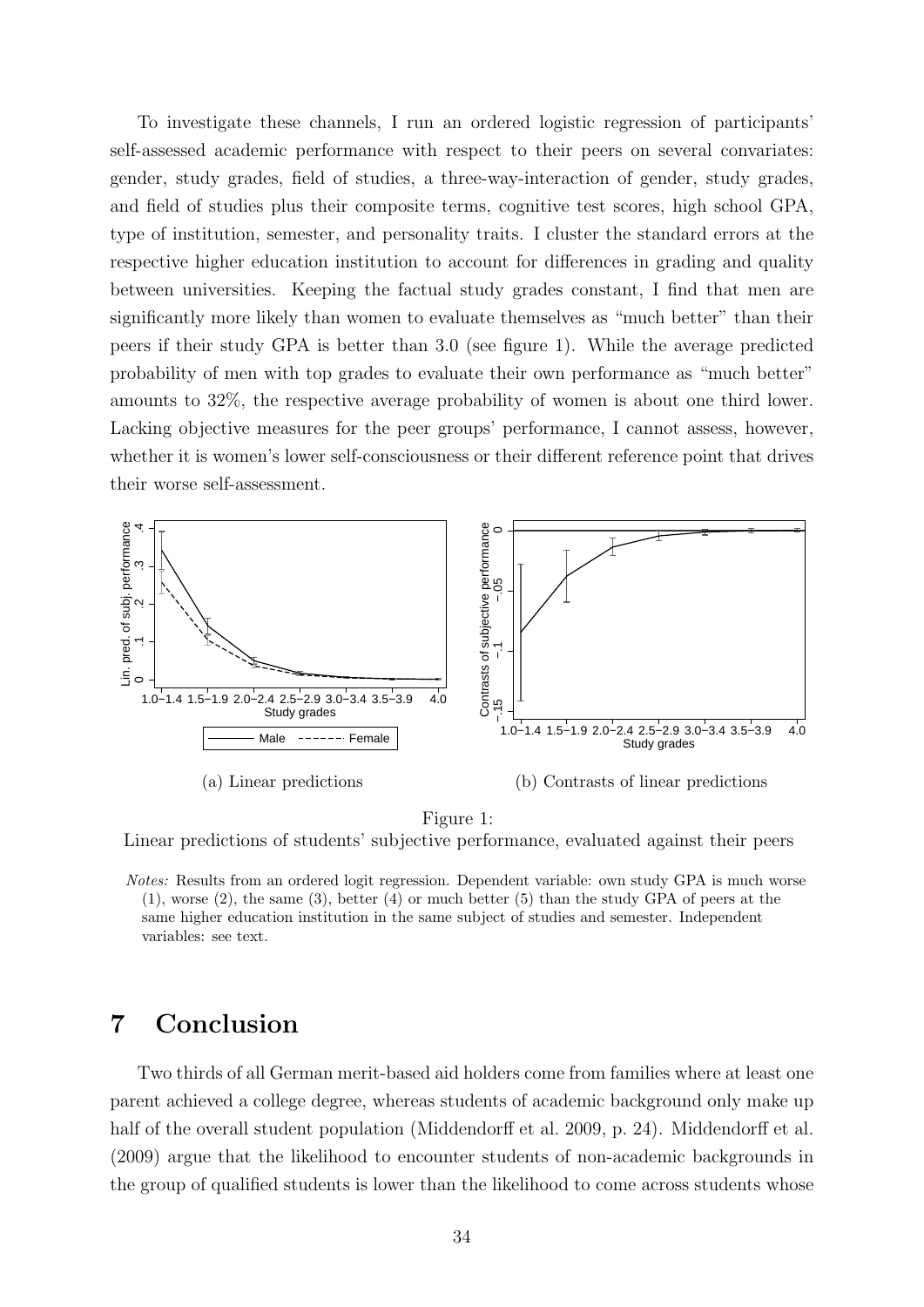To investigate these channels, I run an ordered logistic regression of participants' self-assessed academic performance with respect to their peers on several convariates: gender, study grades, field of studies, a three-way-interaction of gender, study grades, and field of studies plus their composite terms, cognitive test scores, high school GPA, type of institution, semester, and personality traits. I cluster the standard errors at the respective higher education institution to account for differences in grading and quality between universities. Keeping the factual study grades constant, I find that men are significantly more likely than women to evaluate themselves as "much better" than their peers if their study GPA is better than 3.0 (see figure 1). While the average predicted probability of men with top grades to evaluate their own performance as "much better" amounts to 32%, the respective average probability of women is about one third lower. Lacking objective measures for the peer groups' performance, I cannot assess, however, whether it is women's lower self-consciousness or their different reference point that drives their worse self-assessment.

(a) Linear predictions

(b) Contrasts of linear predictions

Figure 1:
Linear predictions of students' subjective performance, evaluated against their peers

*Notes:* Results from an ordered logit regression. Dependent variable: own study GPA is much worse (1), worse (2), the same (3), better (4) or much better (5) than the study GPA of peers at the same higher education institution in the same subject of studies and semester. Independent variables: see text.

# 7 Conclusion

Two thirds of all German merit-based aid holders come from families where at least one parent achieved a college degree, whereas students of academic background only make up half of the overall student population (Middendorff et al. 2009, p. 24). Middendorff et al. (2009) argue that the likelihood to encounter students of non-academic backgrounds in the group of qualified students is lower than the likelihood to come across students whose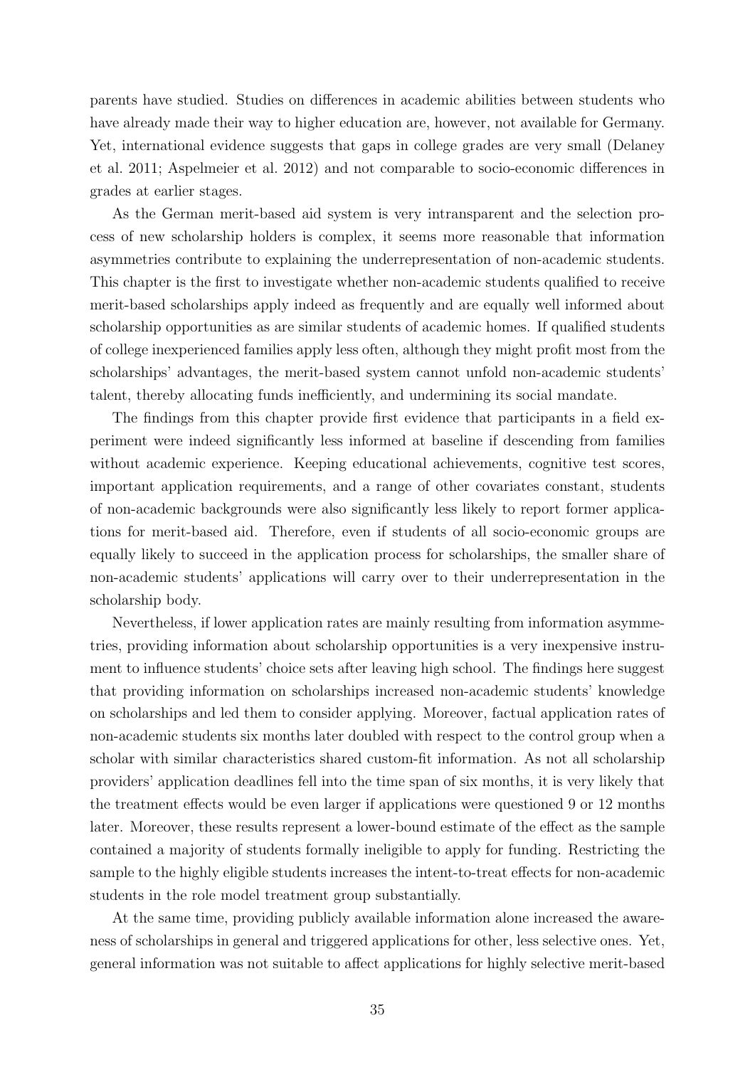parents have studied. Studies on differences in academic abilities between students who have already made their way to higher education are, however, not available for Germany. Yet, international evidence suggests that gaps in college grades are very small (Delaney et al. 2011; Aspelmeier et al. 2012) and not comparable to socio-economic differences in grades at earlier stages.

As the German merit-based aid system is very intransparent and the selection process of new scholarship holders is complex, it seems more reasonable that information asymmetries contribute to explaining the underrepresentation of non-academic students. This chapter is the first to investigate whether non-academic students qualified to receive merit-based scholarships apply indeed as frequently and are equally well informed about scholarship opportunities as are similar students of academic homes. If qualified students of college inexperienced families apply less often, although they might profit most from the scholarships' advantages, the merit-based system cannot unfold non-academic students' talent, thereby allocating funds inefficiently, and undermining its social mandate.

The findings from this chapter provide first evidence that participants in a field experiment were indeed significantly less informed at baseline if descending from families without academic experience. Keeping educational achievements, cognitive test scores, important application requirements, and a range of other covariates constant, students of non-academic backgrounds were also significantly less likely to report former applications for merit-based aid. Therefore, even if students of all socio-economic groups are equally likely to succeed in the application process for scholarships, the smaller share of non-academic students' applications will carry over to their underrepresentation in the scholarship body.

Nevertheless, if lower application rates are mainly resulting from information asymmetries, providing information about scholarship opportunities is a very inexpensive instrument to influence students' choice sets after leaving high school. The findings here suggest that providing information on scholarships increased non-academic students' knowledge on scholarships and led them to consider applying. Moreover, factual application rates of non-academic students six months later doubled with respect to the control group when a scholar with similar characteristics shared custom-fit information. As not all scholarship providers' application deadlines fell into the time span of six months, it is very likely that the treatment effects would be even larger if applications were questioned 9 or 12 months later. Moreover, these results represent a lower-bound estimate of the effect as the sample contained a majority of students formally ineligible to apply for funding. Restricting the sample to the highly eligible students increases the intent-to-treat effects for non-academic students in the role model treatment group substantially.

At the same time, providing publicly available information alone increased the awareness of scholarships in general and triggered applications for other, less selective ones. Yet, general information was not suitable to affect applications for highly selective merit-based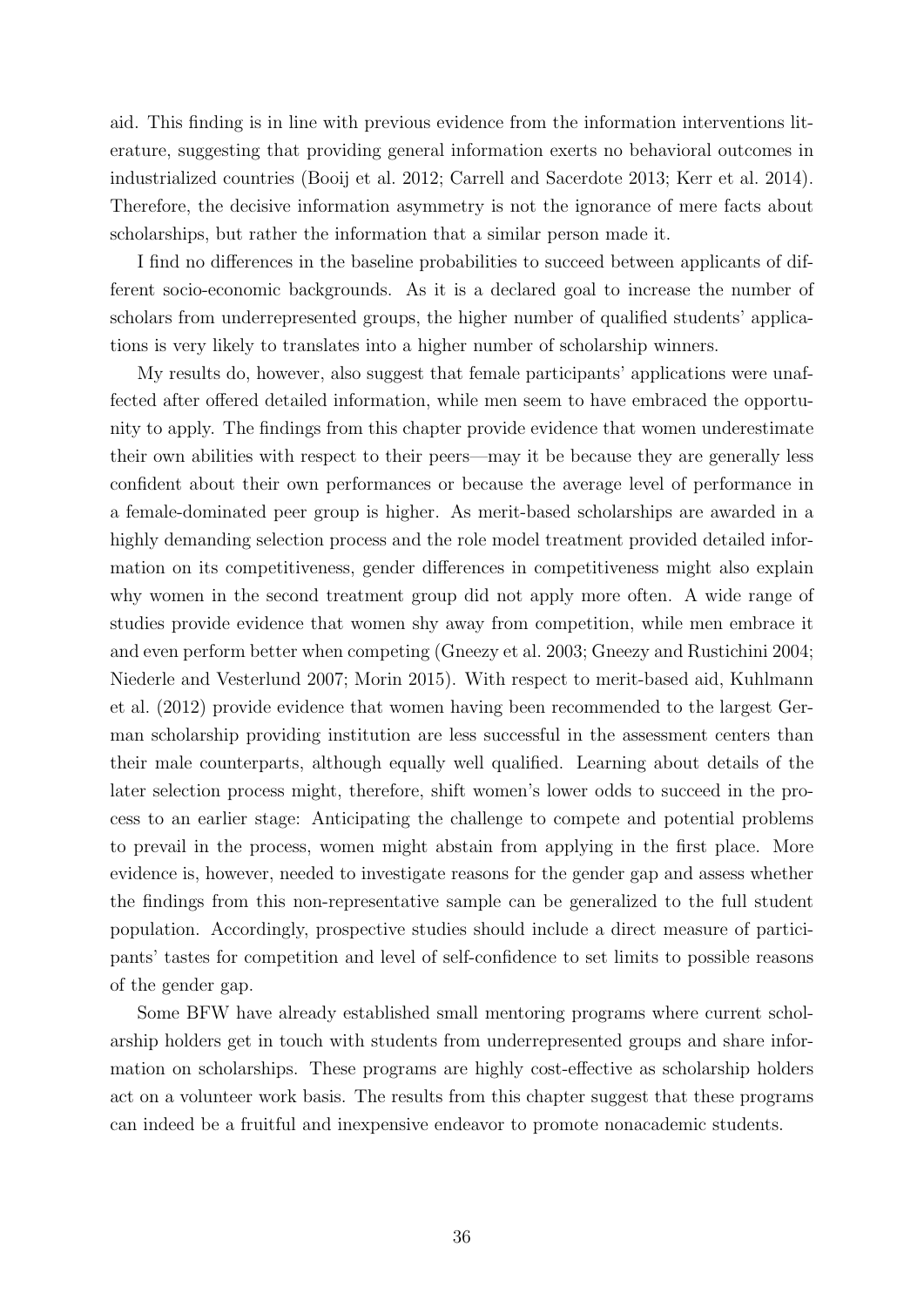aid. This finding is in line with previous evidence from the information interventions literature, suggesting that providing general information exerts no behavioral outcomes in industrialized countries (Booij et al. 2012; Carrell and Sacerdote 2013; Kerr et al. 2014). Therefore, the decisive information asymmetry is not the ignorance of mere facts about scholarships, but rather the information that a similar person made it.

I find no differences in the baseline probabilities to succeed between applicants of different socio-economic backgrounds. As it is a declared goal to increase the number of scholars from underrepresented groups, the higher number of qualified students' applications is very likely to translates into a higher number of scholarship winners.

My results do, however, also suggest that female participants' applications were unaffected after offered detailed information, while men seem to have embraced the opportunity to apply. The findings from this chapter provide evidence that women underestimate their own abilities with respect to their peers—may it be because they are generally less confident about their own performances or because the average level of performance in a female-dominated peer group is higher. As merit-based scholarships are awarded in a highly demanding selection process and the role model treatment provided detailed information on its competitiveness, gender differences in competitiveness might also explain why women in the second treatment group did not apply more often. A wide range of studies provide evidence that women shy away from competition, while men embrace it and even perform better when competing (Gneezy et al. 2003; Gneezy and Rustichini 2004; Niederle and Vesterlund 2007; Morin 2015). With respect to merit-based aid, Kuhlmann et al. (2012) provide evidence that women having been recommended to the largest German scholarship providing institution are less successful in the assessment centers than their male counterparts, although equally well qualified. Learning about details of the later selection process might, therefore, shift women's lower odds to succeed in the process to an earlier stage: Anticipating the challenge to compete and potential problems to prevail in the process, women might abstain from applying in the first place. More evidence is, however, needed to investigate reasons for the gender gap and assess whether the findings from this non-representative sample can be generalized to the full student population. Accordingly, prospective studies should include a direct measure of participants' tastes for competition and level of self-confidence to set limits to possible reasons of the gender gap.

Some BFW have already established small mentoring programs where current scholarship holders get in touch with students from underrepresented groups and share information on scholarships. These programs are highly cost-effective as scholarship holders act on a volunteer work basis. The results from this chapter suggest that these programs can indeed be a fruitful and inexpensive endeavor to promote nonacademic students.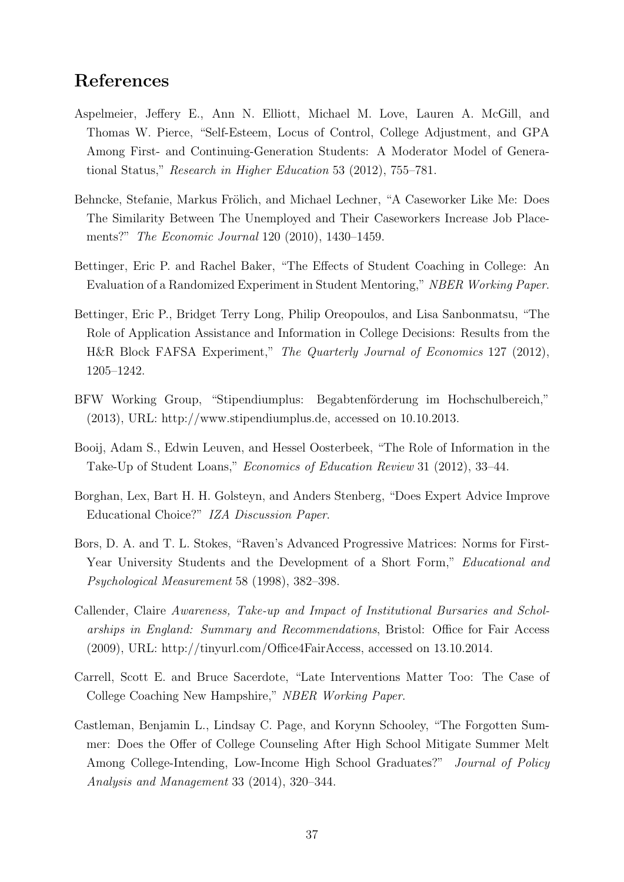# References

Aspelmeier, Jeffery E., Ann N. Elliott, Michael M. Love, Lauren A. McGill, and Thomas W. Pierce, "Self-Esteem, Locus of Control, College Adjustment, and GPA Among First- and Continuing-Generation Students: A Moderator Model of Generational Status," *Research in Higher Education* 53 (2012), 755–781.

Behncke, Stefanie, Markus Frölich, and Michael Lechner, "A Caseworker Like Me: Does The Similarity Between The Unemployed and Their Caseworkers Increase Job Placements?" *The Economic Journal* 120 (2010), 1430–1459.

Bettinger, Eric P. and Rachel Baker, "The Effects of Student Coaching in College: An Evaluation of a Randomized Experiment in Student Mentoring," *NBER Working Paper*.

Bettinger, Eric P., Bridget Terry Long, Philip Oreopoulos, and Lisa Sanbonmatsu, "The Role of Application Assistance and Information in College Decisions: Results from the H&R Block FAFSA Experiment," *The Quarterly Journal of Economics* 127 (2012), 1205–1242.

BFW Working Group, "Stipendiumplus: Begabtenförderung im Hochschulbereich," (2013), URL: http://www.stipendiumplus.de, accessed on 10.10.2013.

Booij, Adam S., Edwin Leuven, and Hessel Oosterbeek, "The Role of Information in the Take-Up of Student Loans," *Economics of Education Review* 31 (2012), 33–44.

Borghan, Lex, Bart H. H. Golsteyn, and Anders Stenberg, "Does Expert Advice Improve Educational Choice?" *IZA Discussion Paper*.

Bors, D. A. and T. L. Stokes, "Raven's Advanced Progressive Matrices: Norms for First-Year University Students and the Development of a Short Form," *Educational and Psychological Measurement* 58 (1998), 382–398.

Callender, Claire *Awareness, Take-up and Impact of Institutional Bursaries and Scholarships in England: Summary and Recommendations*, Bristol: Office for Fair Access (2009), URL: http://tinyurl.com/Office4FairAccess, accessed on 13.10.2014.

Carrell, Scott E. and Bruce Sacerdote, "Late Interventions Matter Too: The Case of College Coaching New Hampshire," *NBER Working Paper*.

Castleman, Benjamin L., Lindsay C. Page, and Korynn Schooley, "The Forgotten Summer: Does the Offer of College Counseling After High School Mitigate Summer Melt Among College-Intending, Low-Income High School Graduates?" *Journal of Policy Analysis and Management* 33 (2014), 320–344.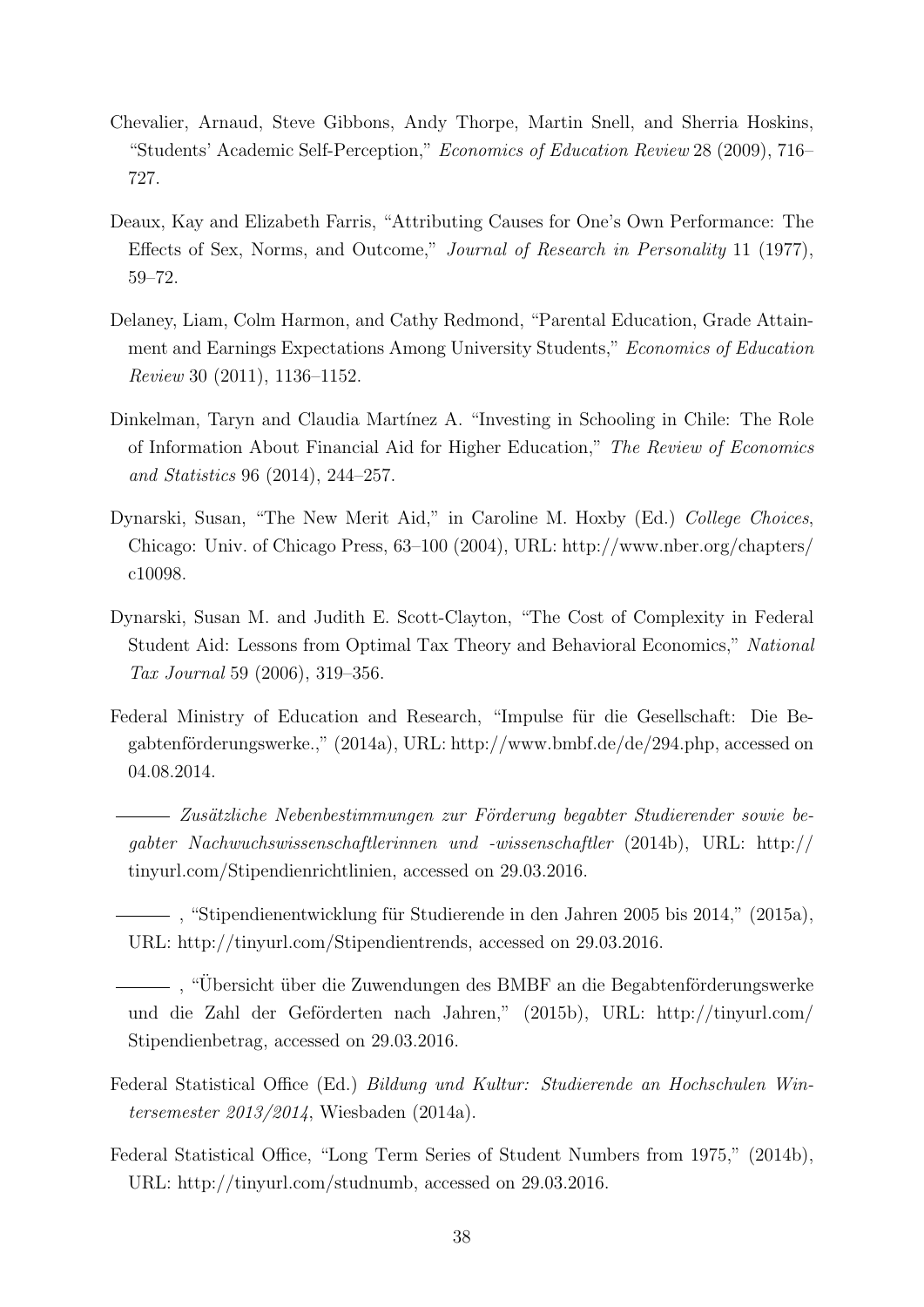Chevalier, Arnaud, Steve Gibbons, Andy Thorpe, Martin Snell, and Sherria Hoskins, "Students' Academic Self-Perception," *Economics of Education Review* 28 (2009), 716–727.

Deaux, Kay and Elizabeth Farris, "Attributing Causes for One's Own Performance: The Effects of Sex, Norms, and Outcome," *Journal of Research in Personality* 11 (1977), 59–72.

Delaney, Liam, Colm Harmon, and Cathy Redmond, "Parental Education, Grade Attainment and Earnings Expectations Among University Students," *Economics of Education Review* 30 (2011), 1136–1152.

Dinkelman, Taryn and Claudia Martínez A. "Investing in Schooling in Chile: The Role of Information About Financial Aid for Higher Education," *The Review of Economics and Statistics* 96 (2014), 244–257.

Dynarski, Susan, "The New Merit Aid," in Caroline M. Hoxby (Ed.) *College Choices*, Chicago: Univ. of Chicago Press, 63–100 (2004), URL: http://www.nber.org/chapters/c10098.

Dynarski, Susan M. and Judith E. Scott-Clayton, "The Cost of Complexity in Federal Student Aid: Lessons from Optimal Tax Theory and Behavioral Economics," *National Tax Journal* 59 (2006), 319–356.

Federal Ministry of Education and Research, "Impulse für die Gesellschaft: Die Begabtenförderungswerke.," (2014a), URL: http://www.bmbf.de/de/294.php, accessed on 04.08.2014.

——— *Zusätzliche Nebenbestimmungen zur Förderung begabter Studierender sowie begabter Nachwuchswissenschaftlerinnen und -wissenschaftler* (2014b), URL: http://tinyurl.com/Stipendienrichtlinien, accessed on 29.03.2016.

———, "Stipendienentwicklung für Studierende in den Jahren 2005 bis 2014," (2015a), URL: http://tinyurl.com/Stipendientrends, accessed on 29.03.2016.

———, "Übersicht über die Zuwendungen des BMBF an die Begabtenförderungswerke und die Zahl der Geförderten nach Jahren," (2015b), URL: http://tinyurl.com/Stipendienbetrag, accessed on 29.03.2016.

Federal Statistical Office (Ed.) *Bildung und Kultur: Studierende an Hochschulen Wintersemester 2013/2014*, Wiesbaden (2014a).

Federal Statistical Office, "Long Term Series of Student Numbers from 1975," (2014b), URL: http://tinyurl.com/studnumb, accessed on 29.03.2016.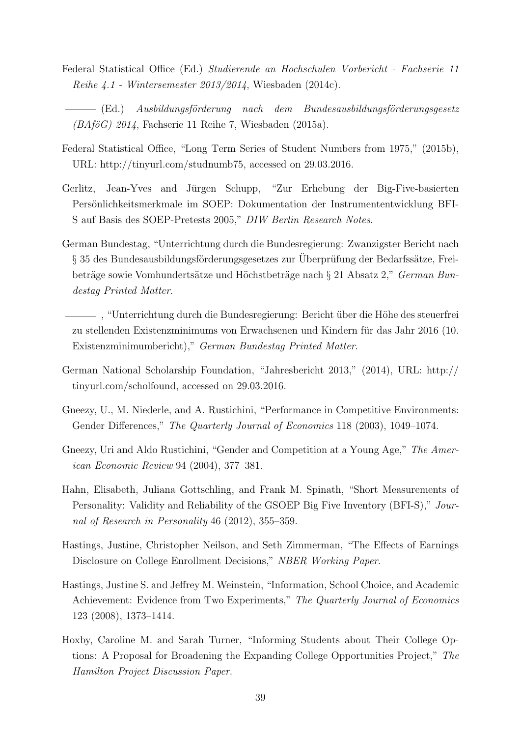Federal Statistical Office (Ed.) *Studierende an Hochschulen Vorbericht - Fachserie 11 Reihe 4.1 - Wintersemester 2013/2014*, Wiesbaden (2014c).

——— (Ed.) *Ausbildungsförderung nach dem Bundesausbildungsförderungsgesetz (BAföG) 2014*, Fachserie 11 Reihe 7, Wiesbaden (2015a).

Federal Statistical Office, "Long Term Series of Student Numbers from 1975," (2015b), URL: http://tinyurl.com/studnumb75, accessed on 29.03.2016.

Gerlitz, Jean-Yves and Jürgen Schupp, "Zur Erhebung der Big-Five-basierten Persönlichkeitsmerkmale im SOEP: Dokumentation der Instrumententwicklung BFI-S auf Basis des SOEP-Pretests 2005," *DIW Berlin Research Notes*.

German Bundestag, "Unterrichtung durch die Bundesregierung: Zwanzigster Bericht nach § 35 des Bundesausbildungsförderungsgesetzes zur Überprüfung der Bedarfssätze, Freibeträge sowie Vomhundertsätze und Höchstbeträge nach § 21 Absatz 2," *German Bundestag Printed Matter*.

——— , "Unterrichtung durch die Bundesregierung: Bericht über die Höhe des steuerfrei zu stellenden Existenzminimums von Erwachsenen und Kindern für das Jahr 2016 (10. Existenzminimumbericht)," *German Bundestag Printed Matter*.

German National Scholarship Foundation, "Jahresbericht 2013," (2014), URL: http://tinyurl.com/scholfound, accessed on 29.03.2016.

Gneezy, U., M. Niederle, and A. Rustichini, "Performance in Competitive Environments: Gender Differences," *The Quarterly Journal of Economics* 118 (2003), 1049–1074.

Gneezy, Uri and Aldo Rustichini, "Gender and Competition at a Young Age," *The American Economic Review* 94 (2004), 377–381.

Hahn, Elisabeth, Juliana Gottschling, and Frank M. Spinath, "Short Measurements of Personality: Validity and Reliability of the GSOEP Big Five Inventory (BFI-S)," *Journal of Research in Personality* 46 (2012), 355–359.

Hastings, Justine, Christopher Neilson, and Seth Zimmerman, "The Effects of Earnings Disclosure on College Enrollment Decisions," *NBER Working Paper*.

Hastings, Justine S. and Jeffrey M. Weinstein, "Information, School Choice, and Academic Achievement: Evidence from Two Experiments," *The Quarterly Journal of Economics* 123 (2008), 1373–1414.

Hoxby, Caroline M. and Sarah Turner, "Informing Students about Their College Options: A Proposal for Broadening the Expanding College Opportunities Project," *The Hamilton Project Discussion Paper*.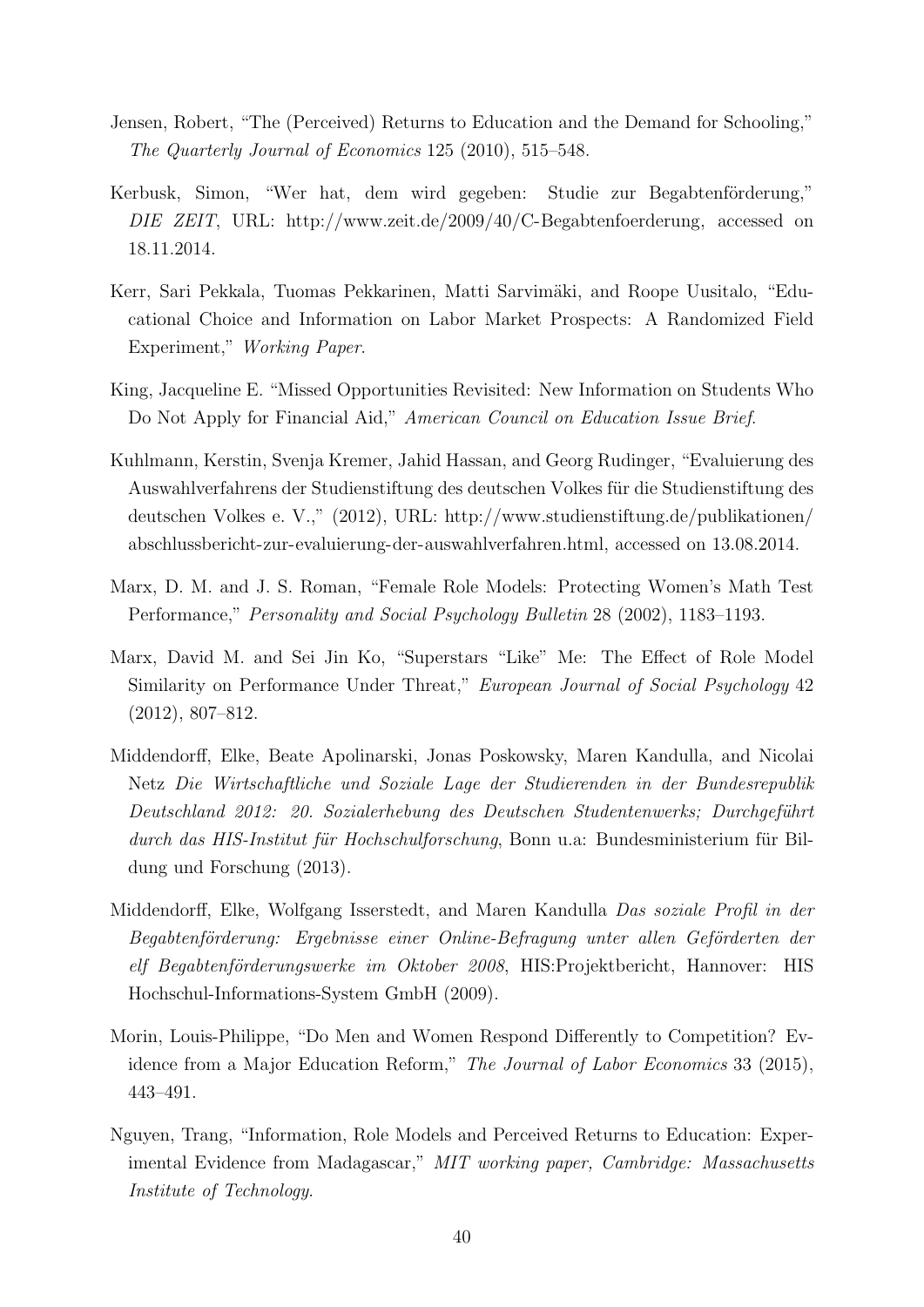Jensen, Robert, "The (Perceived) Returns to Education and the Demand for Schooling," *The Quarterly Journal of Economics* 125 (2010), 515–548.

Kerbusk, Simon, "Wer hat, dem wird gegeben: Studie zur Begabtenförderung," *DIE ZEIT*, URL: http://www.zeit.de/2009/40/C-Begabtenfoerderung, accessed on 18.11.2014.

Kerr, Sari Pekkala, Tuomas Pekkarinen, Matti Sarvimäki, and Roope Uusitalo, "Educational Choice and Information on Labor Market Prospects: A Randomized Field Experiment," *Working Paper*.

King, Jacqueline E. "Missed Opportunities Revisited: New Information on Students Who Do Not Apply for Financial Aid," *American Council on Education Issue Brief*.

Kuhlmann, Kerstin, Svenja Kremer, Jahid Hassan, and Georg Rudinger, "Evaluierung des Auswahlverfahrens der Studienstiftung des deutschen Volkes für die Studienstiftung des deutschen Volkes e. V.," (2012), URL: http://www.studienstiftung.de/publikationen/abschlussbericht-zur-evaluierung-der-auswahlverfahren.html, accessed on 13.08.2014.

Marx, D. M. and J. S. Roman, "Female Role Models: Protecting Women's Math Test Performance," *Personality and Social Psychology Bulletin* 28 (2002), 1183–1193.

Marx, David M. and Sei Jin Ko, "Superstars "Like" Me: The Effect of Role Model Similarity on Performance Under Threat," *European Journal of Social Psychology* 42 (2012), 807–812.

Middendorff, Elke, Beate Apolinarski, Jonas Poskowsky, Maren Kandulla, and Nicolai Netz *Die Wirtschaftliche und Soziale Lage der Studierenden in der Bundesrepublik Deutschland 2012: 20. Sozialerhebung des Deutschen Studentenwerks; Durchgeführt durch das HIS-Institut für Hochschulforschung*, Bonn u.a: Bundesministerium für Bildung und Forschung (2013).

Middendorff, Elke, Wolfgang Isserstedt, and Maren Kandulla *Das soziale Profil in der Begabtenförderung: Ergebnisse einer Online-Befragung unter allen Geförderten der elf Begabtenförderungswerke im Oktober 2008*, HIS:Projektbericht, Hannover: HIS Hochschul-Informations-System GmbH (2009).

Morin, Louis-Philippe, "Do Men and Women Respond Differently to Competition? Evidence from a Major Education Reform," *The Journal of Labor Economics* 33 (2015), 443–491.

Nguyen, Trang, "Information, Role Models and Perceived Returns to Education: Experimental Evidence from Madagascar," *MIT working paper, Cambridge: Massachusetts Institute of Technology*.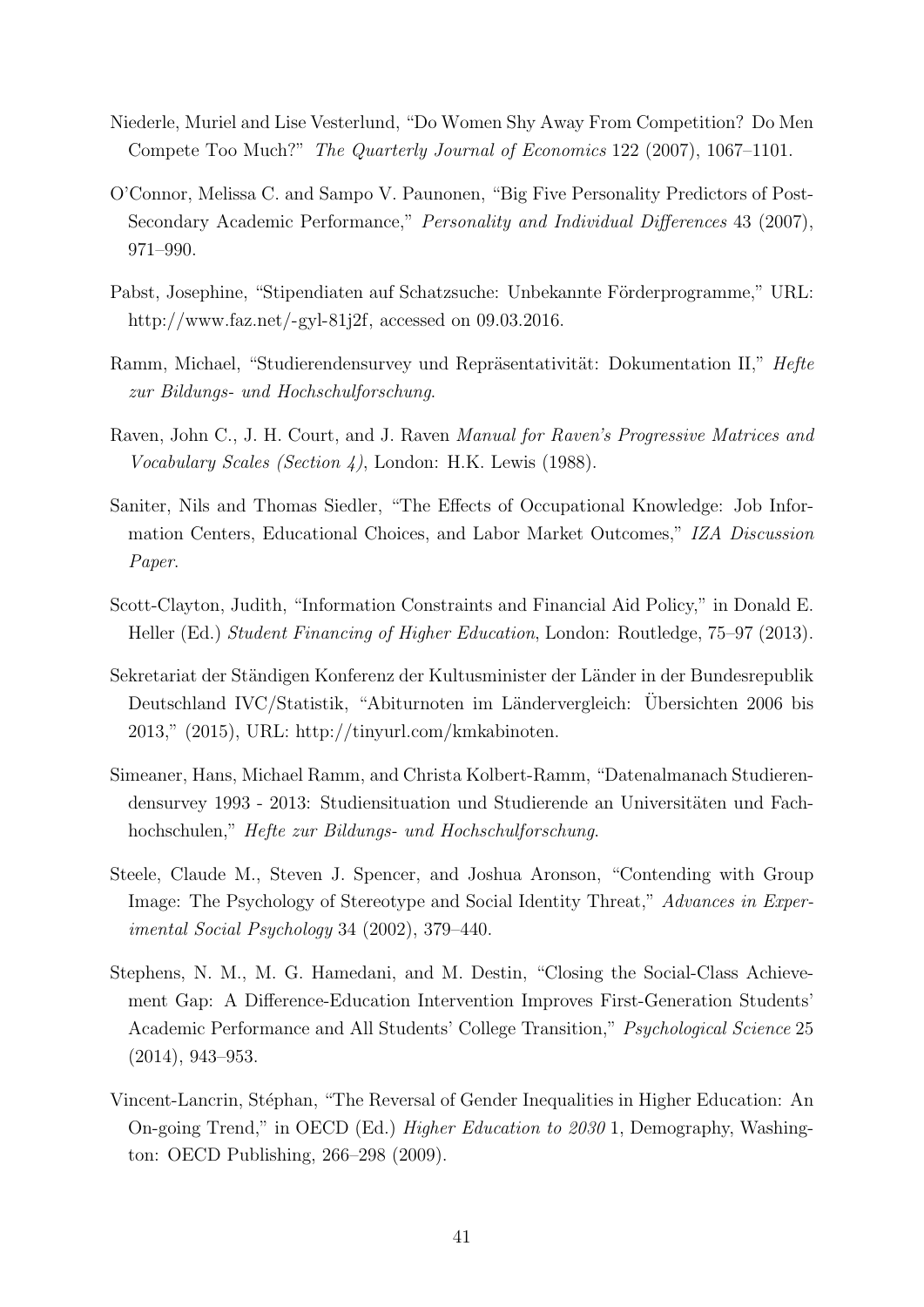Niederle, Muriel and Lise Vesterlund, "Do Women Shy Away From Competition? Do Men Compete Too Much?" *The Quarterly Journal of Economics* 122 (2007), 1067–1101.

O'Connor, Melissa C. and Sampo V. Paunonen, "Big Five Personality Predictors of Post-Secondary Academic Performance," *Personality and Individual Differences* 43 (2007), 971–990.

Pabst, Josephine, "Stipendiaten auf Schatzsuche: Unbekannte Förderprogramme," URL: http://www.faz.net/-gyl-81j2f, accessed on 09.03.2016.

Ramm, Michael, "Studierendensurvey und Repräsentativität: Dokumentation II," *Hefte zur Bildungs- und Hochschulforschung*.

Raven, John C., J. H. Court, and J. Raven *Manual for Raven's Progressive Matrices and Vocabulary Scales (Section 4)*, London: H.K. Lewis (1988).

Saniter, Nils and Thomas Siedler, "The Effects of Occupational Knowledge: Job Information Centers, Educational Choices, and Labor Market Outcomes," *IZA Discussion Paper*.

Scott-Clayton, Judith, "Information Constraints and Financial Aid Policy," in Donald E. Heller (Ed.) *Student Financing of Higher Education*, London: Routledge, 75–97 (2013).

Sekretariat der Ständigen Konferenz der Kultusminister der Länder in der Bundesrepublik Deutschland IVC/Statistik, "Abiturnoten im Ländervergleich: Übersichten 2006 bis 2013," (2015), URL: http://tinyurl.com/kmkabinoten.

Simeaner, Hans, Michael Ramm, and Christa Kolbert-Ramm, "Datenalmanach Studierendensurvey 1993 - 2013: Studiensituation und Studierende an Universitäten und Fachhochschulen," *Hefte zur Bildungs- und Hochschulforschung*.

Steele, Claude M., Steven J. Spencer, and Joshua Aronson, "Contending with Group Image: The Psychology of Stereotype and Social Identity Threat," *Advances in Experimental Social Psychology* 34 (2002), 379–440.

Stephens, N. M., M. G. Hamedani, and M. Destin, "Closing the Social-Class Achievement Gap: A Difference-Education Intervention Improves First-Generation Students' Academic Performance and All Students' College Transition," *Psychological Science* 25 (2014), 943–953.

Vincent-Lancrin, Stéphan, "The Reversal of Gender Inequalities in Higher Education: An On-going Trend," in OECD (Ed.) *Higher Education to 2030* 1, Demography, Washington: OECD Publishing, 266–298 (2009).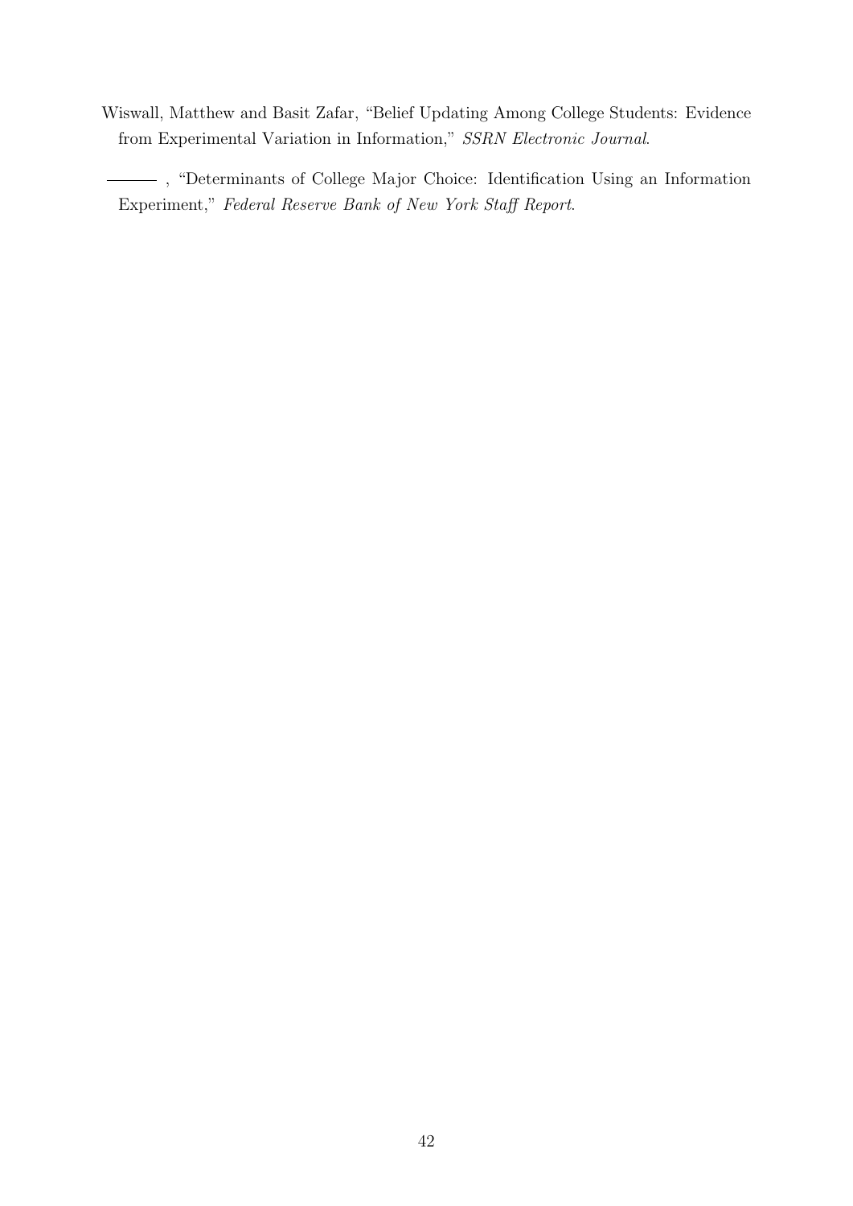Wiswall, Matthew and Basit Zafar, "Belief Updating Among College Students: Evidence from Experimental Variation in Information," *SSRN Electronic Journal*.

———, "Determinants of College Major Choice: Identification Using an Information Experiment," *Federal Reserve Bank of New York Staff Report*.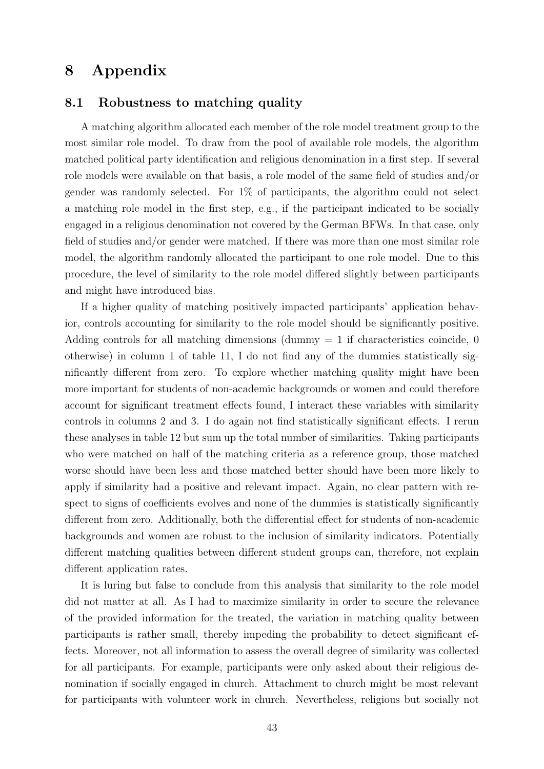# 8 Appendix

## 8.1 Robustness to matching quality

A matching algorithm allocated each member of the role model treatment group to the most similar role model. To draw from the pool of available role models, the algorithm matched political party identification and religious denomination in a first step. If several role models were available on that basis, a role model of the same field of studies and/or gender was randomly selected. For 1% of participants, the algorithm could not select a matching role model in the first step, e.g., if the participant indicated to be socially engaged in a religious denomination not covered by the German BFWs. In that case, only field of studies and/or gender were matched. If there was more than one most similar role model, the algorithm randomly allocated the participant to one role model. Due to this procedure, the level of similarity to the role model differed slightly between participants and might have introduced bias.

If a higher quality of matching positively impacted participants' application behavior, controls accounting for similarity to the role model should be significantly positive. Adding controls for all matching dimensions (dummy = 1 if characteristics coincide, 0 otherwise) in column 1 of table 11, I do not find any of the dummies statistically significantly different from zero. To explore whether matching quality might have been more important for students of non-academic backgrounds or women and could therefore account for significant treatment effects found, I interact these variables with similarity controls in columns 2 and 3. I do again not find statistically significant effects. I rerun these analyses in table 12 but sum up the total number of similarities. Taking participants who were matched on half of the matching criteria as a reference group, those matched worse should have been less and those matched better should have been more likely to apply if similarity had a positive and relevant impact. Again, no clear pattern with respect to signs of coefficients evolves and none of the dummies is statistically significantly different from zero. Additionally, both the differential effect for students of non-academic backgrounds and women are robust to the inclusion of similarity indicators. Potentially different matching qualities between different student groups can, therefore, not explain different application rates.

It is luring but false to conclude from this analysis that similarity to the role model did not matter at all. As I had to maximize similarity in order to secure the relevance of the provided information for the treated, the variation in matching quality between participants is rather small, thereby impeding the probability to detect significant effects. Moreover, not all information to assess the overall degree of similarity was collected for all participants. For example, participants were only asked about their religious denomination if socially engaged in church. Attachment to church might be most relevant for participants with volunteer work in church. Nevertheless, religious but socially not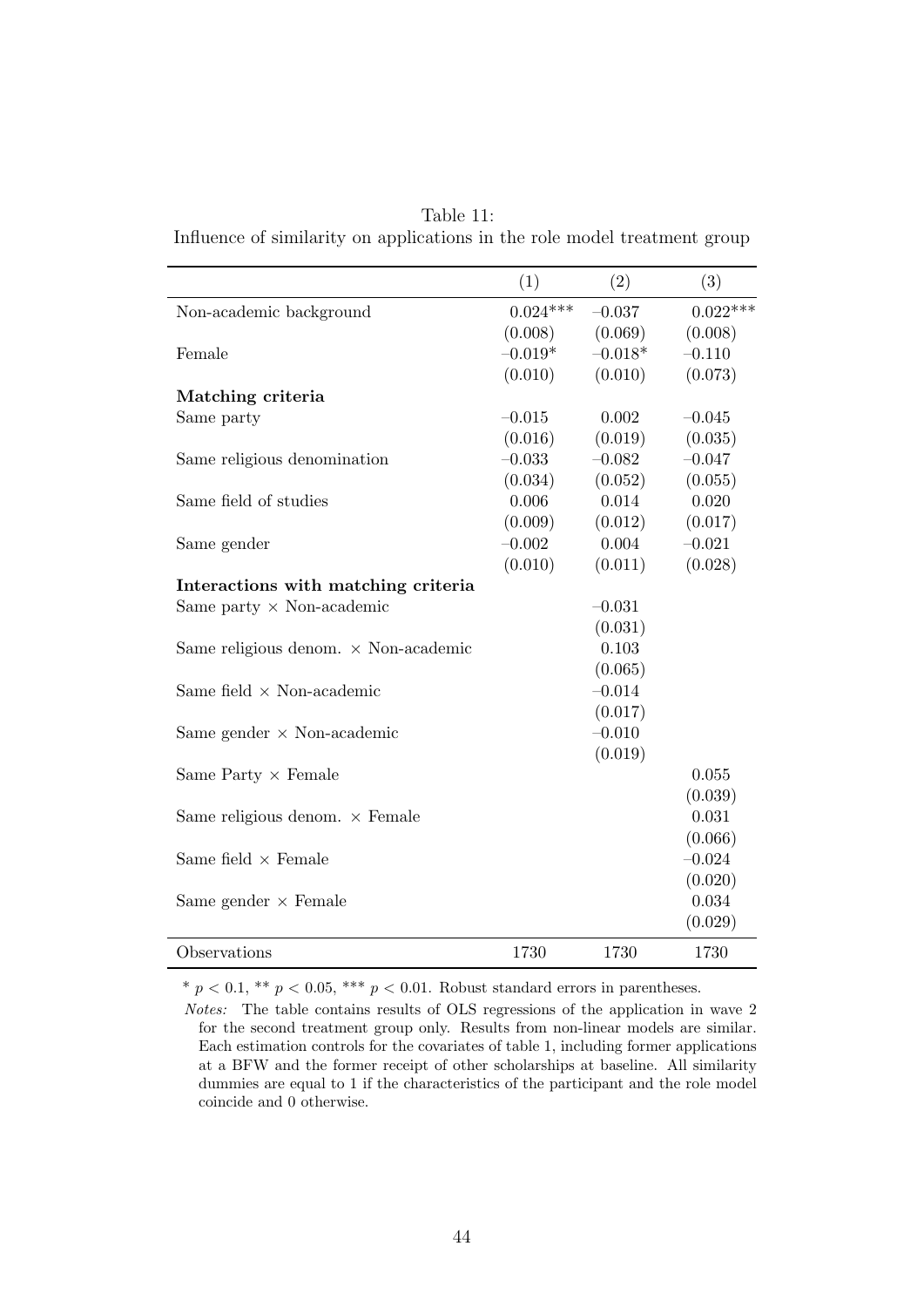Table 11:
Influence of similarity on applications in the role model treatment group

| | (1) | (2) | (3) |
|---|---|---|---|
| Non-academic background | 0.024*** | −0.037 | 0.022*** |
| | (0.008) | (0.069) | (0.008) |
| Female | −0.019* | −0.018* | −0.110 |
| | (0.010) | (0.010) | (0.073) |
| **Matching criteria** | | | |
| Same party | −0.015 | 0.002 | −0.045 |
| | (0.016) | (0.019) | (0.035) |
| Same religious denomination | −0.033 | −0.082 | −0.047 |
| | (0.034) | (0.052) | (0.055) |
| Same field of studies | 0.006 | 0.014 | 0.020 |
| | (0.009) | (0.012) | (0.017) |
| Same gender | −0.002 | 0.004 | −0.021 |
| | (0.010) | (0.011) | (0.028) |
| **Interactions with matching criteria** | | | |
| Same party × Non-academic | | −0.031 | |
| | | (0.031) | |
| Same religious denom. × Non-academic | | 0.103 | |
| | | (0.065) | |
| Same field × Non-academic | | −0.014 | |
| | | (0.017) | |
| Same gender × Non-academic | | −0.010 | |
| | | (0.019) | |
| Same Party × Female | | | 0.055 |
| | | | (0.039) |
| Same religious denom. × Female | | | 0.031 |
| | | | (0.066) |
| Same field × Female | | | −0.024 |
| | | | (0.020) |
| Same gender × Female | | | 0.034 |
| | | | (0.029) |
| Observations | 1730 | 1730 | 1730 |

* $p < 0.1$, ** $p < 0.05$, *** $p < 0.01$. Robust standard errors in parentheses.

*Notes:* The table contains results of OLS regressions of the application in wave 2 for the second treatment group only. Results from non-linear models are similar. Each estimation controls for the covariates of table 1, including former applications at a BFW and the former receipt of other scholarships at baseline. All similarity dummies are equal to 1 if the characteristics of the participant and the role model coincide and 0 otherwise.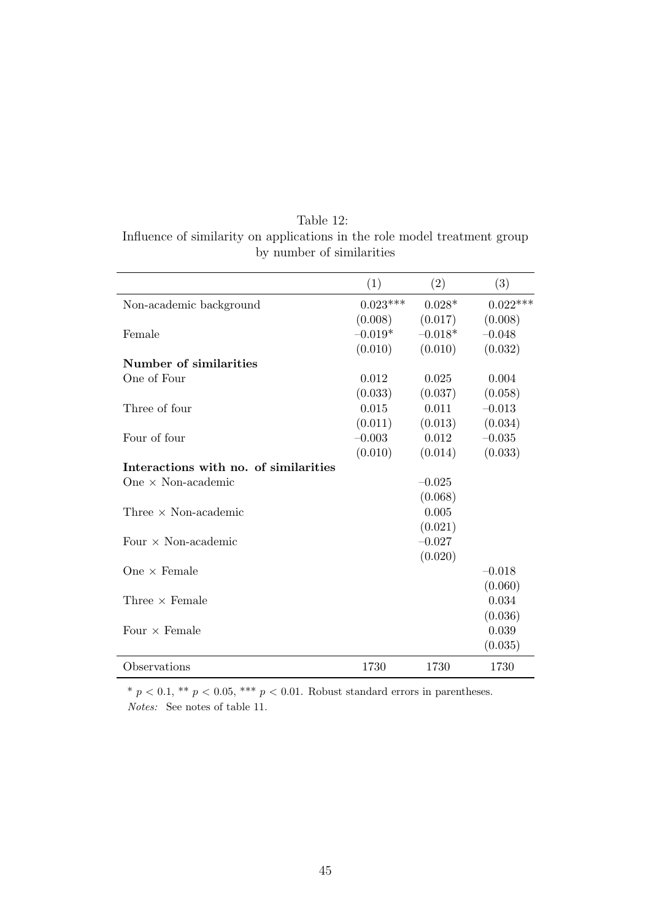Table 12:
Influence of similarity on applications in the role model treatment group by number of similarities

| | (1) | (2) | (3) |
|---|---|---|---|
| Non-academic background | 0.023*** | 0.028* | 0.022*** |
| | (0.008) | (0.017) | (0.008) |
| Female | −0.019* | −0.018* | −0.048 |
| | (0.010) | (0.010) | (0.032) |
| **Number of similarities** | | | |
| One of Four | 0.012 | 0.025 | 0.004 |
| | (0.033) | (0.037) | (0.058) |
| Three of four | 0.015 | 0.011 | −0.013 |
| | (0.011) | (0.013) | (0.034) |
| Four of four | −0.003 | 0.012 | −0.035 |
| | (0.010) | (0.014) | (0.033) |
| **Interactions with no. of similarities** | | | |
| One × Non-academic | | −0.025 | |
| | | (0.068) | |
| Three × Non-academic | | 0.005 | |
| | | (0.021) | |
| Four × Non-academic | | −0.027 | |
| | | (0.020) | |
| One × Female | | | −0.018 |
| | | | (0.060) |
| Three × Female | | | 0.034 |
| | | | (0.036) |
| Four × Female | | | 0.039 |
| | | | (0.035) |
| Observations | 1730 | 1730 | 1730 |

* $p < 0.1$, ** $p < 0.05$, *** $p < 0.01$. Robust standard errors in parentheses.

*Notes:* See notes of table 11.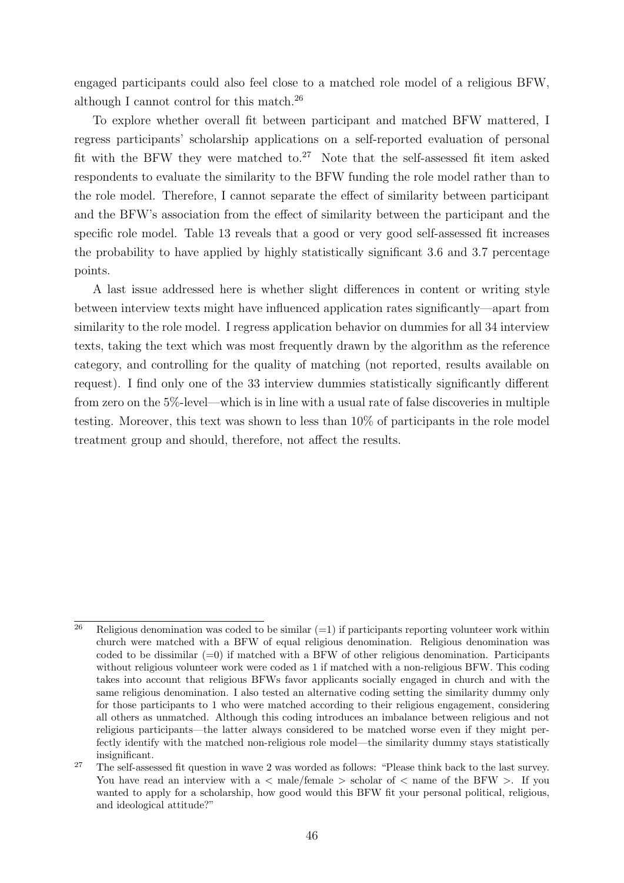engaged participants could also feel close to a matched role model of a religious BFW, although I cannot control for this match.[26]

To explore whether overall fit between participant and matched BFW mattered, I regress participants' scholarship applications on a self-reported evaluation of personal fit with the BFW they were matched to.[27] Note that the self-assessed fit item asked respondents to evaluate the similarity to the BFW funding the role model rather than to the role model. Therefore, I cannot separate the effect of similarity between participant and the BFW's association from the effect of similarity between the participant and the specific role model. Table 13 reveals that a good or very good self-assessed fit increases the probability to have applied by highly statistically significant 3.6 and 3.7 percentage points.

A last issue addressed here is whether slight differences in content or writing style between interview texts might have influenced application rates significantly—apart from similarity to the role model. I regress application behavior on dummies for all 34 interview texts, taking the text which was most frequently drawn by the algorithm as the reference category, and controlling for the quality of matching (not reported, results available on request). I find only one of the 33 interview dummies statistically significantly different from zero on the 5%-level—which is in line with a usual rate of false discoveries in multiple testing. Moreover, this text was shown to less than 10% of participants in the role model treatment group and should, therefore, not affect the results.

[26] Religious denomination was coded to be similar (=1) if participants reporting volunteer work within church were matched with a BFW of equal religious denomination. Religious denomination was coded to be dissimilar (=0) if matched with a BFW of other religious denomination. Participants without religious volunteer work were coded as 1 if matched with a non-religious BFW. This coding takes into account that religious BFWs favor applicants socially engaged in church and with the same religious denomination. I also tested an alternative coding setting the similarity dummy only for those participants to 1 who were matched according to their religious engagement, considering all others as unmatched. Although this coding introduces an imbalance between religious and not religious participants—the latter always considered to be matched worse even if they might perfectly identify with the matched non-religious role model—the similarity dummy stays statistically insignificant.

[27] The self-assessed fit question in wave 2 was worded as follows: "Please think back to the last survey. You have read an interview with a < male/female > scholar of < name of the BFW >. If you wanted to apply for a scholarship, how good would this BFW fit your personal political, religious, and ideological attitude?"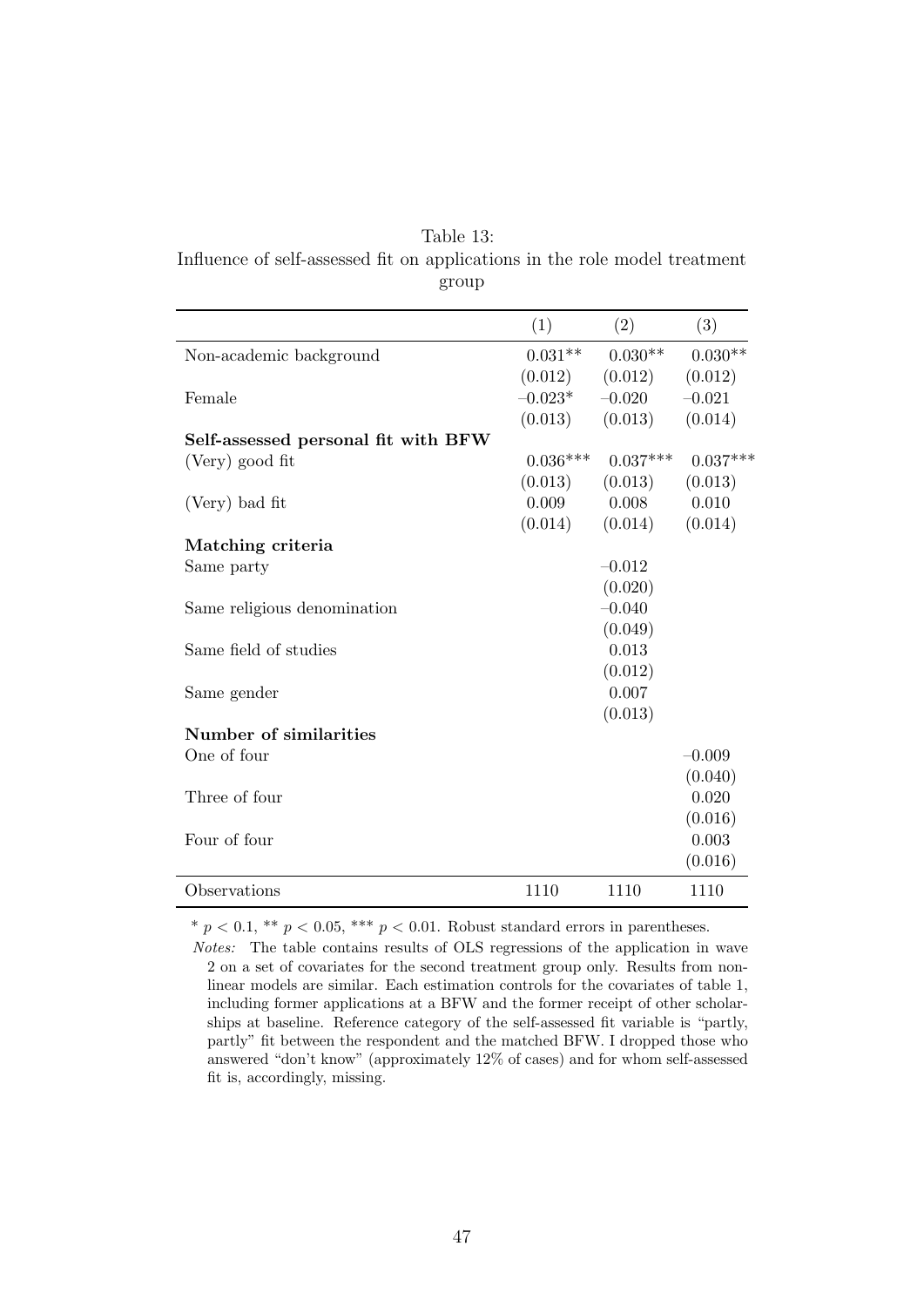Table 13:
Influence of self-assessed fit on applications in the role model treatment group

| | (1) | (2) | (3) |
|---|---|---|---|
| Non-academic background | 0.031** | 0.030** | 0.030** |
| | (0.012) | (0.012) | (0.012) |
| Female | –0.023* | –0.020 | –0.021 |
| | (0.013) | (0.013) | (0.014) |
| **Self-assessed personal fit with BFW** | | | |
| (Very) good fit | 0.036*** | 0.037*** | 0.037*** |
| | (0.013) | (0.013) | (0.013) |
| (Very) bad fit | 0.009 | 0.008 | 0.010 |
| | (0.014) | (0.014) | (0.014) |
| **Matching criteria** | | | |
| Same party | | –0.012 | |
| | | (0.020) | |
| Same religious denomination | | –0.040 | |
| | | (0.049) | |
| Same field of studies | | 0.013 | |
| | | (0.012) | |
| Same gender | | 0.007 | |
| | | (0.013) | |
| **Number of similarities** | | | |
| One of four | | | –0.009 |
| | | | (0.040) |
| Three of four | | | 0.020 |
| | | | (0.016) |
| Four of four | | | 0.003 |
| | | | (0.016) |
| Observations | 1110 | 1110 | 1110 |

* $p < 0.1$, ** $p < 0.05$, *** $p < 0.01$. Robust standard errors in parentheses.

*Notes:* The table contains results of OLS regressions of the application in wave 2 on a set of covariates for the second treatment group only. Results from non-linear models are similar. Each estimation controls for the covariates of table 1, including former applications at a BFW and the former receipt of other scholarships at baseline. Reference category of the self-assessed fit variable is "partly, partly" fit between the respondent and the matched BFW. I dropped those who answered "don't know" (approximately 12% of cases) and for whom self-assessed fit is, accordingly, missing.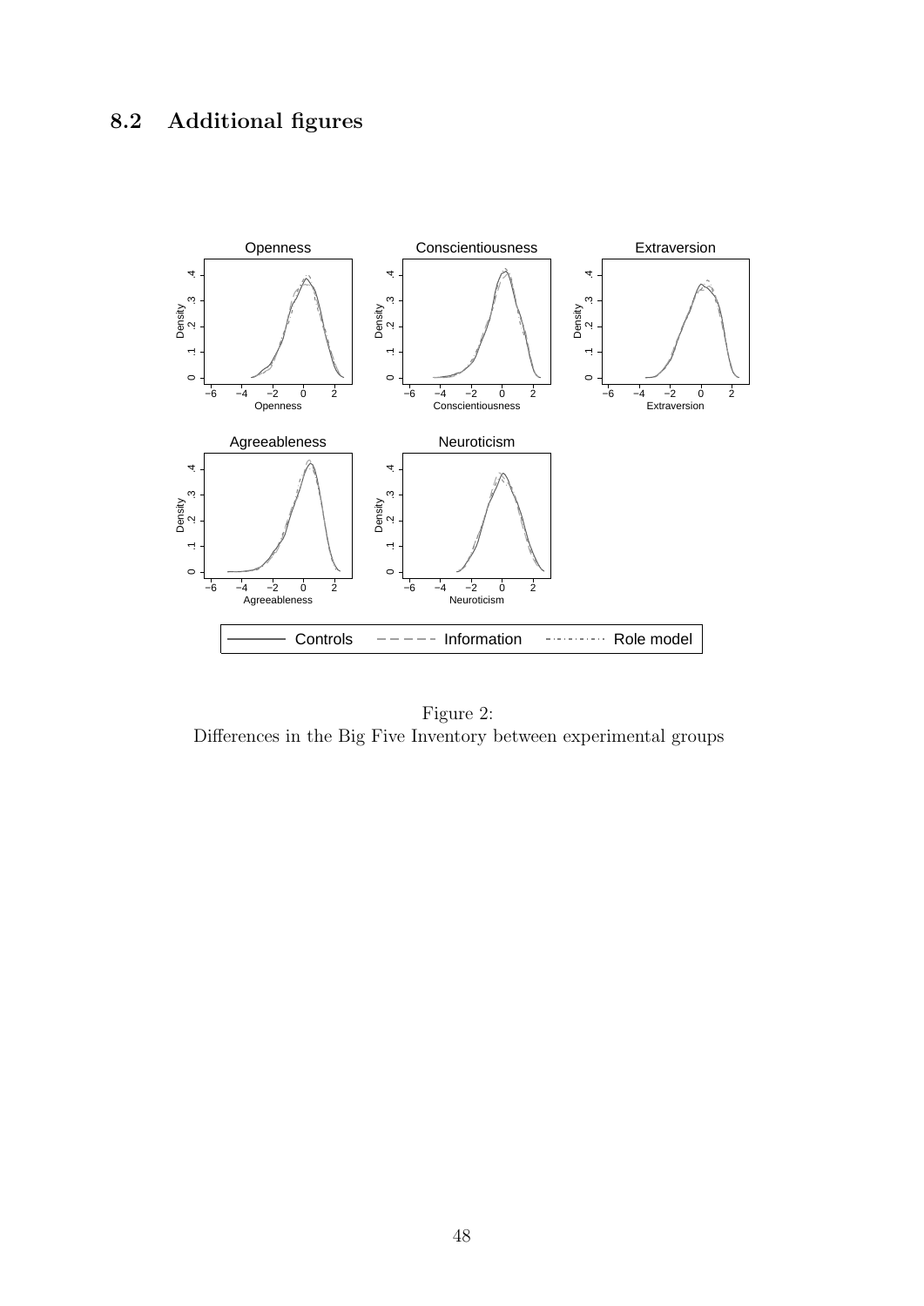## 8.2 Additional figures

Figure 2:
Differences in the Big Five Inventory between experimental groups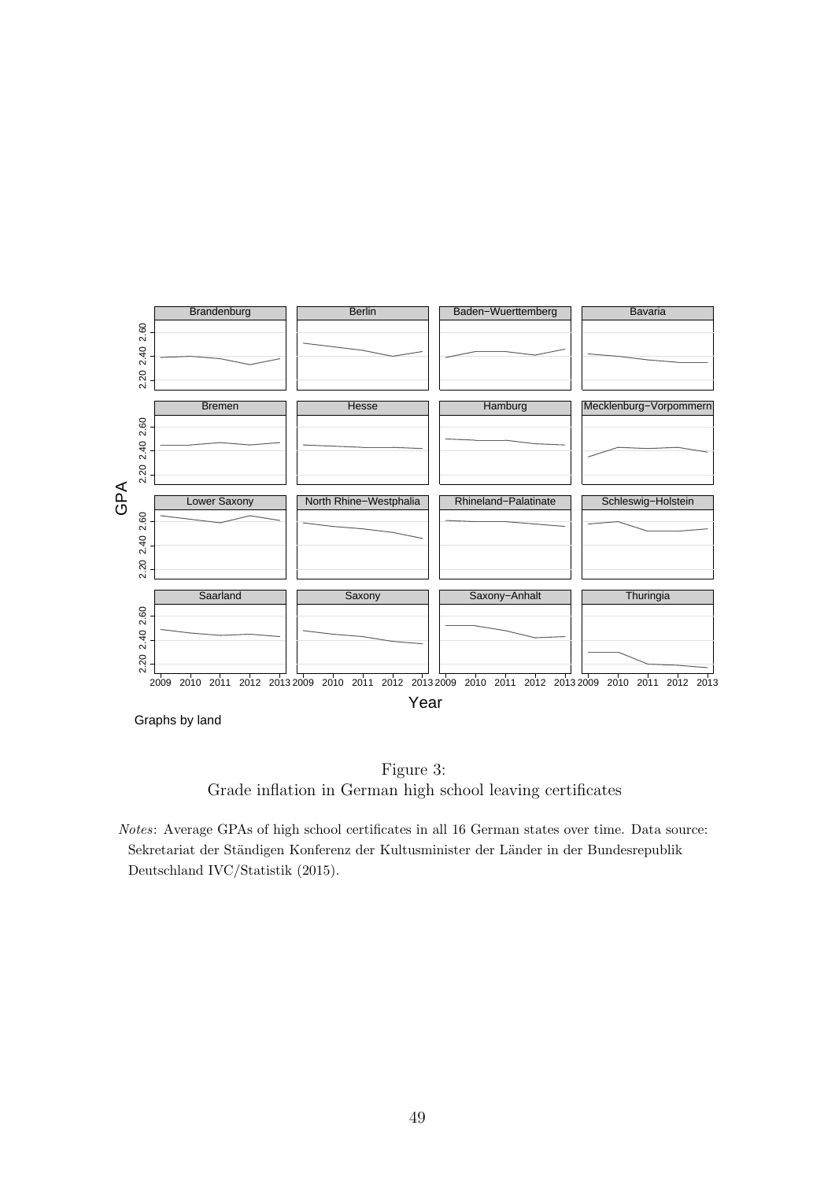Figure 3:
Grade inflation in German high school leaving certificates

*Notes*: Average GPAs of high school certificates in all 16 German states over time. Data source: Sekretariat der Ständigen Konferenz der Kultusminister der Länder in der Bundesrepublik Deutschland IVC/Statistik (2015).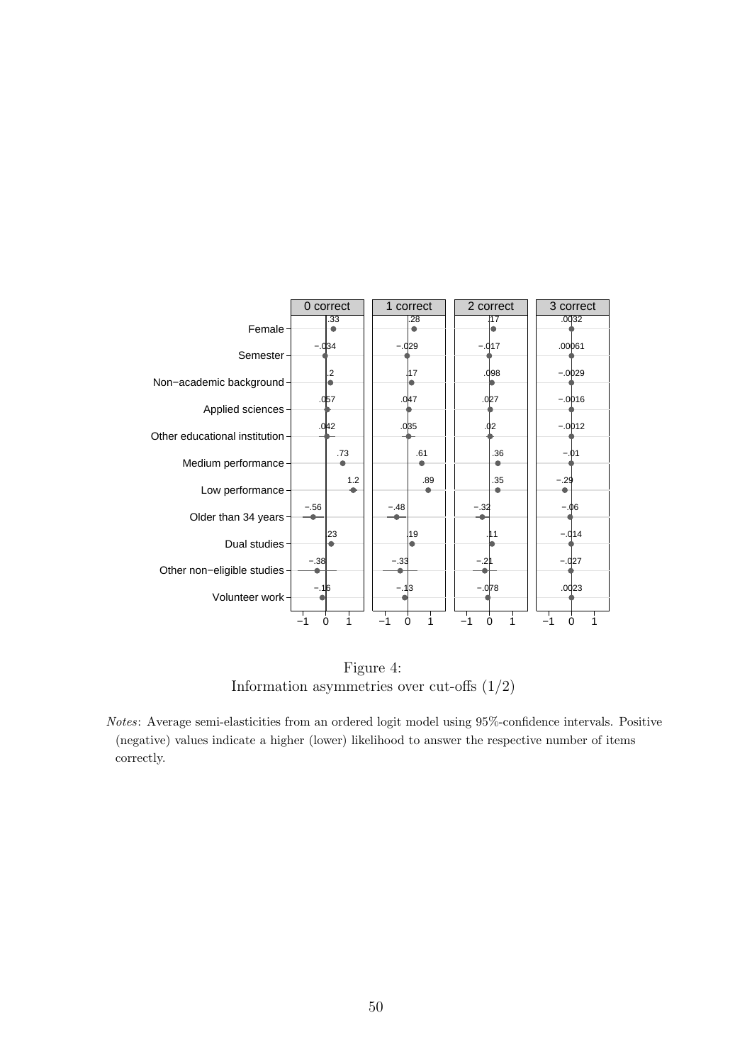| | 0 correct | 1 correct | 2 correct | 3 correct |
|---|---|---|---|---|
| Female | .33 | .28 | .17 | .0032 |
| Semester | −.034 | −.029 | −.017 | .00061 |
| Non−academic background | .2 | .17 | .098 | −.0029 |
| Applied sciences | .057 | .047 | .027 | −.0016 |
| Other educational institution | .042 | .035 | .02 | −.0012 |
| Medium performance | .73 | .61 | .36 | −.01 |
| Low performance | 1.2 | .89 | .35 | −.29 |
| Older than 34 years | −.56 | −.48 | −.32 | −.06 |
| Dual studies | .23 | .19 | .11 | −.014 |
| Other non−eligible studies | −.38 | −.33 | −.21 | −.027 |
| Volunteer work | −.16 | −.13 | −.078 | .0023 |

Figure 4:
Information asymmetries over cut-offs (1/2)

*Notes*: Average semi-elasticities from an ordered logit model using 95%-confidence intervals. Positive (negative) values indicate a higher (lower) likelihood to answer the respective number of items correctly.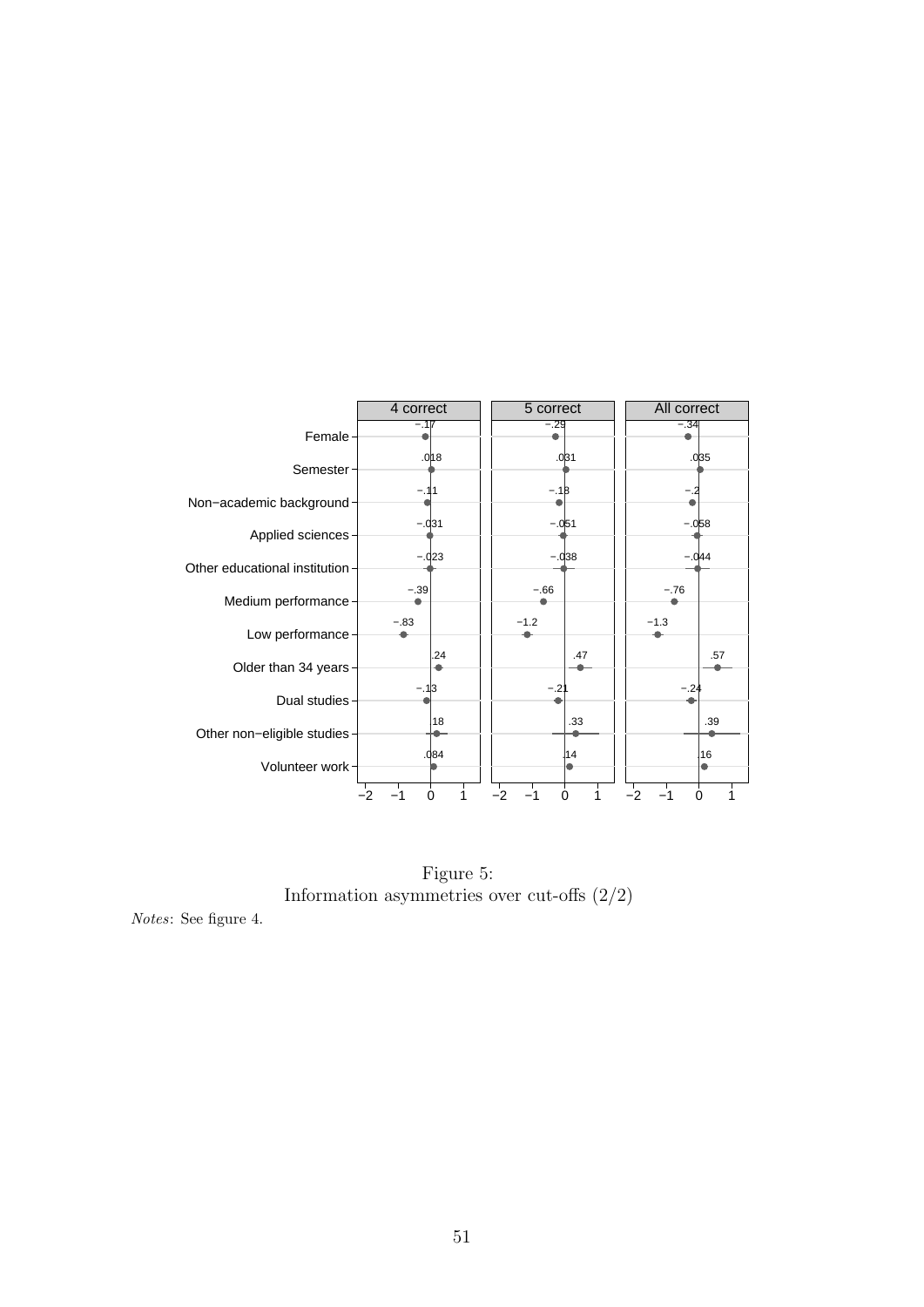| | 4 correct | 5 correct | All correct |
|---|---|---|---|
| Female | −.17 | −.29 | −.34 |
| Semester | .018 | .031 | .035 |
| Non−academic background | −.11 | −.18 | −.2 |
| Applied sciences | −.031 | −.051 | −.058 |
| Other educational institution | −.023 | −.038 | −.044 |
| Medium performance | −.39 | −.66 | −.76 |
| Low performance | −.83 | −1.2 | −1.3 |
| Older than 34 years | .24 | .47 | .57 |
| Dual studies | −.13 | −.21 | −.24 |
| Other non−eligible studies | .18 | .33 | .39 |
| Volunteer work | .084 | .14 | .16 |

Figure 5:
Information asymmetries over cut-offs (2/2)

*Notes*: See figure 4.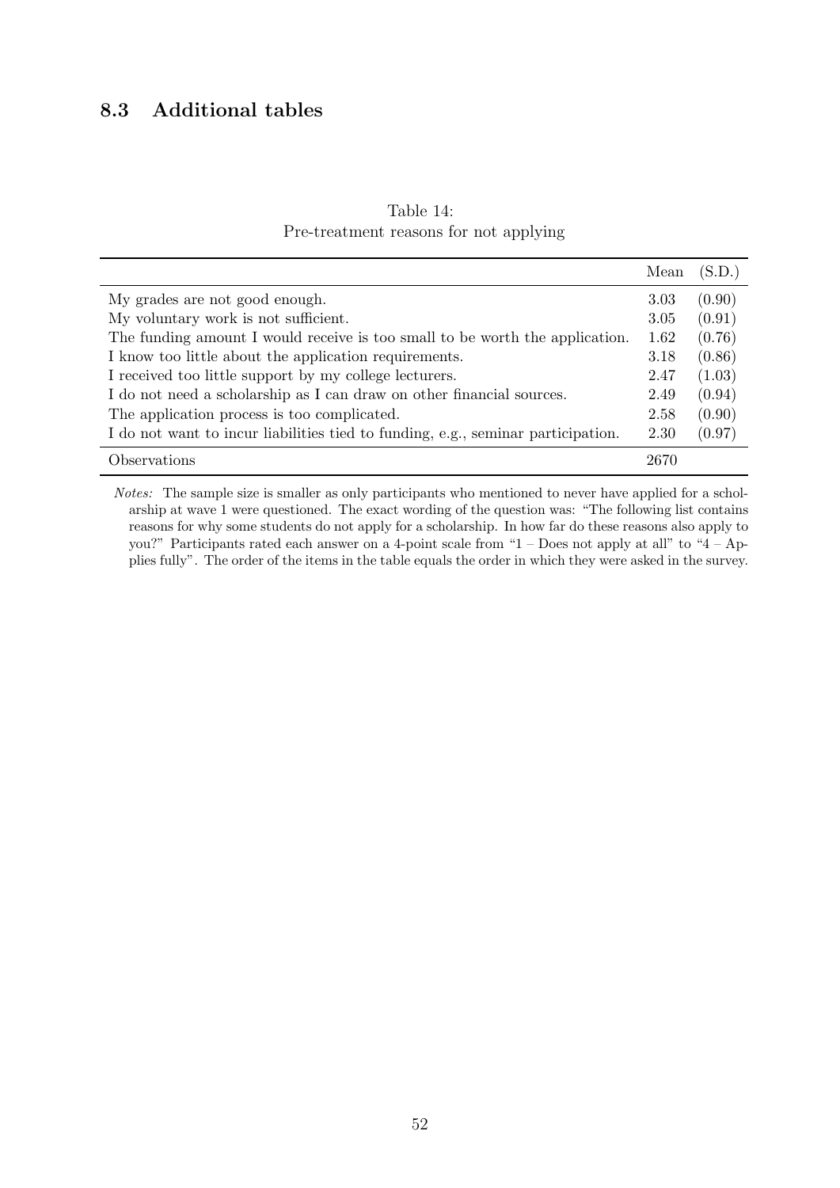### 8.3 Additional tables

Table 14:
Pre-treatment reasons for not applying

| | Mean | (S.D.) |
|---|---|---|
| My grades are not good enough. | 3.03 | (0.90) |
| My voluntary work is not sufficient. | 3.05 | (0.91) |
| The funding amount I would receive is too small to be worth the application. | 1.62 | (0.76) |
| I know too little about the application requirements. | 3.18 | (0.86) |
| I received too little support by my college lecturers. | 2.47 | (1.03) |
| I do not need a scholarship as I can draw on other financial sources. | 2.49 | (0.94) |
| The application process is too complicated. | 2.58 | (0.90) |
| I do not want to incur liabilities tied to funding, e.g., seminar participation. | 2.30 | (0.97) |
| Observations | 2670 | |

*Notes:* The sample size is smaller as only participants who mentioned to never have applied for a scholarship at wave 1 were questioned. The exact wording of the question was: "The following list contains reasons for why some students do not apply for a scholarship. In how far do these reasons also apply to you?" Participants rated each answer on a 4-point scale from "1 – Does not apply at all" to "4 – Applies fully". The order of the items in the table equals the order in which they were asked in the survey.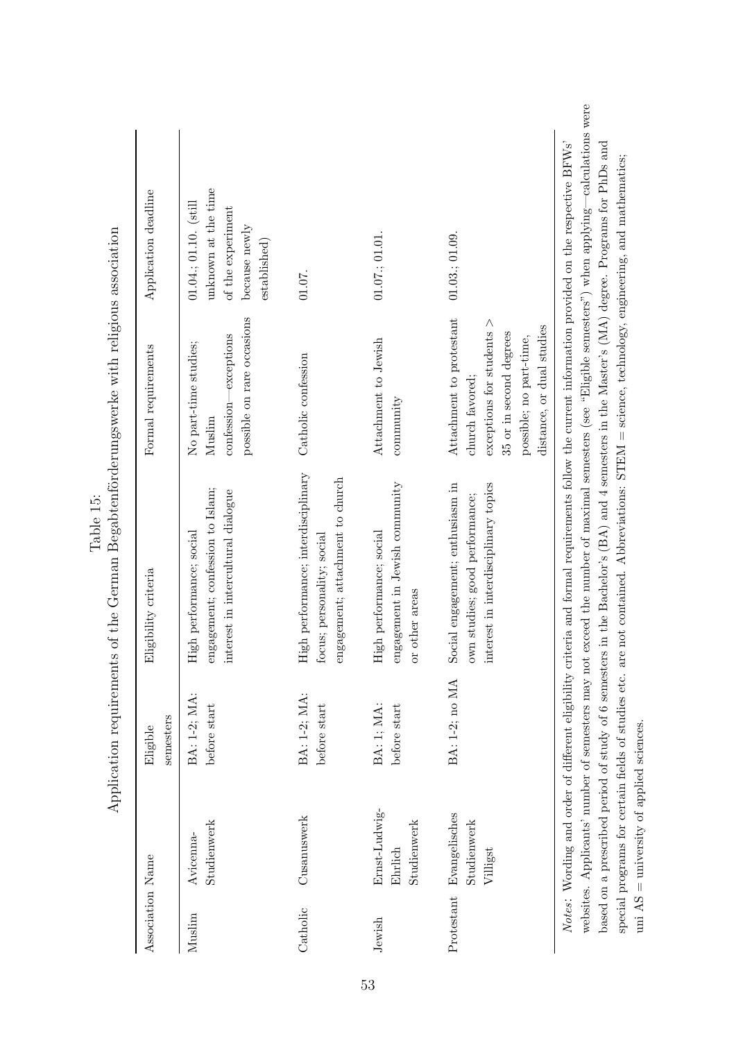Table 15:
Application requirements of the German Begabtenförderungswerke with religious association

| Association | Name | Eligible semesters | Eligibility criteria | Formal requirements | Application deadline |
|---|---|---|---|---|---|
| Muslim | Avicenna-Studienwerk | BA: 1-2; MA: before start | High performance; social engagement; confession to Islam; interest in intercultural dialogue | No part-time studies; Muslim confession—exceptions possible on rare occasions | 01.04.; 01.10. (still unknown at the time of the experiment because newly established) |
| Catholic | Cusanuswerk | BA: 1-2; MA: before start | High performance; interdisciplinary focus; personality; social engagement; attachment to church | Catholic confession | 01.07. |
| Jewish | Ernst-Ludwig-Ehrlich Studienwerk | BA: 1; MA: before start | High performance; social engagement in Jewish community or other areas | Attachment to Jewish community | 01.07.; 01.01. |
| Protestant | Evangelisches Studienwerk Villigst | BA: 1-2; no MA | Social engagement; enthusiasm in own studies; good performance; interest in interdisciplinary topics | Attachment to protestant church favored; exceptions for students > 35 or in second degrees possible; no part-time, distance, or dual studies | 01.03.; 01.09. |

*Notes*: Wording and order of different eligibility criteria and formal requirements follow the current information provided on the respective BFWs' websites. Applicants' number of semesters may not exceed the number of maximal semesters (see "Eligible semesters") when applying—calculations were based on a prescribed period of study of 6 semesters in the Bachelor's (BA) and 4 semesters in the Master's (MA) degree. Programs for PhDs and special programs for certain fields of studies etc. are not contained. Abbreviations: STEM = science, technology, engineering, and mathematics; uni AS = university of applied sciences.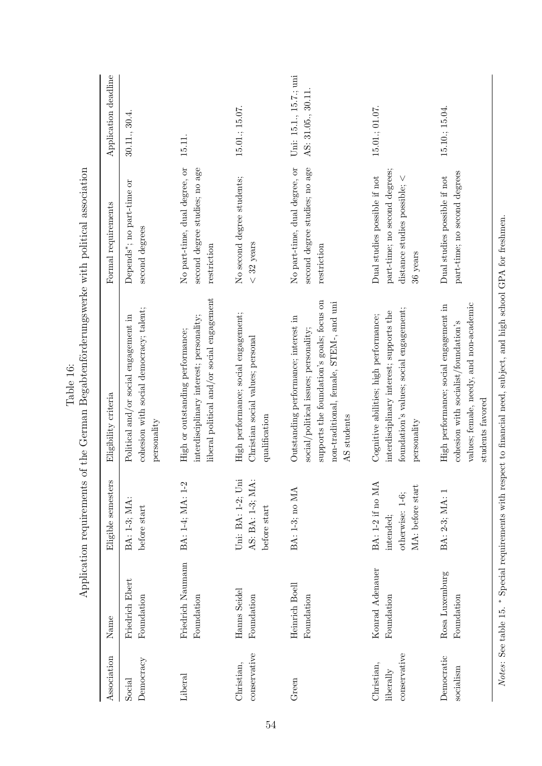Table 16:
Application requirements of the German Begabtenförderungswerke with political association

| Association | Name | Eligible semesters | Eligibility criteria | Formal requirements | Application deadline |
|---|---|---|---|---|---|
| Social Democracy | Friedrich Ebert Foundation | BA: 1-3; MA: before start | Political and/or social engagement in cohesion with social democracy; talent; personality | Depends*; no part-time or second degrees | 30.11., 30.4. |
| Liberal | Friedrich Naumann Foundation | BA: 1-4; MA: 1-2 | High or outstanding performance; interdisciplinary interest; personality; liberal political and/or social engagement | No part-time, dual degree, or second degree studies; no age restriction | 15.11. |
| Christian, conservative | Hanns Seidel Foundation | Uni: BA: 1-2; Uni AS: BA: 1-3; MA: before start | High performance; social engagement; Christian social values; personal qualification | No second degree students; < 32 years | 15.01.; 15.07. |
| Green | Heinrich Boell Foundation | BA: 1-3; no MA | Outstanding performance; interest in social/political issues; personality; supports the foundation's goals; focus on non-traditional, female, STEM-, and uni AS students | No part-time, dual degree, or second degree studies; no age restriction | Uni: 15.1., 15.7.; uni AS: 31.05., 30.11. |
| Christian, liberally conservative | Konrad Adenauer Foundation | BA: 1-2 if no MA intended; otherwise: 1-6; MA: before start | Cognitive abilities; high performance; interdisciplinary interest; supports the foundation's values; social engagement; personality | Dual studies possible if not part-time; no second degrees; distance studies possible; < 36 years | 15.01.; 01.07. |
| Democratic socialism | Rosa Luxemburg Foundation | BA: 2-3; MA: 1 | High performance; social engagement in cohesion with socialist/foundation's values; female, needy, and non-academic students favored | Dual studies possible if not part-time; no second degrees | 15.10.; 15.04. |

*Notes*: See table 15. * Special requirements with respect to financial need, subject, and high school GPA for freshmen.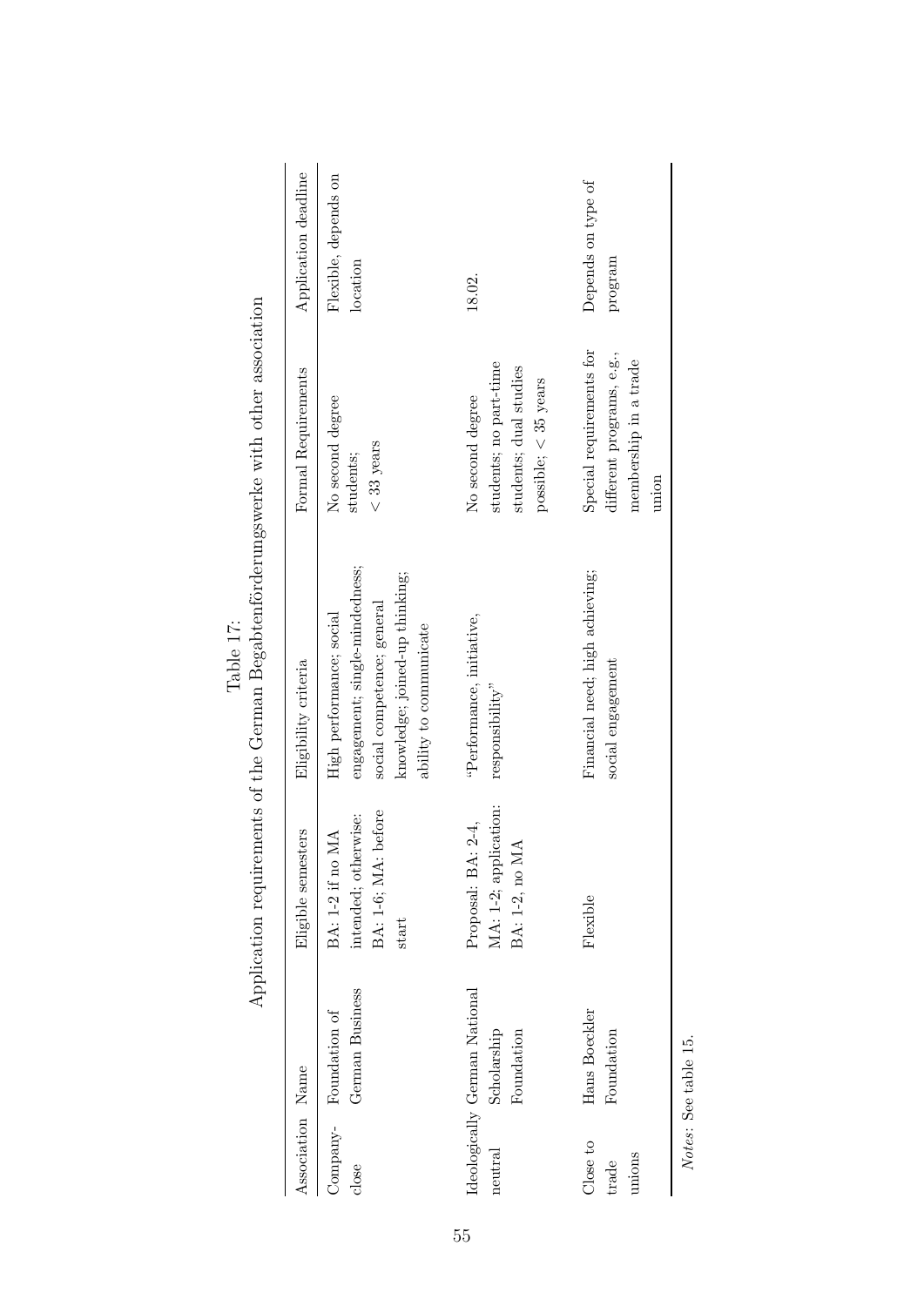Table 17:
Application requirements of the German Begabtenförderungswerke with other association

| Association | Name | Eligible semesters | Eligibility criteria | Formal Requirements | Application deadline |
|---|---|---|---|---|---|
| Company-close | Foundation of German Business | BA: 1-2 if no MA intended; otherwise: BA: 1-6; MA: before start | High performance; social engagement; single-mindedness; social competence; general knowledge; joined-up thinking; ability to communicate | No second degree students; < 33 years | Flexible, depends on location |
| Ideologically neutral | German National Scholarship Foundation | Proposal: BA: 2-4, MA: 1-2; application: BA: 1-2, no MA | "Performance, initiative, responsibility" | No second degree students; no part-time students; dual studies possible; < 35 years | 18.02. |
| Close to trade unions | Hans Boeckler Foundation | Flexible | Financial need; high achieving; social engagement | Special requirements for different programs, e.g., membership in a trade union | Depends on type of program |

*Notes*: See table 15.